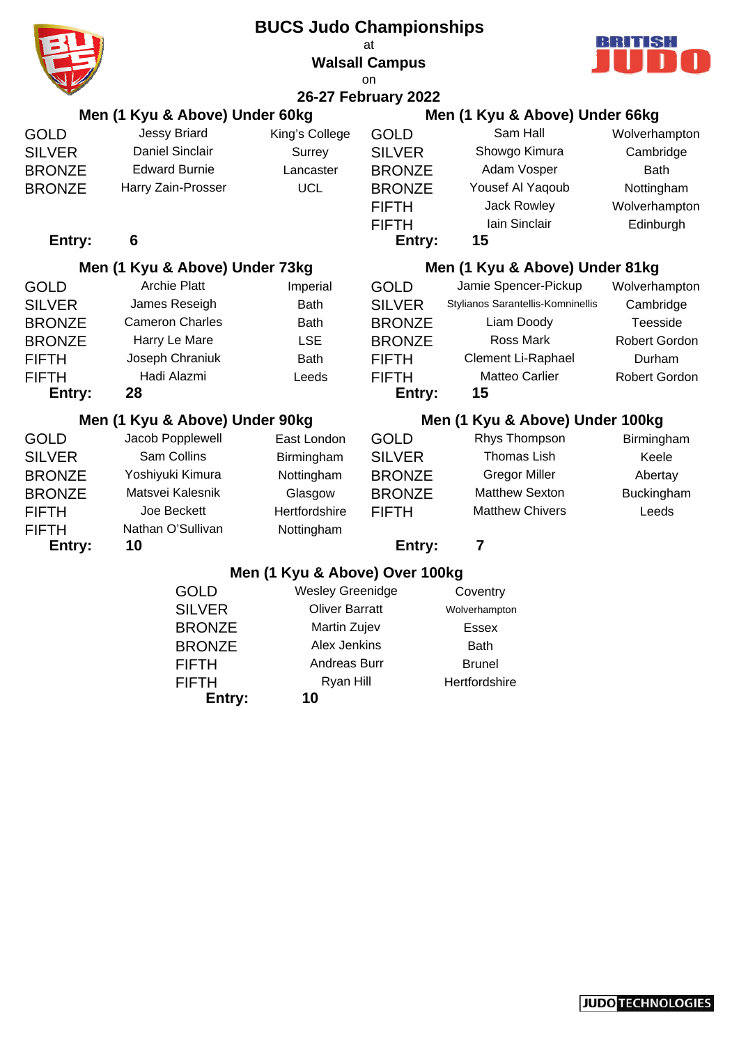# BUCS Judo Championships

at

**Walsall Campus**

on

**26-27 February 2022**

## Men (1 Kyu & Above) Under 60kg

| Place | Name | Club |
|---|---|---|
| GOLD | Jessy Briard | King's College |
| SILVER | Daniel Sinclair | Surrey |
| BRONZE | Edward Burnie | Lancaster |
| BRONZE | Harry Zain-Prosser | UCL |

**Entry:** 6

## Men (1 Kyu & Above) Under 66kg

| Place | Name | Club |
|---|---|---|
| GOLD | Sam Hall | Wolverhampton |
| SILVER | Showgo Kimura | Cambridge |
| BRONZE | Adam Vosper | Bath |
| BRONZE | Yousef Al Yaqoub | Nottingham |
| FIFTH | Jack Rowley | Wolverhampton |
| FIFTH | Iain Sinclair | Edinburgh |

**Entry:** 15

## Men (1 Kyu & Above) Under 73kg

| Place | Name | Club |
|---|---|---|
| GOLD | Archie Platt | Imperial |
| SILVER | James Reseigh | Bath |
| BRONZE | Cameron Charles | Bath |
| BRONZE | Harry Le Mare | LSE |
| FIFTH | Joseph Chraniuk | Bath |
| FIFTH | Hadi Alazmi | Leeds |

**Entry:** 28

## Men (1 Kyu & Above) Under 81kg

| Place | Name | Club |
|---|---|---|
| GOLD | Jamie Spencer-Pickup | Wolverhampton |
| SILVER | Stylianos Sarantellis-Komninellis | Cambridge |
| BRONZE | Liam Doody | Teesside |
| BRONZE | Ross Mark | Robert Gordon |
| FIFTH | Clement Li-Raphael | Durham |
| FIFTH | Matteo Carlier | Robert Gordon |

**Entry:** 15

## Men (1 Kyu & Above) Under 90kg

| Place | Name | Club |
|---|---|---|
| GOLD | Jacob Popplewell | East London |
| SILVER | Sam Collins | Birmingham |
| BRONZE | Yoshiyuki Kimura | Nottingham |
| BRONZE | Matsvei Kalesnik | Glasgow |
| FIFTH | Joe Beckett | Hertfordshire |
| FIFTH | Nathan O'Sullivan | Nottingham |

**Entry:** 10

## Men (1 Kyu & Above) Under 100kg

| Place | Name | Club |
|---|---|---|
| GOLD | Rhys Thompson | Birmingham |
| SILVER | Thomas Lish | Keele |
| BRONZE | Gregor Miller | Abertay |
| BRONZE | Matthew Sexton | Buckingham |
| FIFTH | Matthew Chivers | Leeds |

**Entry:** 7

## Men (1 Kyu & Above) Over 100kg

| Place | Name | Club |
|---|---|---|
| GOLD | Wesley Greenidge | Coventry |
| SILVER | Oliver Barratt | Wolverhampton |
| BRONZE | Martin Zujev | Essex |
| BRONZE | Alex Jenkins | Bath |
| FIFTH | Andreas Burr | Brunel |
| FIFTH | Ryan Hill | Hertfordshire |

**Entry:** 10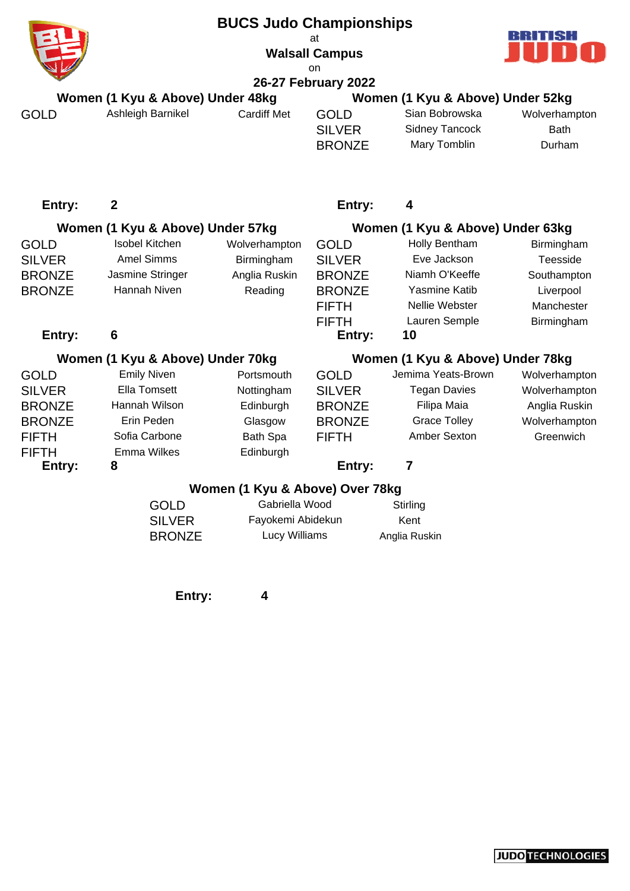# BUCS Judo Championships

at

**Walsall Campus**

on

**26-27 February 2022**

## Women (1 Kyu & Above) Under 48kg

| | | |
|---|---|---|
| GOLD | Ashleigh Barnikel | Cardiff Met |

**Entry:** 2

## Women (1 Kyu & Above) Under 52kg

| | | |
|---|---|---|
| GOLD | Sian Bobrowska | Wolverhampton |
| SILVER | Sidney Tancock | Bath |
| BRONZE | Mary Tomblin | Durham |

**Entry:** 4

## Women (1 Kyu & Above) Under 57kg

| | | |
|---|---|---|
| GOLD | Isobel Kitchen | Wolverhampton |
| SILVER | Amel Simms | Birmingham |
| BRONZE | Jasmine Stringer | Anglia Ruskin |
| BRONZE | Hannah Niven | Reading |

**Entry:** 6

## Women (1 Kyu & Above) Under 63kg

| | | |
|---|---|---|
| GOLD | Holly Bentham | Birmingham |
| SILVER | Eve Jackson | Teesside |
| BRONZE | Niamh O'Keeffe | Southampton |
| BRONZE | Yasmine Katib | Liverpool |
| FIFTH | Nellie Webster | Manchester |
| FIFTH | Lauren Semple | Birmingham |

**Entry:** 10

## Women (1 Kyu & Above) Under 70kg

| | | |
|---|---|---|
| GOLD | Emily Niven | Portsmouth |
| SILVER | Ella Tomsett | Nottingham |
| BRONZE | Hannah Wilson | Edinburgh |
| BRONZE | Erin Peden | Glasgow |
| FIFTH | Sofia Carbone | Bath Spa |
| FIFTH | Emma Wilkes | Edinburgh |

**Entry:** 8

## Women (1 Kyu & Above) Under 78kg

| | | |
|---|---|---|
| GOLD | Jemima Yeats-Brown | Wolverhampton |
| SILVER | Tegan Davies | Wolverhampton |
| BRONZE | Filipa Maia | Anglia Ruskin |
| BRONZE | Grace Tolley | Wolverhampton |
| FIFTH | Amber Sexton | Greenwich |

**Entry:** 7

## Women (1 Kyu & Above) Over 78kg

| | | |
|---|---|---|
| GOLD | Gabriella Wood | Stirling |
| SILVER | Fayokemi Abidekun | Kent |
| BRONZE | Lucy Williams | Anglia Ruskin |

**Entry:** 4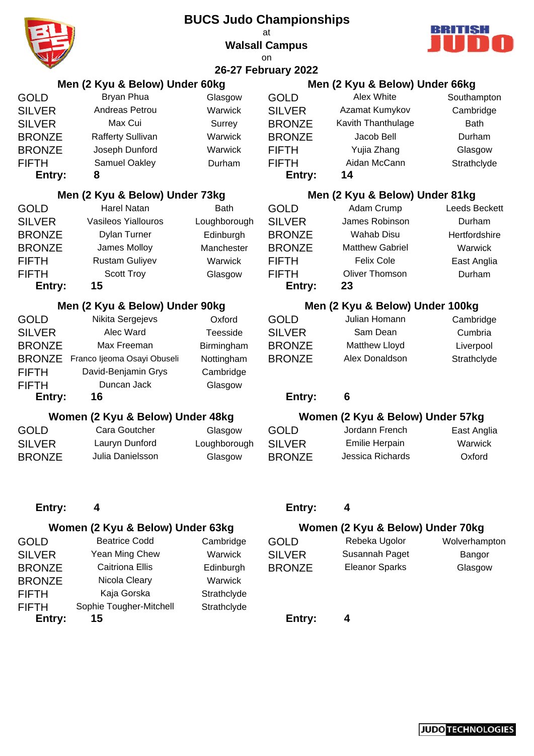# BUCS Judo Championships

at

**Walsall Campus**

on

**26-27 February 2022**

### Men (2 Kyu & Below) Under 60kg

| | | |
|---|---|---|
| GOLD | Bryan Phua | Glasgow |
| SILVER | Andreas Petrou | Warwick |
| SILVER | Max Cui | Surrey |
| BRONZE | Rafferty Sullivan | Warwick |
| BRONZE | Joseph Dunford | Warwick |
| FIFTH | Samuel Oakley | Durham |

**Entry: 8**

### Men (2 Kyu & Below) Under 66kg

| | | |
|---|---|---|
| GOLD | Alex White | Southampton |
| SILVER | Azamat Kumykov | Cambridge |
| BRONZE | Kavith Thanthulage | Bath |
| BRONZE | Jacob Bell | Durham |
| FIFTH | Yujia Zhang | Glasgow |
| FIFTH | Aidan McCann | Strathclyde |

**Entry: 14**

### Men (2 Kyu & Below) Under 73kg

| | | |
|---|---|---|
| GOLD | Harel Natan | Bath |
| SILVER | Vasileos Yiallouros | Loughborough |
| BRONZE | Dylan Turner | Edinburgh |
| BRONZE | James Molloy | Manchester |
| FIFTH | Rustam Guliyev | Warwick |
| FIFTH | Scott Troy | Glasgow |

**Entry: 15**

### Men (2 Kyu & Below) Under 81kg

| | | |
|---|---|---|
| GOLD | Adam Crump | Leeds Beckett |
| SILVER | James Robinson | Durham |
| BRONZE | Wahab Disu | Hertfordshire |
| BRONZE | Matthew Gabriel | Warwick |
| FIFTH | Felix Cole | East Anglia |
| FIFTH | Oliver Thomson | Durham |

**Entry: 23**

### Men (2 Kyu & Below) Under 90kg

| | | |
|---|---|---|
| GOLD | Nikita Sergejevs | Oxford |
| SILVER | Alec Ward | Teesside |
| BRONZE | Max Freeman | Birmingham |
| BRONZE | Franco Ijeoma Osayi Obuseli | Nottingham |
| FIFTH | David-Benjamin Grys | Cambridge |
| FIFTH | Duncan Jack | Glasgow |

**Entry: 16**

### Men (2 Kyu & Below) Under 100kg

| | | |
|---|---|---|
| GOLD | Julian Homann | Cambridge |
| SILVER | Sam Dean | Cumbria |
| BRONZE | Matthew Lloyd | Liverpool |
| BRONZE | Alex Donaldson | Strathclyde |

**Entry: 6**

### Women (2 Kyu & Below) Under 48kg

| | | |
|---|---|---|
| GOLD | Cara Goutcher | Glasgow |
| SILVER | Lauryn Dunford | Loughborough |
| BRONZE | Julia Danielsson | Glasgow |

**Entry: 4**

### Women (2 Kyu & Below) Under 57kg

| | | |
|---|---|---|
| GOLD | Jordann French | East Anglia |
| SILVER | Emilie Herpain | Warwick |
| BRONZE | Jessica Richards | Oxford |

**Entry: 4**

### Women (2 Kyu & Below) Under 63kg

| | | |
|---|---|---|
| GOLD | Beatrice Codd | Cambridge |
| SILVER | Yean Ming Chew | Warwick |
| BRONZE | Caitriona Ellis | Edinburgh |
| BRONZE | Nicola Cleary | Warwick |
| FIFTH | Kaja Gorska | Strathclyde |
| FIFTH | Sophie Tougher-Mitchell | Strathclyde |

**Entry: 15**

### Women (2 Kyu & Below) Under 70kg

| | | |
|---|---|---|
| GOLD | Rebeka Ugolor | Wolverhampton |
| SILVER | Susannah Paget | Bangor |
| BRONZE | Eleanor Sparks | Glasgow |

**Entry: 4**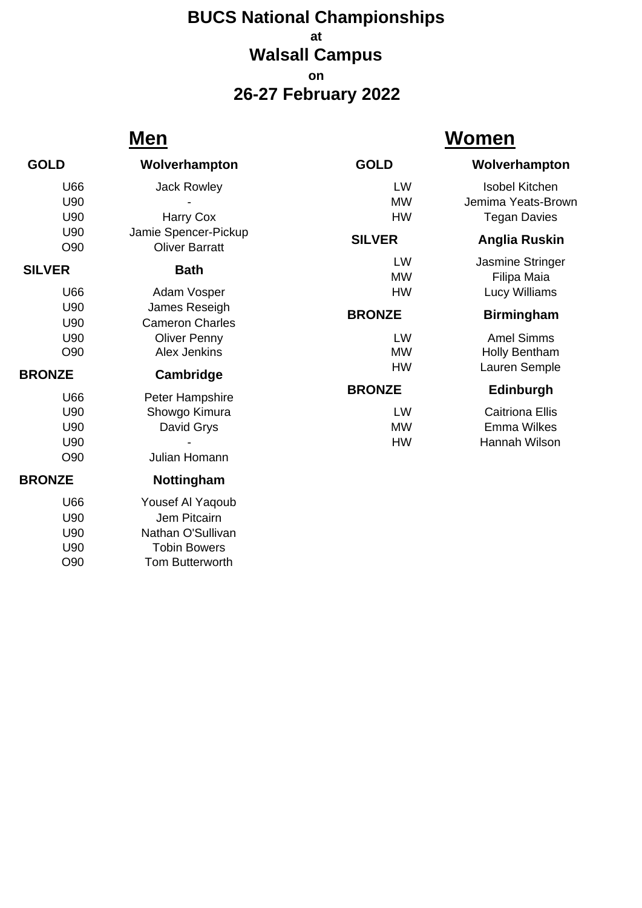# BUCS National Championships

at

## Walsall Campus

on

## 26-27 February 2022

## Men

| | |
|---|---|
| **GOLD** | **Wolverhampton** |
| U66 | Jack Rowley |
| U90 | - |
| U90 | Harry Cox |
| U90 | Jamie Spencer-Pickup |
| O90 | Oliver Barratt |
| **SILVER** | **Bath** |
| U66 | Adam Vosper |
| U90 | James Reseigh |
| U90 | Cameron Charles |
| U90 | Oliver Penny |
| O90 | Alex Jenkins |
| **BRONZE** | **Cambridge** |
| U66 | Peter Hampshire |
| U90 | Showgo Kimura |
| U90 | David Grys |
| U90 | - |
| O90 | Julian Homann |
| **BRONZE** | **Nottingham** |
| U66 | Yousef Al Yaqoub |
| U90 | Jem Pitcairn |
| U90 | Nathan O'Sullivan |
| U90 | Tobin Bowers |
| O90 | Tom Butterworth |

## Women

| | |
|---|---|
| **GOLD** | **Wolverhampton** |
| LW | Isobel Kitchen |
| MW | Jemima Yeats-Brown |
| HW | Tegan Davies |
| **SILVER** | **Anglia Ruskin** |
| LW | Jasmine Stringer |
| MW | Filipa Maia |
| HW | Lucy Williams |
| **BRONZE** | **Birmingham** |
| LW | Amel Simms |
| MW | Holly Bentham |
| HW | Lauren Semple |
| **BRONZE** | **Edinburgh** |
| LW | Caitriona Ellis |
| MW | Emma Wilkes |
| HW | Hannah Wilson |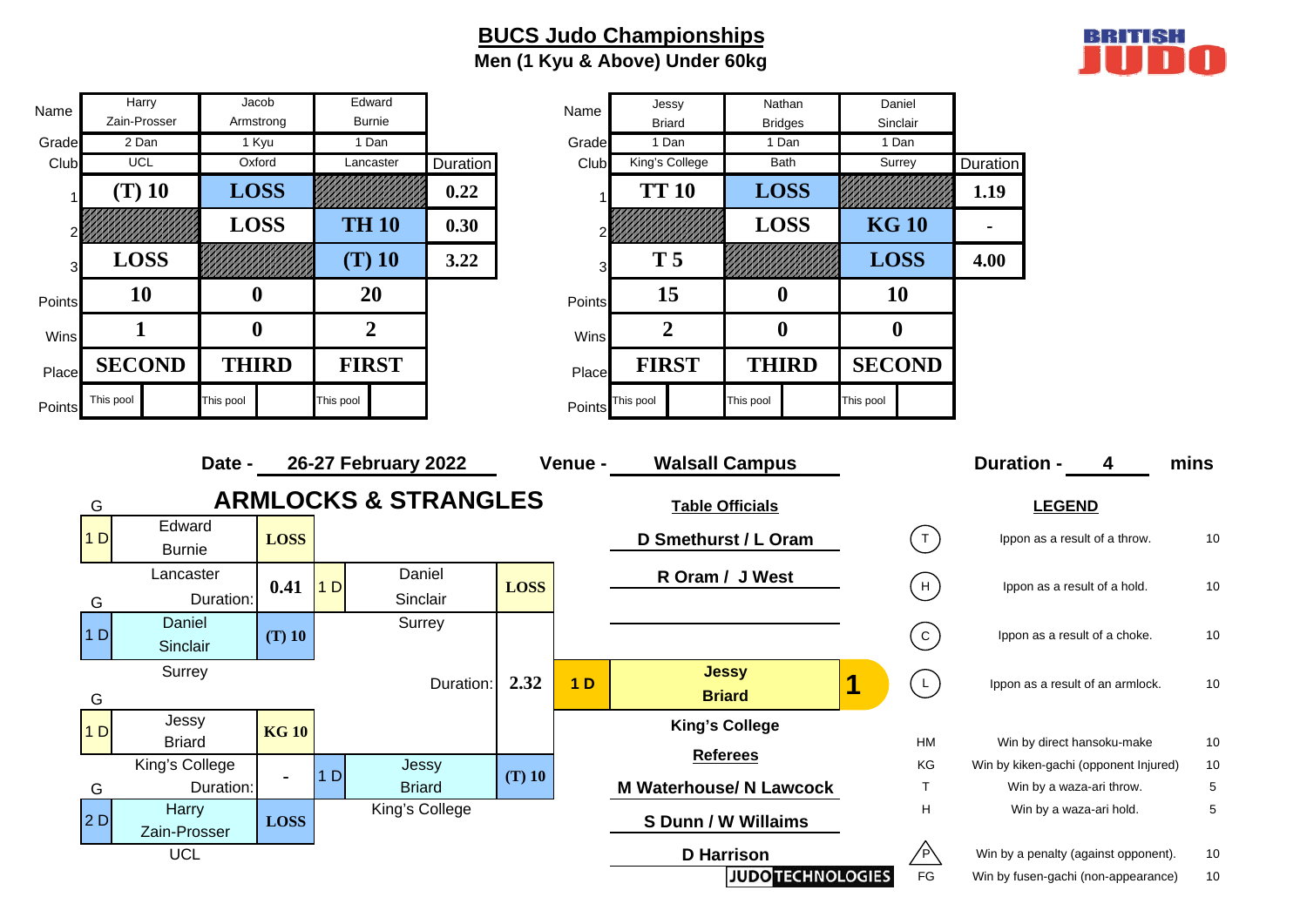# BUCS Judo Championships

**Men (1 Kyu & Above) Under 60kg**

BRITISH JUDO

| | | | | |
|---|---|---|---|---|
| Name | Harry Zain-Prosser | Jacob Armstrong | Edward Burnie | |
| Grade | 2 Dan | 1 Kyu | 1 Dan | |
| Club | UCL | Oxford | Lancaster | Duration |
| 1 | (T) 10 | LOSS | | 0.22 |
| 2 | | LOSS | TH 10 | 0.30 |
| 3 | LOSS | | (T) 10 | 3.22 |
| Points | 10 | 0 | 20 | |
| Wins | 1 | 0 | 2 | |
| Place | SECOND | THIRD | FIRST | |
| Points | This pool | This pool | This pool | |

| | | | | |
|---|---|---|---|---|
| Name | Jessy Briard | Nathan Bridges | Daniel Sinclair | |
| Grade | 1 Dan | 1 Dan | 1 Dan | |
| Club | King's College | Bath | Surrey | Duration |
| 1 | TT 10 | LOSS | | 1.19 |
| 2 | | LOSS | KG 10 | - |
| 3 | T 5 | | LOSS | 4.00 |
| Points | 15 | 0 | 10 | |
| Wins | 2 | 0 | 0 | |
| Place | FIRST | THIRD | SECOND | |
| Points | This pool | This pool | This pool | |

**Date -** 26-27 February 2022 **Venue -** Walsall Campus **Duration -** 4 mins

## ARMLOCKS & STRANGLES

| G | Name / Club | Score | G | Name / Club | Score | G | Winner | Place |
|---|---|---|---|---|---|---|---|---|
| 1 D | Edward Burnie, Lancaster | LOSS | | | | | | |
| | Duration: | 0.41 | 1 D | Daniel Sinclair, Surrey | LOSS | | | |
| 1 D | Daniel Sinclair, Surrey | (T) 10 | | | | | | |
| | | | | Duration: | 2.32 | 1 D | Jessy Briard, King's College | 1 |
| 1 D | Jessy Briard, King's College | KG 10 | | | | | | |
| | Duration: | - | 1 D | Jessy Briard, King's College | (T) 10 | | | |
| 2 D | Harry Zain-Prosser, UCL | LOSS | | | | | | |

**Table Officials**

D Smethurst / L Oram

R Oram / J West

**Referees**

M Waterhouse/ N Lawcock

S Dunn / W Willaims

D Harrison

**LEGEND**

| Code | Description | Points |
|---|---|---|
| T | Ippon as a result of a throw. | 10 |
| H | Ippon as a result of a hold. | 10 |
| C | Ippon as a result of a choke. | 10 |
| L | Ippon as a result of an armlock. | 10 |
| HM | Win by direct hansoku-make | 10 |
| KG | Win by kiken-gachi (opponent Injured) | 10 |
| T | Win by a waza-ari throw. | 5 |
| H | Win by a waza-ari hold. | 5 |
| P | Win by a penalty (against opponent). | 10 |
| FG | Win by fusen-gachi (non-appearance) | 10 |

JUDO TECHNOLOGIES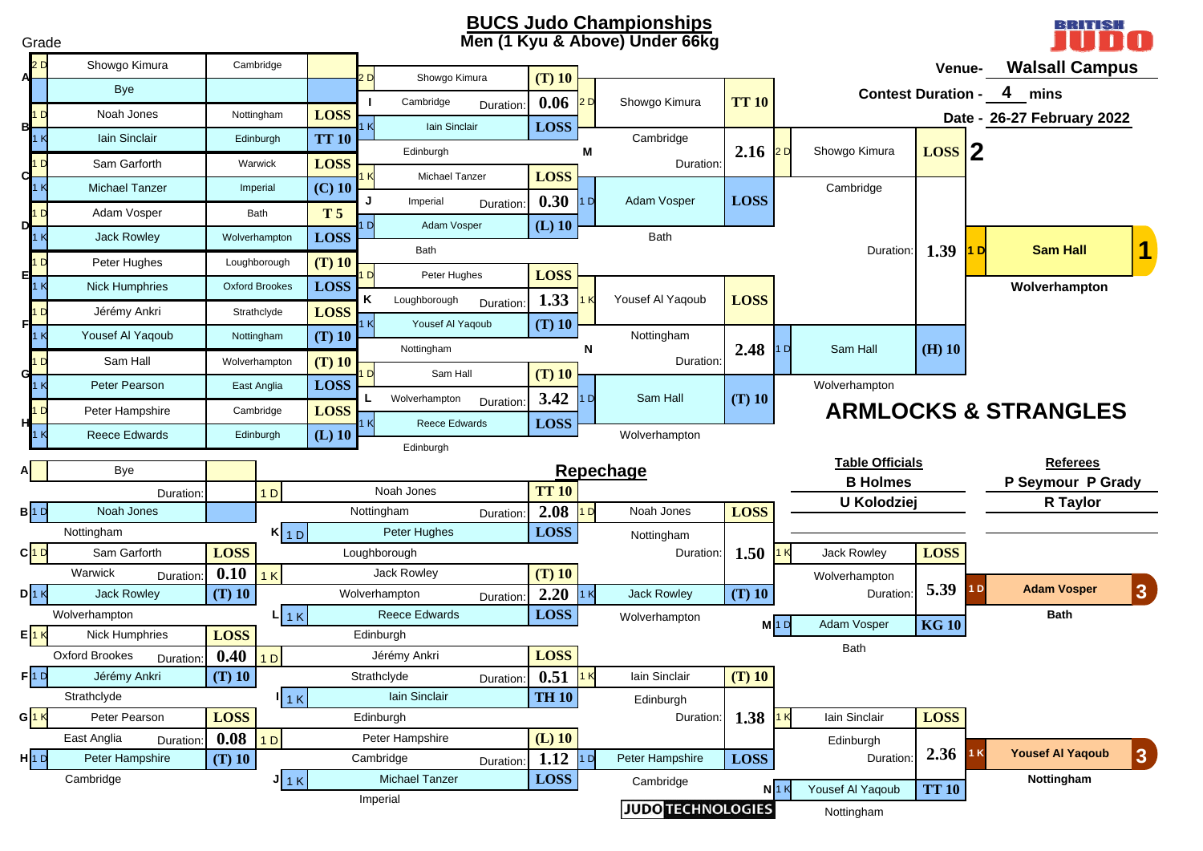# BUCS Judo Championships

## Men (1 Kyu & Above) Under 66kg

Venue- **Walsall Campus**

Contest Duration - **4** mins

Date - **26-27 February 2022**

Grade

### Main Draw — Round 1

| Pool | Grade | Name | Club | Score |
|---|---|---|---|---|
| A | 2 D | Showgo Kimura | Cambridge | |
| A | | Bye | | |
| B | 1 D | Noah Jones | Nottingham | LOSS |
| B | 1 K | Iain Sinclair | Edinburgh | TT 10 |
| C | 1 D | Sam Garforth | Warwick | LOSS |
| C | 1 K | Michael Tanzer | Imperial | (C) 10 |
| D | 1 D | Adam Vosper | Bath | T 5 |
| D | 1 K | Jack Rowley | Wolverhampton | LOSS |
| E | 1 D | Peter Hughes | Loughborough | (T) 10 |
| E | 1 K | Nick Humphries | Oxford Brookes | LOSS |
| F | 1 D | Jérémy Ankri | Strathclyde | LOSS |
| F | 1 K | Yousef Al Yaqoub | Nottingham | (T) 10 |
| G | 1 D | Sam Hall | Wolverhampton | (T) 10 |
| G | 1 K | Peter Pearson | East Anglia | LOSS |
| H | 1 D | Peter Hampshire | Cambridge | LOSS |
| H | 1 K | Reece Edwards | Edinburgh | (L) 10 |

### Main Draw — Round 2

| Contest | Grade | Name | Club | Score | Duration |
|---|---|---|---|---|---|
| I | 2 D | Showgo Kimura | Cambridge | (T) 10 | 0.06 |
| I | 1 K | Iain Sinclair | Edinburgh | LOSS | |
| J | 1 K | Michael Tanzer | Imperial | LOSS | 0.30 |
| J | 1 D | Adam Vosper | Bath | (L) 10 | |
| K | 1 D | Peter Hughes | Loughborough | LOSS | 1.33 |
| K | 1 K | Yousef Al Yaqoub | Nottingham | (T) 10 | |
| L | 1 D | Sam Hall | Wolverhampton | (T) 10 | 3.42 |
| L | 1 K | Reece Edwards | Edinburgh | LOSS | |

### Main Draw — Semi-finals

| Contest | Grade | Name | Club | Score | Duration |
|---|---|---|---|---|---|
| M | 2 D | Showgo Kimura | Cambridge | TT 10 | 2.16 |
| M | 1 D | Adam Vosper | Bath | LOSS | |
| N | 1 K | Yousef Al Yaqoub | Nottingham | LOSS | 2.48 |
| N | 1 D | Sam Hall | Wolverhampton | (T) 10 | |

### Final

| Grade | Name | Club | Score | Duration |
|---|---|---|---|---|
| 2 D | Showgo Kimura | Cambridge | LOSS | 1.39 |
| 1 D | Sam Hall | Wolverhampton | (H) 10 | |

### Results

| Place | Grade | Name | Club |
|---|---|---|---|
| 1 | 1 D | Sam Hall | Wolverhampton |
| 2 | 2 D | Showgo Kimura | Cambridge |
| 3 | 1 D | Adam Vosper | Bath |
| 3 | 1 K | Yousef Al Yaqoub | Nottingham |

## ARMLOCKS & STRANGLES

## Repechage

### Repechage — Round 1

| Pool | Grade | Name | Club | Score | Duration |
|---|---|---|---|---|---|
| A | | Bye | | | |
| B | 1 D | Noah Jones | Nottingham | | |
| C | 1 D | Sam Garforth | Warwick | LOSS | 0.10 |
| D | 1 K | Jack Rowley | Wolverhampton | (T) 10 | |
| E | 1 K | Nick Humphries | Oxford Brookes | LOSS | 0.40 |
| F | 1 D | Jérémy Ankri | Strathclyde | (T) 10 | |
| G | 1 K | Peter Pearson | East Anglia | LOSS | 0.08 |
| H | 1 D | Peter Hampshire | Cambridge | (T) 10 | |

### Repechage — Round 2

| Contest | Grade | Name | Club | Score | Duration |
|---|---|---|---|---|---|
| K | 1 D | Noah Jones | Nottingham | TT 10 | 2.08 |
| K | 1 D | Peter Hughes | Loughborough | LOSS | |
| L | 1 K | Jack Rowley | Wolverhampton | (T) 10 | 2.20 |
| L | 1 K | Reece Edwards | Edinburgh | LOSS | |
| I | 1 D | Jérémy Ankri | Strathclyde | LOSS | 0.51 |
| I | 1 K | Iain Sinclair | Edinburgh | TH 10 | |
| J | 1 D | Peter Hampshire | Cambridge | (L) 10 | 1.12 |
| J | 1 K | Michael Tanzer | Imperial | LOSS | |

### Repechage — Round 3

| Grade | Name | Club | Score | Duration |
|---|---|---|---|---|
| 1 D | Noah Jones | Nottingham | LOSS | 1.50 |
| 1 K | Jack Rowley | Wolverhampton | (T) 10 | |
| 1 K | Iain Sinclair | Edinburgh | (T) 10 | 1.38 |
| 1 D | Peter Hampshire | Cambridge | LOSS | |

### Bronze Medal Contests

| Contest | Grade | Name | Club | Score | Duration |
|---|---|---|---|---|---|
| | 1 K | Jack Rowley | Wolverhampton | LOSS | 5.39 |
| M | 1 D | Adam Vosper | Bath | KG 10 | |
| | 1 K | Iain Sinclair | Edinburgh | LOSS | 2.36 |
| N | 1 K | Yousef Al Yaqoub | Nottingham | TT 10 | |

**Table Officials**

B Holmes

U Kolodziej

**Referees**

P Seymour P Grady

R Taylor

JUDO TECHNOLOGIES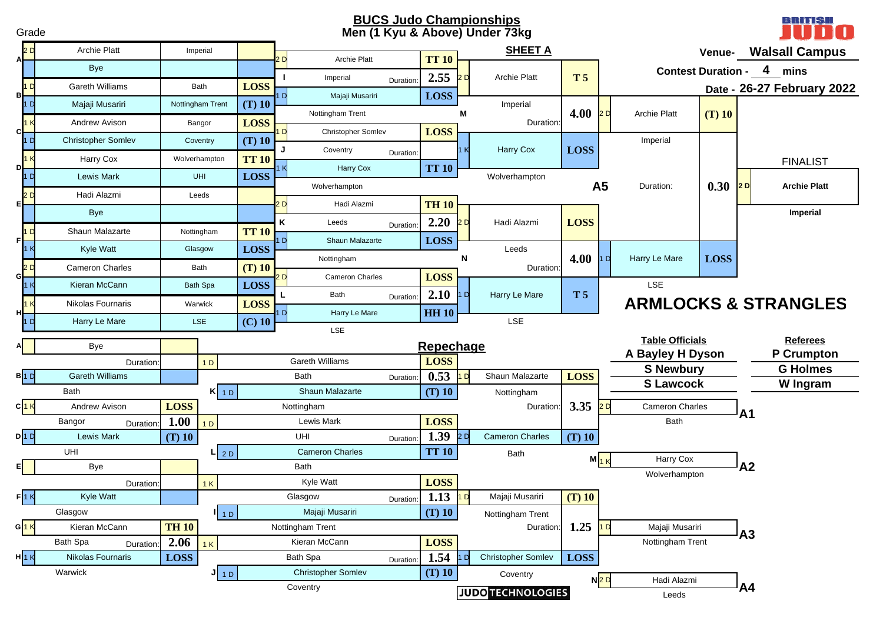# BUCS Judo Championships

## Men (1 Kyu & Above) Under 73kg

Grade

**SHEET A**

Venue- **Walsall Campus**

Contest Duration - **4** mins

Date - **26-27 February 2022**

### Pool / First Round

| Pool | Grade | Name | Club | Result |
|---|---|---|---|---|
| A | 2 D | Archie Platt | Imperial | |
| A | | Bye | | |
| B | 1 D | Gareth Williams | Bath | LOSS |
| B | 1 D | Majaji Musariri | Nottingham Trent | (T) 10 |
| C | 1 K | Andrew Avison | Bangor | LOSS |
| C | 1 D | Christopher Somlev | Coventry | (T) 10 |
| D | 1 K | Harry Cox | Wolverhampton | TT 10 |
| D | 1 D | Lewis Mark | UHI | LOSS |
| E | 2 D | Hadi Alazmi | Leeds | |
| E | | Bye | | |
| F | 1 D | Shaun Malazarte | Nottingham | TT 10 |
| F | 1 K | Kyle Watt | Glasgow | LOSS |
| G | 2 D | Cameron Charles | Bath | (T) 10 |
| G | 1 K | Kieran McCann | Bath Spa | LOSS |
| H | 1 K | Nikolas Fournaris | Warwick | LOSS |
| H | 1 D | Harry Le Mare | LSE | (C) 10 |

### Second Round

| Contest | Grade | Name | Club | Result | Duration |
|---|---|---|---|---|---|
| I | 2 D | Archie Platt | Imperial | TT 10 | 2.55 |
| I | 1 D | Majaji Musariri | Nottingham Trent | LOSS | |
| J | 1 D | Christopher Somlev | Coventry | LOSS | |
| J | 1 K | Harry Cox | Wolverhampton | TT 10 | |
| K | 2 D | Hadi Alazmi | Leeds | TH 10 | 2.20 |
| K | 1 D | Shaun Malazarte | Nottingham | LOSS | |
| L | 2 D | Cameron Charles | Bath | LOSS | 2.10 |
| L | 1 D | Harry Le Mare | LSE | HH 10 | |

### Semi-Finals

| Contest | Grade | Name | Club | Result | Duration |
|---|---|---|---|---|---|
| M | 2 D | Archie Platt | Imperial | T 5 | 4.00 |
| M | 1 K | Harry Cox | Wolverhampton | LOSS | |
| N | 2 D | Hadi Alazmi | Leeds | LOSS | 4.00 |
| N | 1 D | Harry Le Mare | LSE | T 5 | |

### Final (A5)

| Grade | Name | Club | Result | Duration |
|---|---|---|---|---|
| 2 D | Archie Platt | Imperial | (T) 10 | 0.30 |
| 1 D | Harry Le Mare | LSE | LOSS | |

**FINALIST**

2 D **Archie Platt** — **Imperial**

## ARMLOCKS & STRANGLES

## Repechage

### Repechage First Round

| Pool | Grade | Name | Club | Result | Duration |
|---|---|---|---|---|---|
| A | | Bye | | | |
| B | 1 D | Gareth Williams | Bath | | |
| C | 1 K | Andrew Avison | Bangor | LOSS | 1.00 |
| D | 1 D | Lewis Mark | UHI | (T) 10 | |
| E | | Bye | | | |
| F | 1 K | Kyle Watt | Glasgow | | |
| G | 1 K | Kieran McCann | Bath Spa | TH 10 | 2.06 |
| H | 1 K | Nikolas Fournaris | Warwick | LOSS | |

### Repechage Second Round

| Contest | Grade | Name | Club | Result | Duration |
|---|---|---|---|---|---|
| K | 1 D | Gareth Williams | Bath | LOSS | 0.53 |
| K | 1 D | Shaun Malazarte | Nottingham | (T) 10 | |
| L | 1 D | Lewis Mark | UHI | LOSS | 1.39 |
| L | 2 D | Cameron Charles | Bath | TT 10 | |
| I | 1 K | Kyle Watt | Glasgow | LOSS | 1.13 |
| I | 1 D | Majaji Musariri | Nottingham Trent | (T) 10 | |
| J | 1 K | Kieran McCann | Bath Spa | LOSS | 1.54 |
| J | 1 D | Christopher Somlev | Coventry | (T) 10 | |

### Repechage Third Round

| Grade | Name | Club | Result | Duration |
|---|---|---|---|---|
| 1 D | Shaun Malazarte | Nottingham | LOSS | 3.35 |
| 2 D | Cameron Charles | Bath | (T) 10 | |
| 1 D | Majaji Musariri | Nottingham Trent | (T) 10 | 1.25 |
| 1 D | Christopher Somlev | Coventry | LOSS | |

### Placings

| Position | Grade | Name | Club |
|---|---|---|---|
| A1 | 2 D | Cameron Charles | Bath |
| A2 (M) | 1 K | Harry Cox | Wolverhampton |
| A3 | 1 D | Majaji Musariri | Nottingham Trent |
| A4 (N) | 2 D | Hadi Alazmi | Leeds |

**Table Officials**

A Bayley H Dyson
S Newbury
S Lawcock

**Referees**

P Crumpton
G Holmes
W Ingram

JUDO TECHNOLOGIES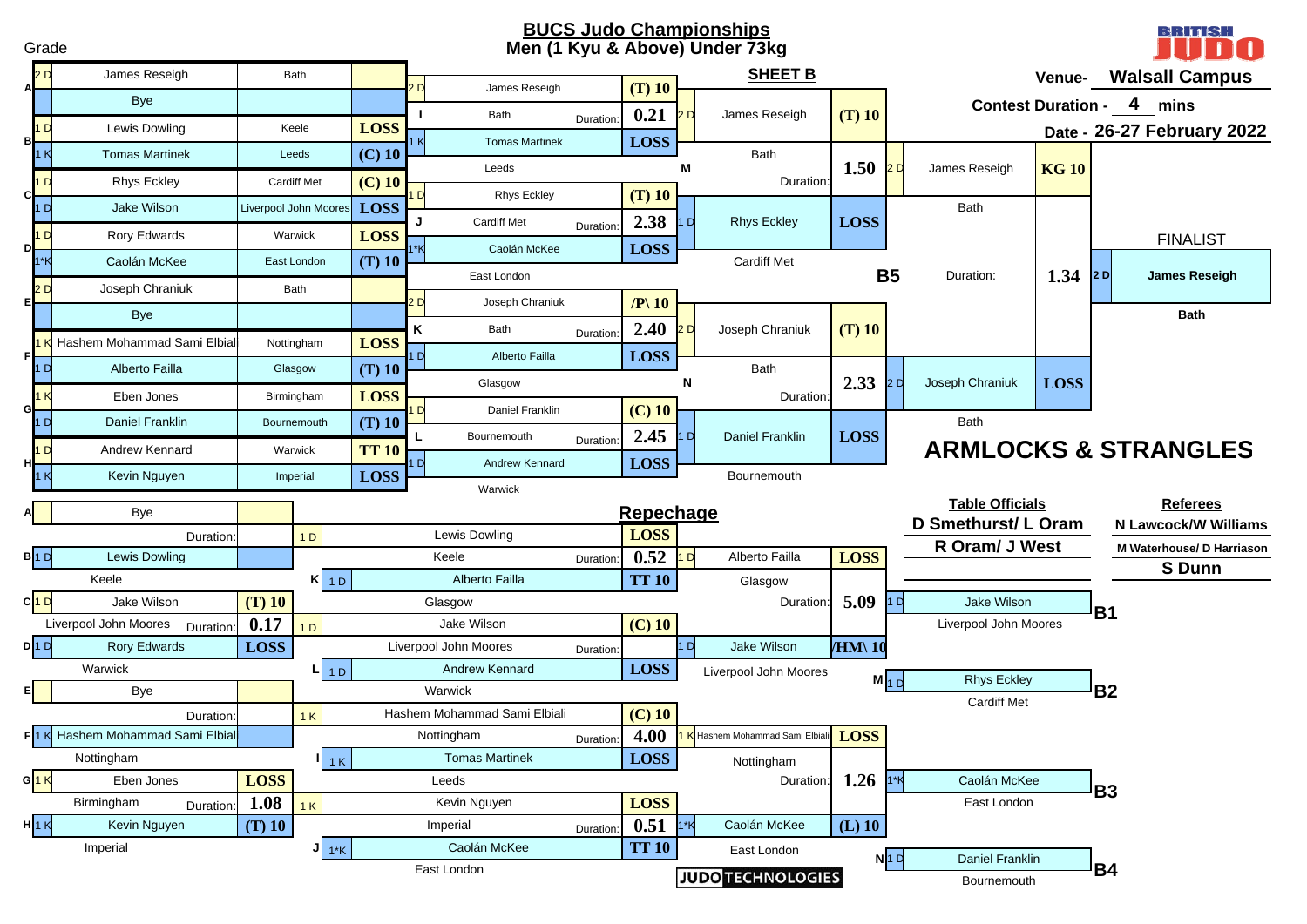# BUCS Judo Championships

## Men (1 Kyu & Above) Under 73kg

**SHEET B**

Venue- **Walsall Campus**

Contest Duration - **4** mins

Date - **26-27 February 2022**

Grade

### Pool

| Pool | Grade | Name | Club | Result |
|---|---|---|---|---|
| A | 2 D | James Reseigh | Bath | |
| | | Bye | | |
| B | 1 D | Lewis Dowling | Keele | LOSS |
| | 1 K | Tomas Martinek | Leeds | (C) 10 |
| C | 1 D | Rhys Eckley | Cardiff Met | (C) 10 |
| | 1 D | Jake Wilson | Liverpool John Moores | LOSS |
| D | 1 D | Rory Edwards | Warwick | LOSS |
| | 1*K | Caolán McKee | East London | (T) 10 |
| E | 2 D | Joseph Chraniuk | Bath | |
| | | Bye | | |
| F | 1 K | Hashem Mohammad Sami Elbial | Nottingham | LOSS |
| | 1 D | Alberto Failla | Glasgow | (T) 10 |
| G | 1 K | Eben Jones | Birmingham | LOSS |
| | 1 D | Daniel Franklin | Bournemouth | (T) 10 |
| H | 1 D | Andrew Kennard | Warwick | TT 10 |
| | 1 K | Kevin Nguyen | Imperial | LOSS |

### Second Round

| Contest | Grade | Name | Club | Duration | Result |
|---|---|---|---|---|---|
| I | 2 D | James Reseigh | Bath | 0.21 | (T) 10 |
| | 1 K | Tomas Martinek | Leeds | | LOSS |
| J | 1 D | Rhys Eckley | Cardiff Met | 2.38 | (T) 10 |
| | 1*K | Caolán McKee | East London | | LOSS |
| K | 2 D | Joseph Chraniuk | Bath | 2.40 | /P\ 10 |
| | 1 D | Alberto Failla | Glasgow | | LOSS |
| L | 1 D | Daniel Franklin | Bournemouth | 2.45 | (C) 10 |
| | 1 D | Andrew Kennard | Warwick | | LOSS |

### Semi-Finals

| Contest | Grade | Name | Club | Duration | Result |
|---|---|---|---|---|---|
| M | 2 D | James Reseigh | Bath | 1.50 | (T) 10 |
| | 1 D | Rhys Eckley | Cardiff Met | | LOSS |
| N | 2 D | Joseph Chraniuk | Bath | 2.33 | (T) 10 |
| | 1 D | Daniel Franklin | Bournemouth | | LOSS |

### Final (B5)

| Grade | Name | Club | Duration | Result |
|---|---|---|---|---|
| 2 D | James Reseigh | Bath | 1.34 | KG 10 |
| 2 D | Joseph Chraniuk | Bath | | LOSS |

**FINALIST**

2 D **James Reseigh** — **Bath**

## ARMLOCKS & STRANGLES

## Repechage

### First Round

| Pool | Grade | Name | Club | Duration | Result |
|---|---|---|---|---|---|
| A | | Bye | | | |
| B | 1 D | Lewis Dowling | Keele | | |
| C | 1 D | Jake Wilson | Liverpool John Moores | 0.17 | (T) 10 |
| D | 1 D | Rory Edwards | Warwick | | LOSS |
| E | | Bye | | | |
| F | 1 K | Hashem Mohammad Sami Elbial | Nottingham | | |
| G | 1 K | Eben Jones | Birmingham | 1.08 | LOSS |
| H | 1 K | Kevin Nguyen | Imperial | | (T) 10 |

### Second Round

| Contest | Grade | Name | Club | Duration | Result |
|---|---|---|---|---|---|
| K | 1 D | Lewis Dowling | Keele | 0.52 | LOSS |
| | 1 D | Alberto Failla | Glasgow | | TT 10 |
| L | 1 D | Jake Wilson | Liverpool John Moores | | (C) 10 |
| | 1 D | Andrew Kennard | Warwick | | LOSS |
| I | 1 K | Hashem Mohammad Sami Elbiali | Nottingham | 4.00 | (C) 10 |
| | 1 K | Tomas Martinek | Leeds | | LOSS |
| J | 1 K | Kevin Nguyen | Imperial | 0.51 | LOSS |
| | 1*K | Caolán McKee | East London | | TT 10 |

### Third Round

| Grade | Name | Club | Duration | Result |
|---|---|---|---|---|
| 1 D | Alberto Failla | Glasgow | 5.09 | LOSS |
| 1 D | Jake Wilson | Liverpool John Moores | | /HM\ 10 |
| 1 K | Hashem Mohammad Sami Elbiali | Nottingham | 1.26 | LOSS |
| 1*K | Caolán McKee | East London | | (L) 10 |

### Bronze Contests

| Contest | Grade | Name | Club |
|---|---|---|---|
| B1 | 1 D | Jake Wilson | Liverpool John Moores |
| B2 (M) | 1 D | Rhys Eckley | Cardiff Met |
| B3 | 1*K | Caolán McKee | East London |
| B4 (N) | 1 D | Daniel Franklin | Bournemouth |

**Table Officials**

D Smethurst/ L Oram

R Oram/ J West

**Referees**

N Lawcock/W Williams

M Waterhouse/ D Harriason

S Dunn

JUDO TECHNOLOGIES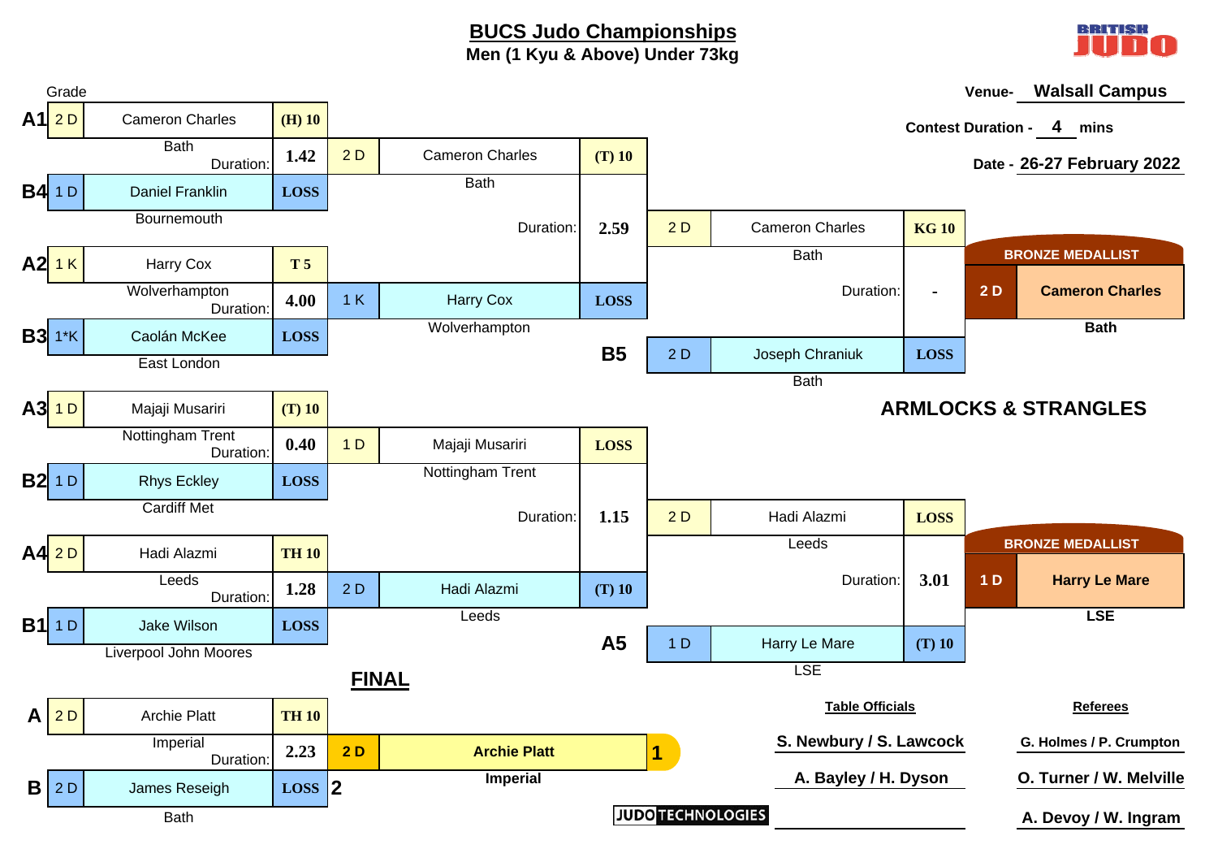# BUCS Judo Championships

**Men (1 Kyu & Above) Under 73kg**

Venue- **Walsall Campus**

Contest Duration - **4** mins

Date - **26-27 February 2022**

## Round 1

| Pool | Grade | Name | Club | Score | Duration |
|---|---|---|---|---|---|
| A1 | 2 D | Cameron Charles | Bath | (H) 10 | 1.42 |
| B4 | 1 D | Daniel Franklin | Bournemouth | LOSS | |
| A2 | 1 K | Harry Cox | Wolverhampton | T 5 | 4.00 |
| B3 | 1*K | Caolán McKee | East London | LOSS | |
| A3 | 1 D | Majaji Musariri | Nottingham Trent | (T) 10 | 0.40 |
| B2 | 1 D | Rhys Eckley | Cardiff Met | LOSS | |
| A4 | 2 D | Hadi Alazmi | Leeds | TH 10 | 1.28 |
| B1 | 1 D | Jake Wilson | Liverpool John Moores | LOSS | |

## Round 2

| Grade | Name | Club | Score | Duration |
|---|---|---|---|---|
| 2 D | Cameron Charles | Bath | (T) 10 | 2.59 |
| 1 K | Harry Cox | Wolverhampton | LOSS | |
| 1 D | Majaji Musariri | Nottingham Trent | LOSS | 1.15 |
| 2 D | Hadi Alazmi | Leeds | (T) 10 | |

## Bronze Contests

| Pool | Grade | Name | Club | Score | Duration |
|---|---|---|---|---|---|
| | 2 D | Cameron Charles | Bath | KG 10 | - |
| B5 | 2 D | Joseph Chraniuk | Bath | LOSS | |
| | 2 D | Hadi Alazmi | Leeds | LOSS | 3.01 |
| A5 | 1 D | Harry Le Mare | LSE | (T) 10 | |

**BRONZE MEDALLIST**: 2 D **Cameron Charles** — **Bath**

**BRONZE MEDALLIST**: 1 D **Harry Le Mare** — **LSE**

**ARMLOCKS & STRANGLES**

## FINAL

| Pool | Grade | Name | Club | Score | Duration |
|---|---|---|---|---|---|
| A | 2 D | Archie Platt | Imperial | TH 10 | 2.23 |
| B | 2 D | James Reseigh | Bath | LOSS | |

**1** — 2 D **Archie Platt** — **Imperial**

**2** — James Reseigh — Bath

| Table Officials | Referees |
|---|---|
| S. Newbury / S. Lawcock | G. Holmes / P. Crumpton |
| A. Bayley / H. Dyson | O. Turner / W. Melville |
| | A. Devoy / W. Ingram |

JUDO TECHNOLOGIES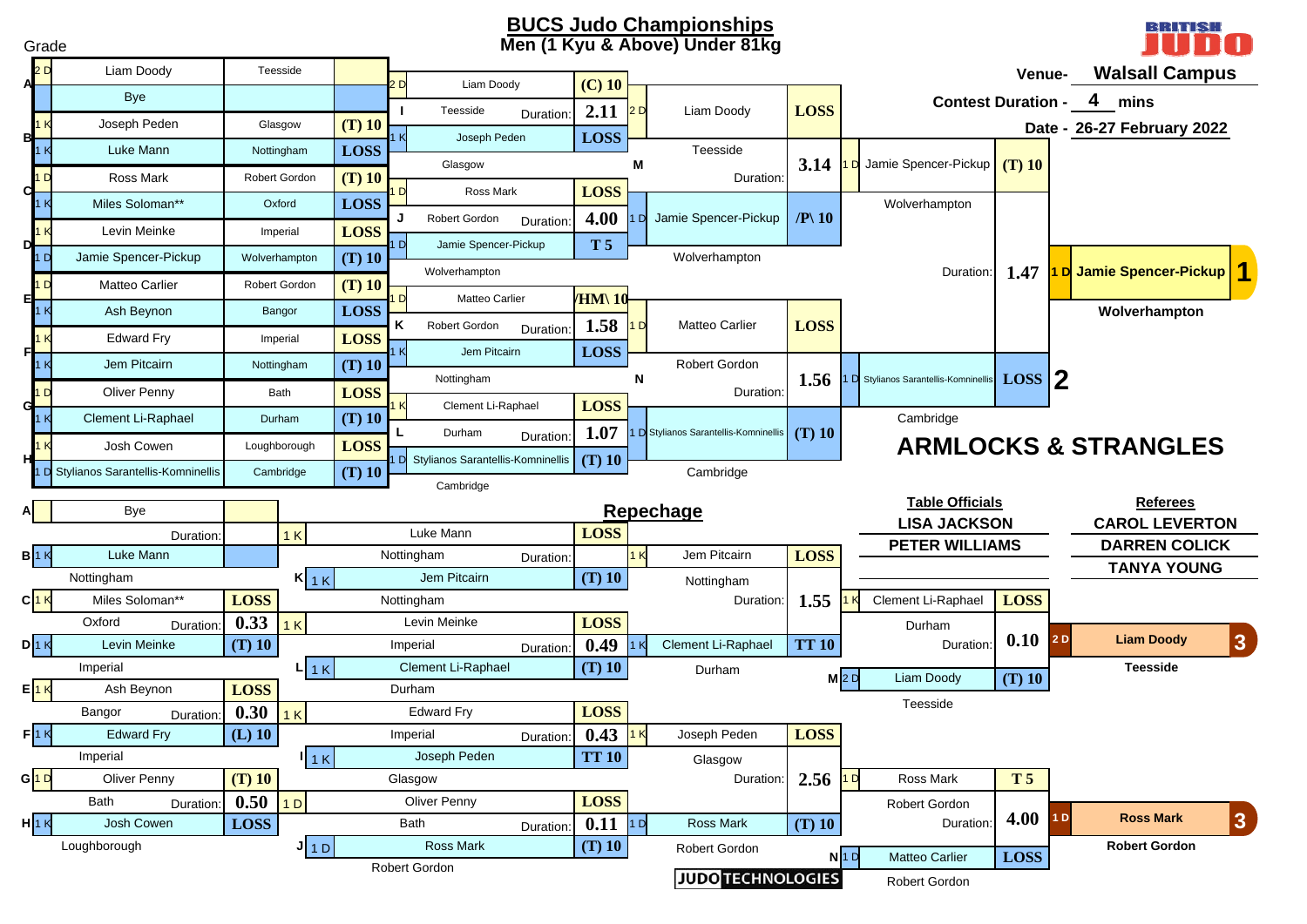# BUCS Judo Championships

## Men (1 Kyu & Above) Under 81kg

Venue- **Walsall Campus**

Contest Duration - **4** mins

Date - **26-27 February 2022**

### Main Draw – First Round

| Pool | Grade | Name | Club | Result |
|---|---|---|---|---|
| A | 2 D | Liam Doody | Teesside | |
| | | Bye | | |
| B | 1 K | Joseph Peden | Glasgow | (T) 10 |
| | 1 K | Luke Mann | Nottingham | LOSS |
| C | 1 D | Ross Mark | Robert Gordon | (T) 10 |
| | 1 K | Miles Soloman** | Oxford | LOSS |
| D | 1 K | Levin Meinke | Imperial | LOSS |
| | 1 D | Jamie Spencer-Pickup | Wolverhampton | (T) 10 |
| E | 1 D | Matteo Carlier | Robert Gordon | (T) 10 |
| | 1 K | Ash Beynon | Bangor | LOSS |
| F | 1 K | Edward Fry | Imperial | LOSS |
| | 1 K | Jem Pitcairn | Nottingham | (T) 10 |
| G | 1 D | Oliver Penny | Bath | LOSS |
| | 1 K | Clement Li-Raphael | Durham | (T) 10 |
| H | 1 K | Josh Cowen | Loughborough | LOSS |
| | 1 D | Stylianos Sarantellis-Komninellis | Cambridge | (T) 10 |

### Main Draw – Quarter Finals

| Contest | Grade | Name | Club | Result | Duration |
|---|---|---|---|---|---|
| I | 2 D | Liam Doody | Teesside | (C) 10 | 2.11 |
| | 1 K | Joseph Peden | Glasgow | LOSS | |
| J | 1 D | Ross Mark | Robert Gordon | LOSS | 4.00 |
| | 1 D | Jamie Spencer-Pickup | Wolverhampton | T 5 | |
| K | 1 D | Matteo Carlier | Robert Gordon | /HM\ 10 | 1.58 |
| | 1 K | Jem Pitcairn | Nottingham | LOSS | |
| L | 1 K | Clement Li-Raphael | Durham | LOSS | 1.07 |
| | 1 D | Stylianos Sarantellis-Komninellis | Cambridge | (T) 10 | |

### Main Draw – Semi Finals

| Contest | Grade | Name | Club | Result | Duration |
|---|---|---|---|---|---|
| M | 2 D | Liam Doody | Teesside | LOSS | 3.14 |
| | 1 D | Jamie Spencer-Pickup | Wolverhampton | /P\ 10 | |
| N | 1 D | Matteo Carlier | Robert Gordon | LOSS | 1.56 |
| | 1 D | Stylianos Sarantellis-Komninellis | Cambridge | (T) 10 | |

### Final

| Grade | Name | Club | Result | Duration |
|---|---|---|---|---|
| 1 D | Jamie Spencer-Pickup | Wolverhampton | (T) 10 | 1.47 |
| 1 D | Stylianos Sarantellis-Komninellis | Cambridge | LOSS | |

### Results

1. **1 D Jamie Spencer-Pickup** – Wolverhampton
2. 1 D Stylianos Sarantellis-Komninellis – Cambridge
3. 2 D Liam Doody – Teesside
3. 1 D Ross Mark – Robert Gordon

## ARMLOCKS & STRANGLES

## Repechage

### Repechage – First Round

| Pool | Grade | Name | Club | Result | Duration |
|---|---|---|---|---|---|
| A | | Bye | | | |
| B | 1 K | Luke Mann | Nottingham | | |
| C | 1 K | Miles Soloman** | Oxford | LOSS | 0.33 |
| D | 1 K | Levin Meinke | Imperial | (T) 10 | |
| E | 1 K | Ash Beynon | Bangor | LOSS | 0.30 |
| F | 1 K | Edward Fry | Imperial | (L) 10 | |
| G | 1 D | Oliver Penny | Bath | (T) 10 | 0.50 |
| H | 1 K | Josh Cowen | Loughborough | LOSS | |

### Repechage – Second Round

| Contest | Grade | Name | Club | Result | Duration |
|---|---|---|---|---|---|
| K | 1 K | Luke Mann | Nottingham | LOSS | |
| | 1 K | Jem Pitcairn | Nottingham | (T) 10 | |
| L | 1 K | Levin Meinke | Imperial | LOSS | 0.49 |
| | 1 K | Clement Li-Raphael | Durham | (T) 10 | |
| I | 1 K | Edward Fry | Imperial | LOSS | 0.43 |
| | 1 K | Joseph Peden | Glasgow | TT 10 | |
| J | 1 D | Oliver Penny | Bath | LOSS | 0.11 |
| | 1 D | Ross Mark | Robert Gordon | (T) 10 | |

### Repechage – Third Round

| Grade | Name | Club | Result | Duration |
|---|---|---|---|---|
| 1 K | Jem Pitcairn | Nottingham | LOSS | 1.55 |
| 1 K | Clement Li-Raphael | Durham | TT 10 | |
| 1 K | Joseph Peden | Glasgow | LOSS | 2.56 |
| 1 D | Ross Mark | Robert Gordon | (T) 10 | |

### Bronze Medal Contests

| Contest | Grade | Name | Club | Result | Duration |
|---|---|---|---|---|---|
| | 1 K | Clement Li-Raphael | Durham | LOSS | 0.10 |
| M | 2 D | Liam Doody | Teesside | (T) 10 | |
| | 1 D | Ross Mark | Robert Gordon | T 5 | 4.00 |
| N | 1 D | Matteo Carlier | Robert Gordon | LOSS | |

**Table Officials**

- LISA JACKSON
- PETER WILLIAMS

**Referees**

- CAROL LEVERTON
- DARREN COLICK
- TANYA YOUNG

JUDO TECHNOLOGIES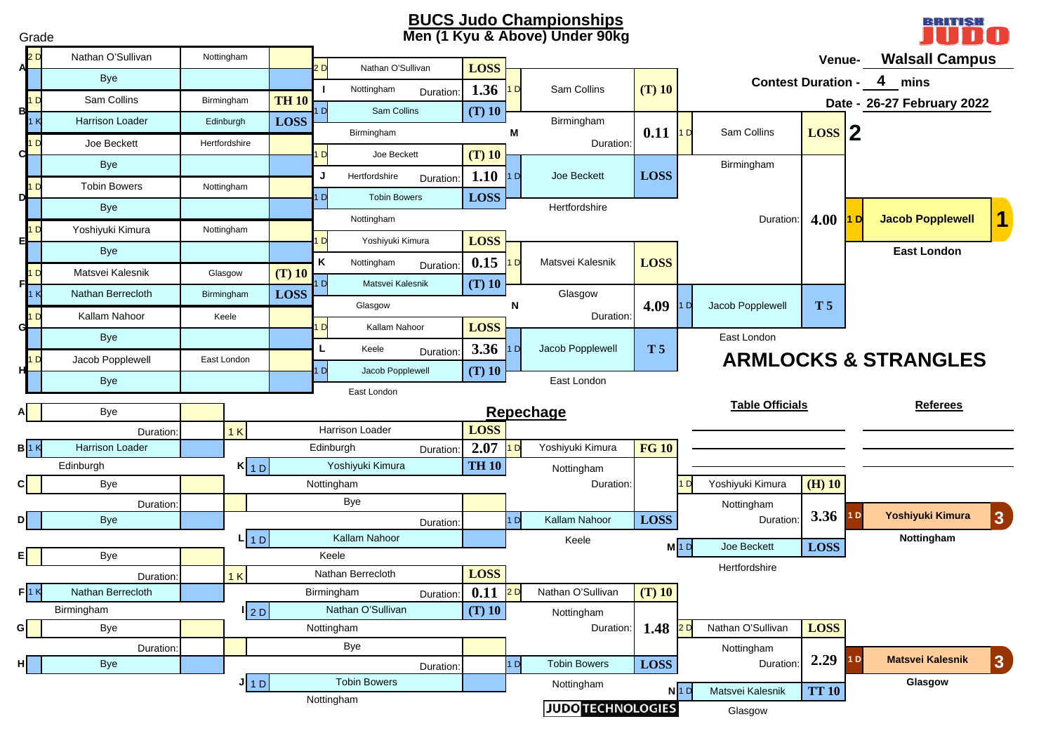# BUCS Judo Championships

## Men (1 Kyu & Above) Under 90kg

Grade

Venue- **Walsall Campus**

Contest Duration - **4** mins

Date - **26-27 February 2022**

### Main Pool – First Round

| Pool | Grade | Name | Club | Score |
|---|---|---|---|---|
| A | 2 D | Nathan O'Sullivan | Nottingham | |
| | | Bye | | |
| B | 1 D | Sam Collins | Birmingham | TH 10 |
| | 1 K | Harrison Loader | Edinburgh | LOSS |
| C | 1 D | Joe Beckett | Hertfordshire | |
| | | Bye | | |
| D | 1 D | Tobin Bowers | Nottingham | |
| | | Bye | | |
| E | 1 D | Yoshiyuki Kimura | Nottingham | |
| | | Bye | | |
| F | 1 D | Matsvei Kalesnik | Glasgow | (T) 10 |
| | 1 K | Nathan Berrecloth | Birmingham | LOSS |
| G | 1 D | Kallam Nahoor | Keele | |
| | | Bye | | |
| H | 1 D | Jacob Popplewell | East London | |
| | | Bye | | |

### Main Pool – Second Round

| Contest | Grade | Name | Club | Score | Duration |
|---|---|---|---|---|---|
| I | 2 D | Nathan O'Sullivan | Nottingham | LOSS | 1.36 |
| | 1 D | Sam Collins | Birmingham | (T) 10 | |
| J | 1 D | Joe Beckett | Hertfordshire | (T) 10 | 1.10 |
| | 1 D | Tobin Bowers | Nottingham | LOSS | |
| K | 1 D | Yoshiyuki Kimura | Nottingham | LOSS | 0.15 |
| | 1 D | Matsvei Kalesnik | Glasgow | (T) 10 | |
| L | 1 D | Kallam Nahoor | Keele | LOSS | 3.36 |
| | 1 D | Jacob Popplewell | East London | (T) 10 | |

### Main Pool – Semi-Finals

| Contest | Grade | Name | Club | Score | Duration |
|---|---|---|---|---|---|
| M | 1 D | Sam Collins | Birmingham | (T) 10 | 0.11 |
| | 1 D | Joe Beckett | Hertfordshire | LOSS | |
| N | 1 D | Matsvei Kalesnik | Glasgow | LOSS | 4.09 |
| | 1 D | Jacob Popplewell | East London | T 5 | |

### Final

| Grade | Name | Club | Score | Duration |
|---|---|---|---|---|
| 1 D | Sam Collins | Birmingham | LOSS | 4.00 |
| 1 D | Jacob Popplewell | East London | T 5 | |

### Results

| Place | Grade | Name | Club |
|---|---|---|---|
| 1 | 1 D | Jacob Popplewell | East London |
| 2 | 1 D | Sam Collins | Birmingham |
| 3 | 1 D | Yoshiyuki Kimura | Nottingham |
| 3 | 1 D | Matsvei Kalesnik | Glasgow |

## ARMLOCKS & STRANGLES

## Repechage

### Repechage – First Round

| Pool | Grade | Name | Club | Duration |
|---|---|---|---|---|
| A | | Bye | | |
| B | 1 K | Harrison Loader | Edinburgh | |
| C | | Bye | | |
| D | | Bye | | |
| E | | Bye | | |
| F | 1 K | Nathan Berrecloth | Birmingham | |
| G | | Bye | | |
| H | | Bye | | |

### Repechage – Second Round

| Contest | Grade | Name | Club | Score | Duration |
|---|---|---|---|---|---|
| | 1 K | Harrison Loader | Edinburgh | LOSS | 2.07 |
| K | 1 D | Yoshiyuki Kimura | Nottingham | TH 10 | |
| | | Bye | | | |
| L | 1 D | Kallam Nahoor | Keele | | |
| | 1 K | Nathan Berrecloth | Birmingham | LOSS | 0.11 |
| I | 2 D | Nathan O'Sullivan | Nottingham | (T) 10 | |
| | | Bye | | | |
| J | 1 D | Tobin Bowers | Nottingham | | |

### Repechage – Third Round

| Grade | Name | Club | Score | Duration |
|---|---|---|---|---|
| 1 D | Yoshiyuki Kimura | Nottingham | FG 10 | |
| 1 D | Kallam Nahoor | Keele | LOSS | |
| 2 D | Nathan O'Sullivan | Nottingham | (T) 10 | 1.48 |
| 1 D | Tobin Bowers | Nottingham | LOSS | |

### Bronze Medal Contests

| Contest | Grade | Name | Club | Score | Duration |
|---|---|---|---|---|---|
| | 1 D | Yoshiyuki Kimura | Nottingham | (H) 10 | 3.36 |
| M | 1 D | Joe Beckett | Hertfordshire | LOSS | |
| | 2 D | Nathan O'Sullivan | Nottingham | LOSS | 2.29 |
| N | 1 D | Matsvei Kalesnik | Glasgow | TT 10 | |

**Table Officials**

**Referees**

JUDO TECHNOLOGIES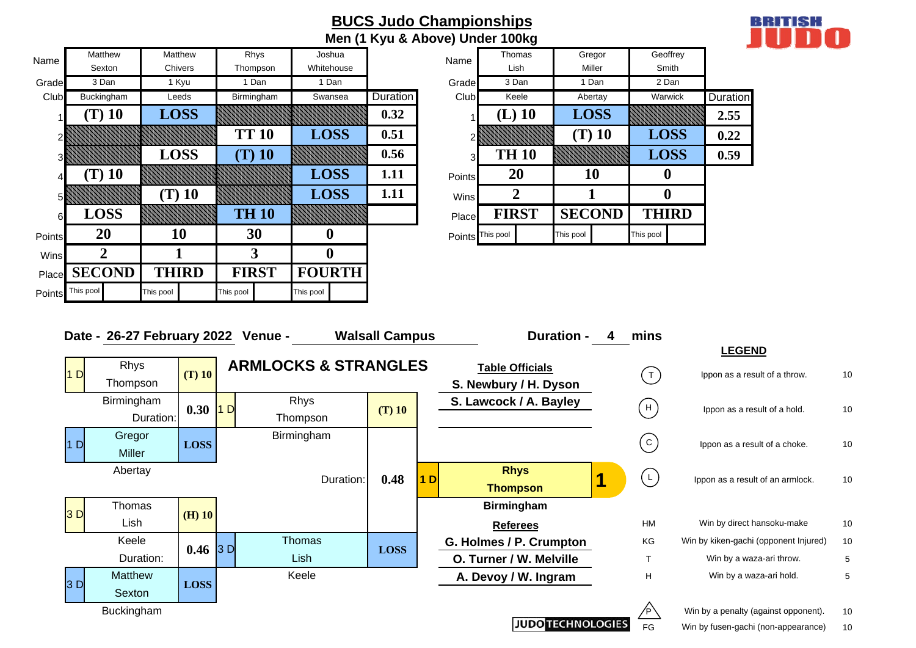# BUCS Judo Championships

## Men (1 Kyu & Above) Under 100kg

BRITISH JUDO

### Pool A

| Name | Matthew Sexton | Matthew Chivers | Rhys Thompson | Joshua Whitehouse | |
|---|---|---|---|---|---|
| Grade | 3 Dan | 1 Kyu | 1 Dan | 1 Dan | |
| Club | Buckingham | Leeds | Birmingham | Swansea | Duration |
| 1 | (T) 10 | LOSS | | | 0.32 |
| 2 | | | TT 10 | LOSS | 0.51 |
| 3 | | LOSS | (T) 10 | | 0.56 |
| 4 | (T) 10 | | | LOSS | 1.11 |
| 5 | | (T) 10 | | LOSS | 1.11 |
| 6 | LOSS | | TH 10 | | |
| Points | 20 | 10 | 30 | 0 | |
| Wins | 2 | 1 | 3 | 0 | |
| Place | SECOND | THIRD | FIRST | FOURTH | |
| Points | This pool | This pool | This pool | This pool | |

### Pool B

| Name | Thomas Lish | Gregor Miller | Geoffrey Smith | |
|---|---|---|---|---|
| Grade | 3 Dan | 1 Dan | 2 Dan | |
| Club | Keele | Abertay | Warwick | Duration |
| 1 | (L) 10 | LOSS | | 2.55 |
| 2 | | (T) 10 | LOSS | 0.22 |
| 3 | TH 10 | | LOSS | 0.59 |
| Points | 20 | 10 | 0 | |
| Wins | 2 | 1 | 0 | |
| Place | FIRST | SECOND | THIRD | |
| Points | This pool | This pool | This pool | |

**Date - 26-27 February 2022 Venue - Walsall Campus Duration - 4 mins**

### ARMLOCKS & STRANGLES

**Semi-finals**

| Grade | Player | Club | Score | Duration |
|---|---|---|---|---|
| 1 D | Rhys Thompson | Birmingham | (T) 10 | 0.30 |
| 1 D | Gregor Miller | Abertay | LOSS | |
| 3 D | Thomas Lish | Keele | (H) 10 | 0.46 |
| 3 D | Matthew Sexton | Buckingham | LOSS | |

**Final**

| Grade | Player | Club | Score | Duration |
|---|---|---|---|---|
| 1 D | Rhys Thompson | Birmingham | (T) 10 | 0.48 |
| 3 D | Thomas Lish | Keele | LOSS | |

**Winner: 1 D Rhys Thompson, Birmingham — 1**

**Table Officials**

S. Newbury / H. Dyson
S. Lawcock / A. Bayley

**Referees**

G. Holmes / P. Crumpton
O. Turner / W. Melville
A. Devoy / W. Ingram

### LEGEND

| Symbol | Description | Points |
|---|---|---|
| (T) | Ippon as a result of a throw. | 10 |
| (H) | Ippon as a result of a hold. | 10 |
| (C) | Ippon as a result of a choke. | 10 |
| (L) | Ippon as a result of an armlock. | 10 |
| HM | Win by direct hansoku-make | 10 |
| KG | Win by kiken-gachi (opponent Injured) | 10 |
| T | Win by a waza-ari throw. | 5 |
| H | Win by a waza-ari hold. | 5 |
| P | Win by a penalty (against opponent). | 10 |
| FG | Win by fusen-gachi (non-appearance) | 10 |

JUDO TECHNOLOGIES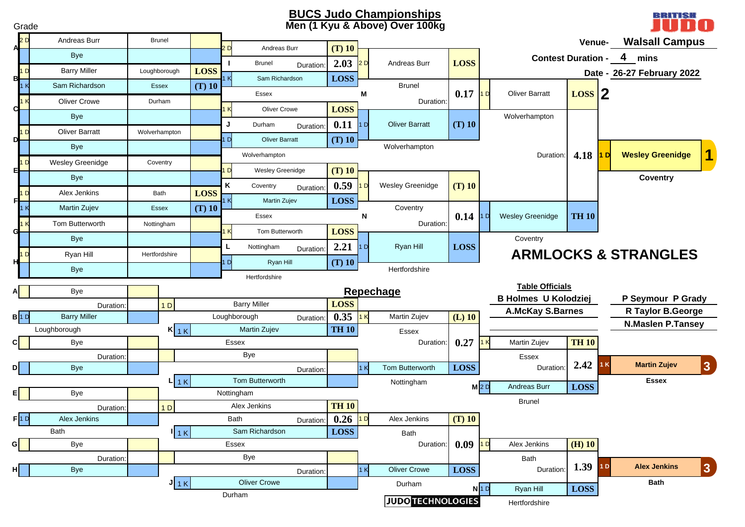# BUCS Judo Championships

## Men (1 Kyu & Above) Over 100kg

Venue- **Walsall Campus**

Contest Duration - **4** mins

Date - **26-27 February 2022**

Grade

### Pool Draw

| Pool | Grade | Name | Club | Result |
|---|---|---|---|---|
| A | 2 D | Andreas Burr | Brunel | |
| A | | Bye | | |
| B | 1 D | Barry Miller | Loughborough | LOSS |
| B | 1 K | Sam Richardson | Essex | (T) 10 |
| C | 1 K | Oliver Crowe | Durham | |
| C | | Bye | | |
| D | 1 D | Oliver Barratt | Wolverhampton | |
| D | | Bye | | |
| E | 1 D | Wesley Greenidge | Coventry | |
| E | | Bye | | |
| F | 1 D | Alex Jenkins | Bath | LOSS |
| F | 1 K | Martin Zujev | Essex | (T) 10 |
| G | 1 K | Tom Butterworth | Nottingham | |
| G | | Bye | | |
| H | 1 D | Ryan Hill | Hertfordshire | |
| H | | Bye | | |

### Round 2

| Contest | Grade | Name | Club | Result | Duration |
|---|---|---|---|---|---|
| I | 2 D | Andreas Burr | Brunel | (T) 10 | 2.03 |
| I | 1 K | Sam Richardson | Essex | LOSS | |
| J | 1 K | Oliver Crowe | Durham | LOSS | 0.11 |
| J | 1 D | Oliver Barratt | Wolverhampton | (T) 10 | |
| K | 1 D | Wesley Greenidge | Coventry | (T) 10 | 0.59 |
| K | 1 K | Martin Zujev | Essex | LOSS | |
| L | 1 K | Tom Butterworth | Nottingham | LOSS | 2.21 |
| L | 1 D | Ryan Hill | Hertfordshire | (T) 10 | |

### Semi-Finals

| Contest | Grade | Name | Club | Result | Duration |
|---|---|---|---|---|---|
| M | 2 D | Andreas Burr | Brunel | LOSS | 0.17 |
| M | 1 D | Oliver Barratt | Wolverhampton | (T) 10 | |
| N | 1 D | Wesley Greenidge | Coventry | (T) 10 | 0.14 |
| N | 1 D | Ryan Hill | Hertfordshire | LOSS | |

### Final

| Grade | Name | Club | Result | Duration |
|---|---|---|---|---|
| 1 D | Oliver Barratt | Wolverhampton | LOSS | 4.18 |
| 1 D | Wesley Greenidge | Coventry | TH 10 | |

**1** — 1 D **Wesley Greenidge**, **Coventry**

**2** — Oliver Barratt, Wolverhampton

## ARMLOCKS & STRANGLES

## Repechage

| Pool | Grade | Name | Club |
|---|---|---|---|
| A | | Bye | |
| B | 1 D | Barry Miller | Loughborough |
| C | | Bye | |
| D | | Bye | |
| E | | Bye | |
| F | 1 D | Alex Jenkins | Bath |
| G | | Bye | |
| H | | Bye | |

| Contest | Grade | Name | Club | Result | Duration |
|---|---|---|---|---|---|
| | 1 D | Barry Miller | Loughborough | LOSS | 0.35 |
| K | 1 K | Martin Zujev | Essex | TH 10 | |
| | | Bye | | | |
| L | 1 K | Tom Butterworth | Nottingham | | |
| | 1 D | Alex Jenkins | Bath | TH 10 | 0.26 |
| I | 1 K | Sam Richardson | Essex | LOSS | |
| | | Bye | | | |
| J | 1 K | Oliver Crowe | Durham | | |

| Grade | Name | Club | Result | Duration |
|---|---|---|---|---|
| 1 K | Martin Zujev | Essex | (L) 10 | 0.27 |
| 1 K | Tom Butterworth | Nottingham | LOSS | |
| 1 D | Alex Jenkins | Bath | (T) 10 | 0.09 |
| 1 K | Oliver Crowe | Durham | LOSS | |

| Contest | Grade | Name | Club | Result | Duration |
|---|---|---|---|---|---|
| M | 1 K | Martin Zujev | Essex | TH 10 | 2.42 |
| M | 2 D | Andreas Burr | Brunel | LOSS | |
| N | 1 D | Alex Jenkins | Bath | (H) 10 | 1.39 |
| N | 1 D | Ryan Hill | Hertfordshire | LOSS | |

**3** — 1 K **Martin Zujev**, **Essex**

**3** — 1 D **Alex Jenkins**, **Bath**

### Table Officials

B Holmes U Kolodziej
A.McKay S.Barnes

P Seymour P Grady
R Taylor B.George
N.Maslen P.Tansey

JUDO TECHNOLOGIES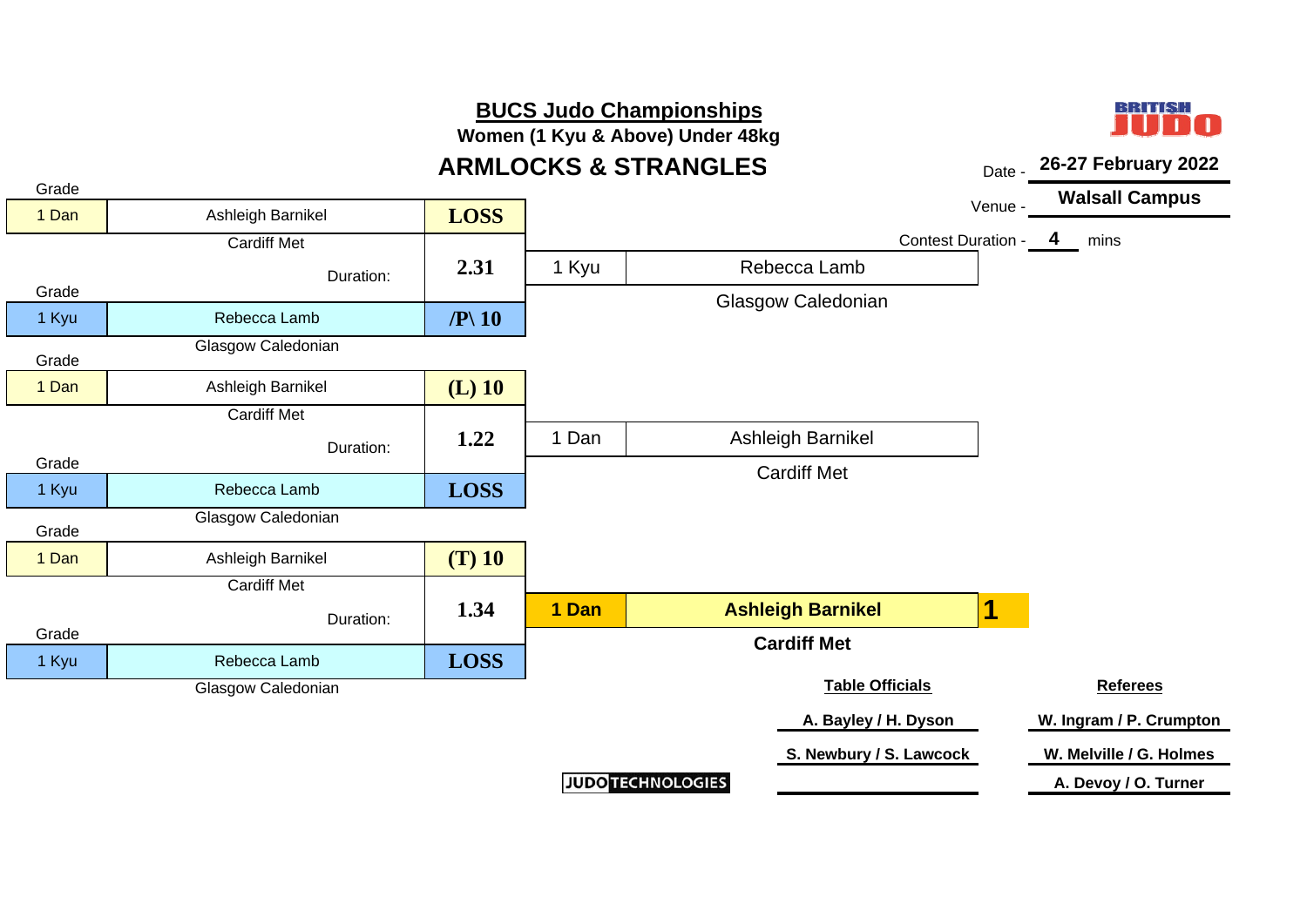# BUCS Judo Championships

**Women (1 Kyu & Above) Under 48kg**

## ARMLOCKS & STRANGLES

Date - **26-27 February 2022**

Venue - **Walsall Campus**

Contest Duration - **4** mins

### Contest 1

| Grade | Name | Club | Score |
|---|---|---|---|
| 1 Dan | Ashleigh Barnikel | Cardiff Met | LOSS |
| 1 Kyu | Rebecca Lamb | Glasgow Caledonian | /P\ 10 |

Duration: 2.31

Winner: 1 Kyu Rebecca Lamb, Glasgow Caledonian

### Contest 2

| Grade | Name | Club | Score |
|---|---|---|---|
| 1 Dan | Ashleigh Barnikel | Cardiff Met | (L) 10 |
| 1 Kyu | Rebecca Lamb | Glasgow Caledonian | LOSS |

Duration: 1.22

Winner: 1 Dan Ashleigh Barnikel, Cardiff Met

### Contest 3

| Grade | Name | Club | Score |
|---|---|---|---|
| 1 Dan | Ashleigh Barnikel | Cardiff Met | (T) 10 |
| 1 Kyu | Rebecca Lamb | Glasgow Caledonian | LOSS |

Duration: 1.34

Winner: **1 Dan Ashleigh Barnikel, Cardiff Met — 1**

| Table Officials | Referees |
|---|---|
| A. Bayley / H. Dyson | W. Ingram / P. Crumpton |
| S. Newbury / S. Lawcock | W. Melville / G. Holmes |
| | A. Devoy / O. Turner |

JUDO TECHNOLOGIES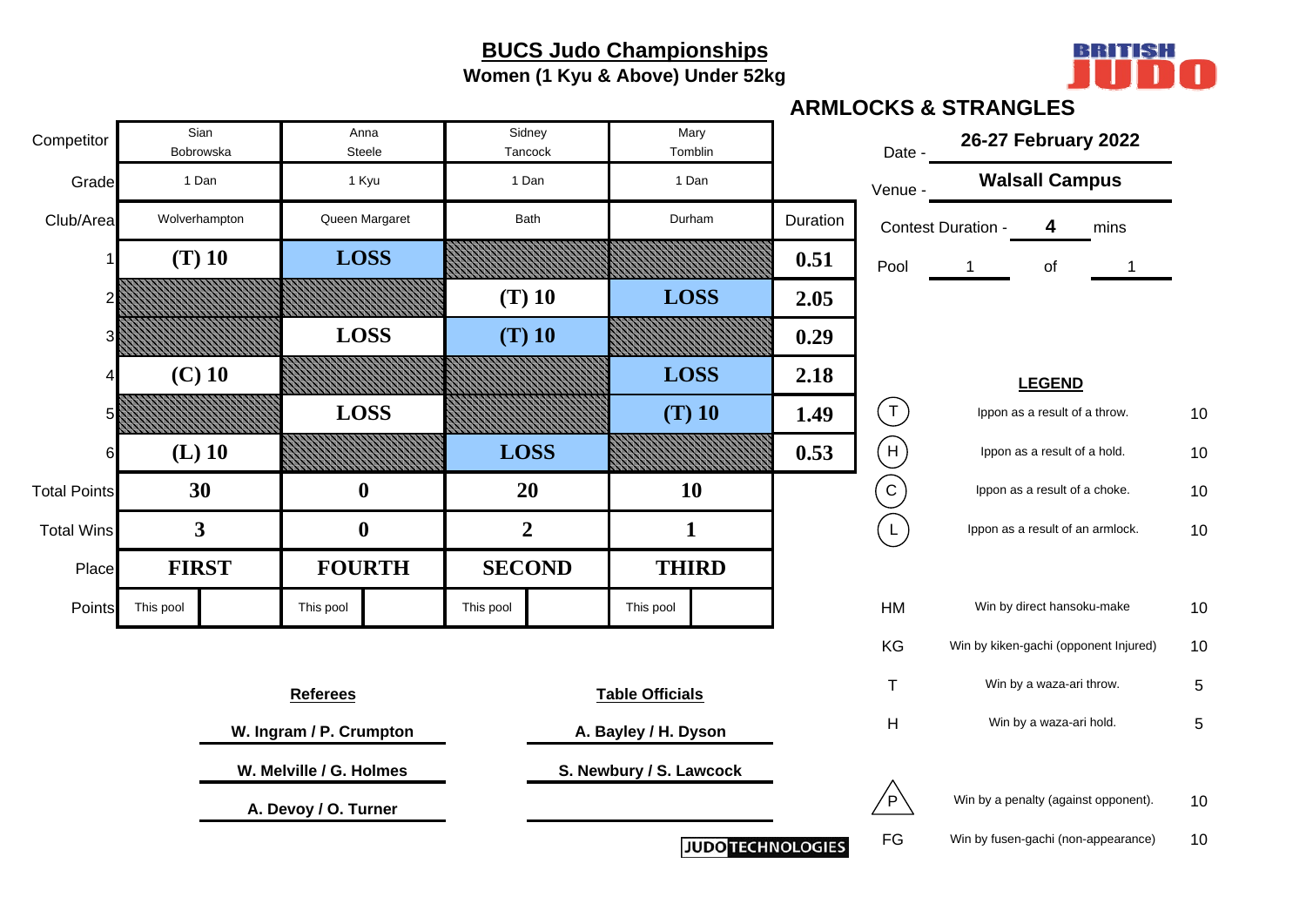# BUCS Judo Championships

**Women (1 Kyu & Above) Under 52kg**

**ARMLOCKS & STRANGLES**

| Competitor | Sian Bobrowska | Anna Steele | Sidney Tancock | Mary Tomblin | |
|---|---|---|---|---|---|
| Grade | 1 Dan | 1 Kyu | 1 Dan | 1 Dan | |
| Club/Area | Wolverhampton | Queen Margaret | Bath | Durham | Duration |
| 1 | (T) 10 | LOSS | | | 0.51 |
| 2 | | | (T) 10 | LOSS | 2.05 |
| 3 | | LOSS | (T) 10 | | 0.29 |
| 4 | (C) 10 | | | LOSS | 2.18 |
| 5 | | LOSS | | (T) 10 | 1.49 |
| 6 | (L) 10 | | LOSS | | 0.53 |
| Total Points | 30 | 0 | 20 | 10 | |
| Total Wins | 3 | 0 | 2 | 1 | |
| Place | FIRST | FOURTH | SECOND | THIRD | |
| Points | This pool | This pool | This pool | This pool | |

Date - **26-27 February 2022**

Venue - **Walsall Campus**

Contest Duration - **4** mins

Pool 1 of 1

**LEGEND**

| | | |
|---|---|---|
| T | Ippon as a result of a throw. | 10 |
| H | Ippon as a result of a hold. | 10 |
| C | Ippon as a result of a choke. | 10 |
| L | Ippon as a result of an armlock. | 10 |
| HM | Win by direct hansoku-make | 10 |
| KG | Win by kiken-gachi (opponent Injured) | 10 |
| T | Win by a waza-ari throw. | 5 |
| H | Win by a waza-ari hold. | 5 |
| P | Win by a penalty (against opponent). | 10 |
| FG | Win by fusen-gachi (non-appearance) | 10 |

**Referees**

W. Ingram / P. Crumpton

W. Melville / G. Holmes

A. Devoy / O. Turner

**Table Officials**

A. Bayley / H. Dyson

S. Newbury / S. Lawcock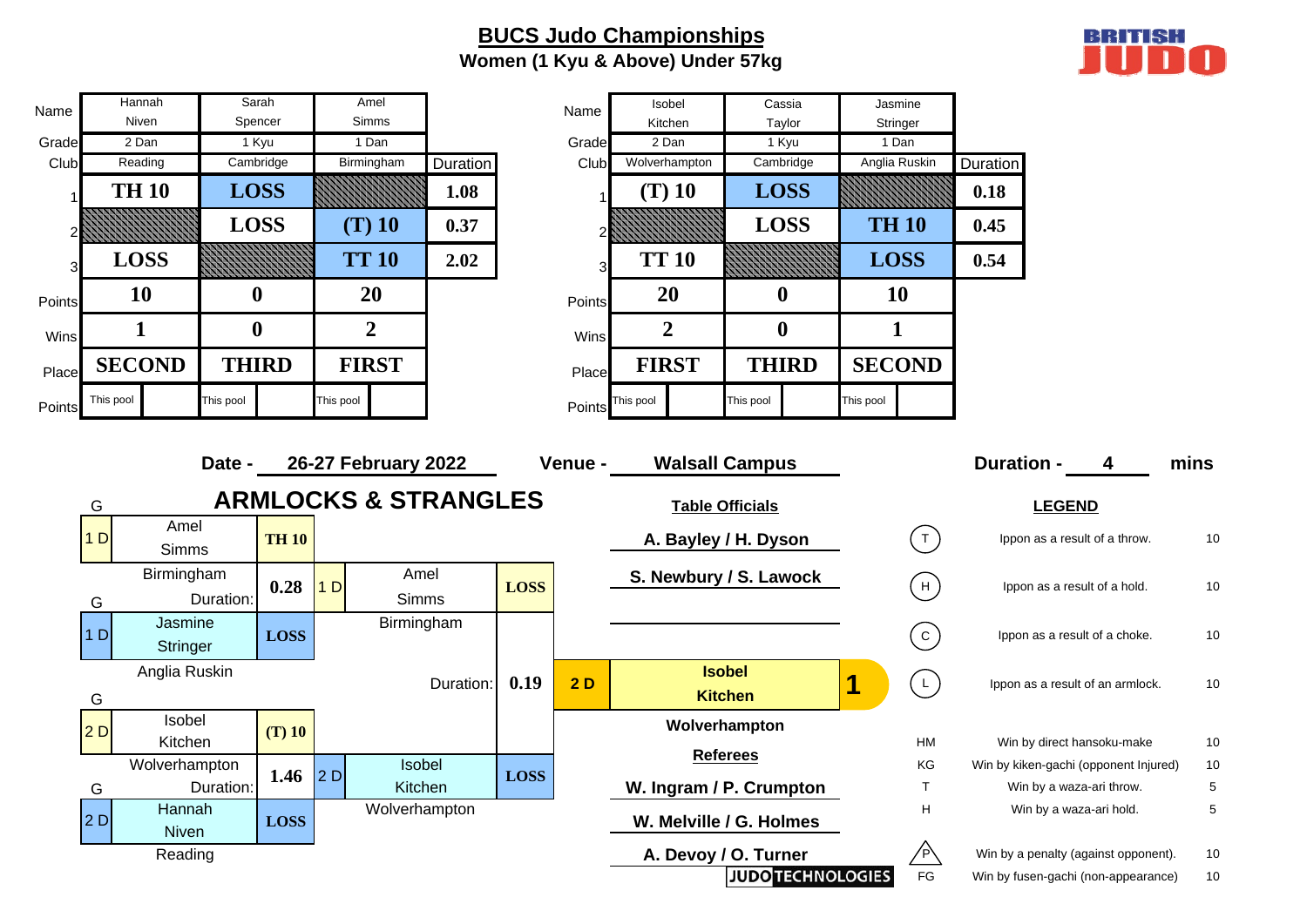# BUCS Judo Championships

## Women (1 Kyu & Above) Under 57kg

BRITISH JUDO

| Name | Hannah Niven | Sarah Spencer | Amel Simms | |
|---|---|---|---|---|
| Grade | 2 Dan | 1 Kyu | 1 Dan | |
| Club | Reading | Cambridge | Birmingham | Duration |
| 1 | TH 10 | LOSS | | 1.08 |
| 2 | | LOSS | (T) 10 | 0.37 |
| 3 | LOSS | | TT 10 | 2.02 |
| Points | 10 | 0 | 20 | |
| Wins | 1 | 0 | 2 | |
| Place | SECOND | THIRD | FIRST | |
| Points | This pool | This pool | This pool | |

| Name | Isobel Kitchen | Cassia Taylor | Jasmine Stringer | |
|---|---|---|---|---|
| Grade | 2 Dan | 1 Kyu | 1 Dan | |
| Club | Wolverhampton | Cambridge | Anglia Ruskin | Duration |
| 1 | (T) 10 | LOSS | | 0.18 |
| 2 | | LOSS | TH 10 | 0.45 |
| 3 | TT 10 | | LOSS | 0.54 |
| Points | 20 | 0 | 10 | |
| Wins | 2 | 0 | 1 | |
| Place | FIRST | THIRD | SECOND | |
| Points | This pool | This pool | This pool | |

**Date -** 26-27 February 2022 **Venue -** Walsall Campus **Duration -** 4 mins

## ARMLOCKS & STRANGLES

**Semi-final 1:** 1 D Amel Simms (Birmingham) — TH 10 vs. 1 D Jasmine Stringer (Anglia Ruskin) — LOSS. Duration: 0.28

**Semi-final 2:** 2 D Isobel Kitchen (Wolverhampton) — (T) 10 vs. 2 D Hannah Niven (Reading) — LOSS. Duration: 1.46

**Final:** 1 D Amel Simms (Birmingham) — LOSS vs. 2 D Isobel Kitchen (Wolverhampton) — LOSS. Duration: 0.19

**Winner: 1 — 2 D Isobel Kitchen, Wolverhampton**

**Table Officials**

A. Bayley / H. Dyson

S. Newbury / S. Lawock

**Referees**

W. Ingram / P. Crumpton

W. Melville / G. Holmes

A. Devoy / O. Turner

**LEGEND**

| Code | Description | Points |
|---|---|---|
| T | Ippon as a result of a throw. | 10 |
| H | Ippon as a result of a hold. | 10 |
| C | Ippon as a result of a choke. | 10 |
| L | Ippon as a result of an armlock. | 10 |
| HM | Win by direct hansoku-make | 10 |
| KG | Win by kiken-gachi (opponent Injured) | 10 |
| T | Win by waza-ari throw. | 5 |
| H | Win by a waza-ari hold. | 5 |
| P | Win by a penalty (against opponent). | 10 |
| FG | Win by fusen-gachi (non-appearance) | 10 |

JUDO TECHNOLOGIES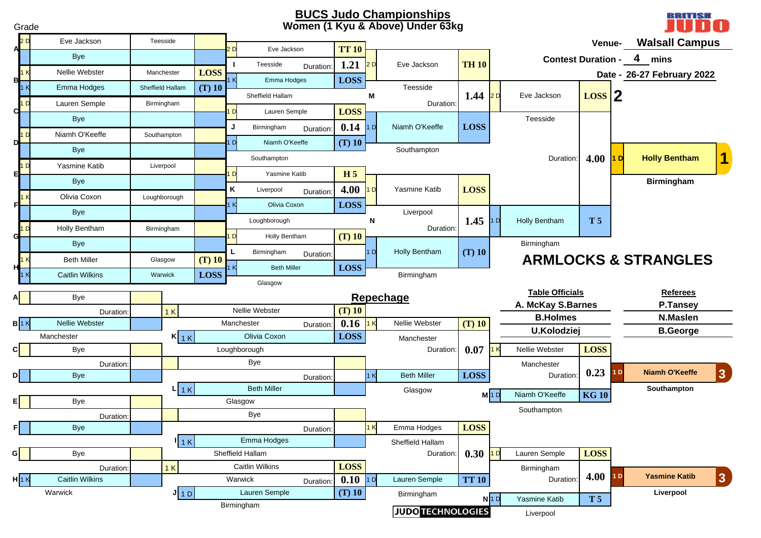# BUCS Judo Championships

## Women (1 Kyu & Above) Under 63kg

**Venue-** Walsall Campus

**Contest Duration -** 4 mins

**Date -** 26-27 February 2022

### Main Draw

#### First Round

| Pool | Grade | Name | Club | Result |
|---|---|---|---|---|
| A | 2 D | Eve Jackson | Teesside | |
| A | | Bye | | |
| B | 1 K | Nellie Webster | Manchester | LOSS |
| B | 1 K | Emma Hodges | Sheffield Hallam | (T) 10 |
| C | 1 D | Lauren Semple | Birmingham | |
| C | | Bye | | |
| D | 1 D | Niamh O'Keeffe | Southampton | |
| D | | Bye | | |
| E | 1 D | Yasmine Katib | Liverpool | |
| E | | Bye | | |
| F | 1 K | Olivia Coxon | Loughborough | |
| F | | Bye | | |
| G | 1 D | Holly Bentham | Birmingham | |
| G | | Bye | | |
| H | 1 K | Beth Miller | Glasgow | (T) 10 |
| H | 1 K | Caitlin Wilkins | Warwick | LOSS |

#### Second Round

| Contest | Grade | Name | Club | Result | Duration |
|---|---|---|---|---|---|
| I | 2 D | Eve Jackson | Teesside | TT 10 | 1.21 |
| I | 1 K | Emma Hodges | Sheffield Hallam | LOSS | |
| J | 1 D | Lauren Semple | Birmingham | LOSS | 0.14 |
| J | 1 D | Niamh O'Keeffe | Southampton | (T) 10 | |
| K | 1 D | Yasmine Katib | Liverpool | H 5 | 4.00 |
| K | 1 K | Olivia Coxon | Loughborough | LOSS | |
| L | 1 D | Holly Bentham | Birmingham | (T) 10 | |
| L | 1 K | Beth Miller | Glasgow | LOSS | |

#### Semi-Finals

| Contest | Grade | Name | Club | Result | Duration |
|---|---|---|---|---|---|
| M | 2 D | Eve Jackson | Teesside | TH 10 | 1.44 |
| M | 1 D | Niamh O'Keeffe | Southampton | LOSS | |
| N | 1 D | Yasmine Katib | Liverpool | LOSS | 1.45 |
| N | 1 D | Holly Bentham | Birmingham | (T) 10 | |

#### Final

| Grade | Name | Club | Result | Duration |
|---|---|---|---|---|
| 2 D | Eve Jackson | Teesside | LOSS | 4.00 |
| 1 D | Holly Bentham | Birmingham | T 5 | |

### Repechage

#### First Round

| Pool | Grade | Name | Club | Duration |
|---|---|---|---|---|
| A | | Bye | | |
| B | 1 K | Nellie Webster | Manchester | |
| C | | Bye | | |
| D | | Bye | | |
| E | | Bye | | |
| F | | Bye | | |
| G | | Bye | | |
| H | 1 K | Caitlin Wilkins | Warwick | |

#### Second Round

| Contest | Grade | Name | Club | Result | Duration |
|---|---|---|---|---|---|
| K | 1 K | Nellie Webster | Manchester | (T) 10 | 0.16 |
| K | 1 K | Olivia Coxon | Loughborough | LOSS | |
| L | | Bye | | | |
| L | 1 K | Beth Miller | Glasgow | | |
| I | | Bye | | | |
| I | 1 K | Emma Hodges | Sheffield Hallam | | |
| J | 1 K | Caitlin Wilkins | Warwick | LOSS | 0.10 |
| J | 1 D | Lauren Semple | Birmingham | (T) 10 | |

#### Third Round

| Grade | Name | Club | Result | Duration |
|---|---|---|---|---|
| 1 K | Nellie Webster | Manchester | (T) 10 | 0.07 |
| 1 K | Beth Miller | Glasgow | LOSS | |
| 1 K | Emma Hodges | Sheffield Hallam | LOSS | 0.30 |
| 1 D | Lauren Semple | Birmingham | TT 10 | |

#### Bronze Contests

| Contest | Grade | Name | Club | Result | Duration |
|---|---|---|---|---|---|
| M | 1 K | Nellie Webster | Manchester | LOSS | 0.23 |
| M | 1 D | Niamh O'Keeffe | Southampton | KG 10 | |
| N | 1 D | Lauren Semple | Birmingham | LOSS | 4.00 |
| N | 1 D | Yasmine Katib | Liverpool | T 5 | |

### Results

| Place | Grade | Name | Club |
|---|---|---|---|
| 1 | 1 D | Holly Bentham | Birmingham |
| 2 | 2 D | Eve Jackson | Teesside |
| 3 | 1 D | Niamh O'Keeffe | Southampton |
| 3 | 1 D | Yasmine Katib | Liverpool |

## ARMLOCKS & STRANGLES

**Table Officials**

A. McKay S.Barnes

B.Holmes

U.Kolodziej

**Referees**

P.Tansey

N.Maslen

B.George

JUDO TECHNOLOGIES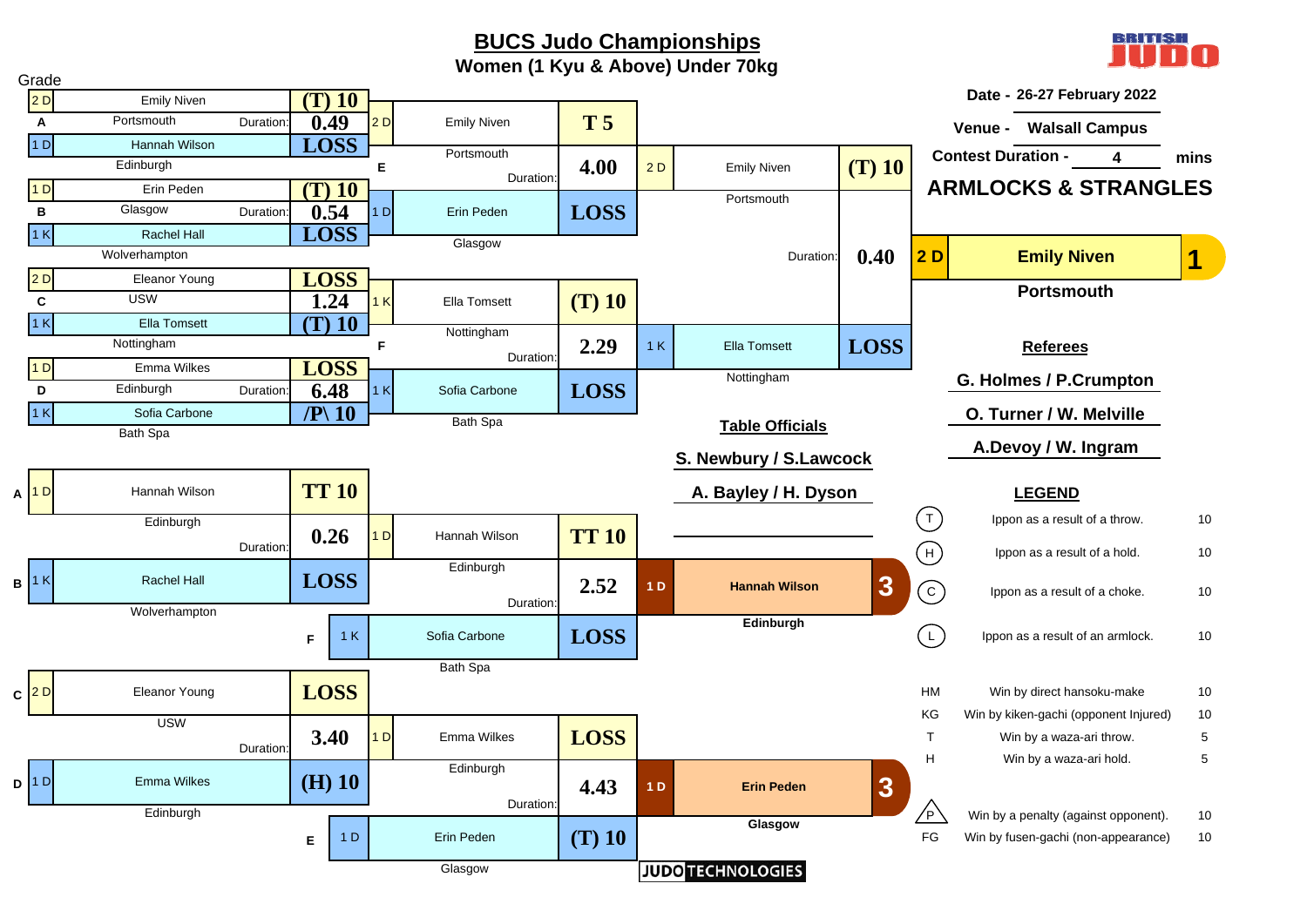# BUCS Judo Championships

## Women (1 Kyu & Above) Under 70kg

Date - 26-27 February 2022

Venue - Walsall Campus

Contest Duration - 4 mins

**ARMLOCKS & STRANGLES**

Grade

### Pool Rounds

| Pool | Grade | Name | Club | Score | Duration |
|---|---|---|---|---|---|
| A | 2 D | Emily Niven | Portsmouth | (T) 10 | 0.49 |
| A | 1 D | Hannah Wilson | Edinburgh | LOSS | |
| B | 1 D | Erin Peden | Glasgow | (T) 10 | 0.54 |
| B | 1 K | Rachel Hall | Wolverhampton | LOSS | |
| C | 2 D | Eleanor Young | USW | LOSS | 1.24 |
| C | 1 K | Ella Tomsett | Nottingham | (T) 10 | |
| D | 1 D | Emma Wilkes | Edinburgh | LOSS | 6.48 |
| D | 1 K | Sofia Carbone | Bath Spa | /P\ 10 | |

### Semi-finals

| Contest | Grade | Name | Club | Score | Duration |
|---|---|---|---|---|---|
| E | 2 D | Emily Niven | Portsmouth | T 5 | 4.00 |
| E | 1 D | Erin Peden | Glasgow | LOSS | |
| F | 1 K | Ella Tomsett | Nottingham | (T) 10 | 2.29 |
| F | 1 K | Sofia Carbone | Bath Spa | LOSS | |

### Final

| Grade | Name | Club | Score | Duration |
|---|---|---|---|---|
| 2 D | Emily Niven | Portsmouth | (T) 10 | 0.40 |
| 1 K | Ella Tomsett | Nottingham | LOSS | |

**1st: 2 D Emily Niven – Portsmouth**

### Repechage

| Contest | Grade | Name | Club | Score | Duration |
|---|---|---|---|---|---|
| A | 1 D | Hannah Wilson | Edinburgh | TT 10 | 0.26 |
| B | 1 K | Rachel Hall | Wolverhampton | LOSS | |
| C | 2 D | Eleanor Young | USW | LOSS | 3.40 |
| D | 1 D | Emma Wilkes | Edinburgh | (H) 10 | |

### Bronze Medal Contests

| Contest | Grade | Name | Club | Score | Duration |
|---|---|---|---|---|---|
| | 1 D | Hannah Wilson | Edinburgh | TT 10 | 2.52 |
| F | 1 K | Sofia Carbone | Bath Spa | LOSS | |
| | 1 D | Emma Wilkes | Edinburgh | LOSS | 4.43 |
| E | 1 D | Erin Peden | Glasgow | (T) 10 | |

**3rd: 1 D Hannah Wilson – Edinburgh**

**3rd: 1 D Erin Peden – Glasgow**

### Referees

G. Holmes / P.Crumpton

O. Turner / W. Melville

A.Devoy / W. Ingram

### Table Officials

S. Newbury / S.Lawcock

A. Bayley / H. Dyson

### LEGEND

| Symbol | Description | Score |
|---|---|---|
| (T) | Ippon as a result of a throw. | 10 |
| (H) | Ippon as a result of a hold. | 10 |
| (C) | Ippon as a result of a choke. | 10 |
| (L) | Ippon as a result of an armlock. | 10 |
| HM | Win by direct hansoku-make | 10 |
| KG | Win by kiken-gachi (opponent Injured) | 10 |
| T | Win by a waza-ari throw. | 5 |
| H | Win by a waza-ari hold. | 5 |
| /P\ | Win by a penalty (against opponent). | 10 |
| FG | Win by fusen-gachi (non-appearance) | 10 |

JUDO TECHNOLOGIES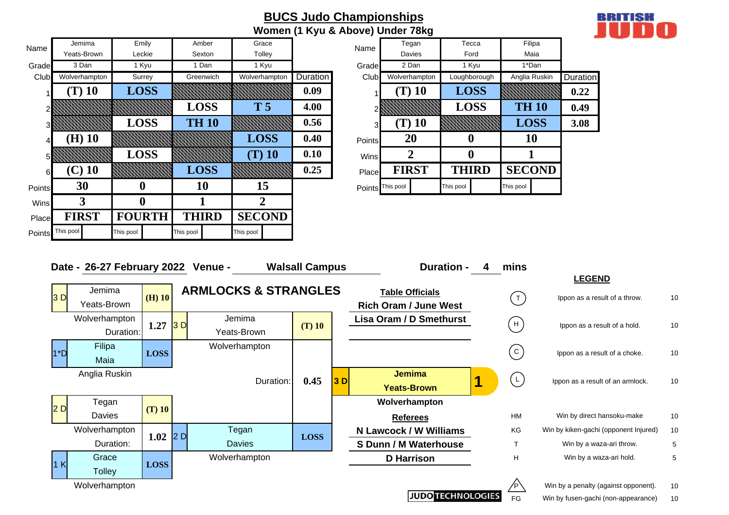# BUCS Judo Championships

## Women (1 Kyu & Above) Under 78kg

| Name | Jemima Yeats-Brown | Emily Leckie | Amber Sexton | Grace Tolley | |
|---|---|---|---|---|---|
| Grade | 3 Dan | 1 Kyu | 1 Dan | 1 Kyu | |
| Club | Wolverhampton | Surrey | Greenwich | Wolverhampton | Duration |
| 1 | (T) 10 | LOSS | | | 0.09 |
| 2 | | | LOSS | T 5 | 4.00 |
| 3 | | LOSS | TH 10 | | 0.56 |
| 4 | (H) 10 | | | LOSS | 0.40 |
| 5 | | LOSS | | (T) 10 | 0.10 |
| 6 | (C) 10 | | LOSS | | 0.25 |
| Points | 30 | 0 | 10 | 15 | |
| Wins | 3 | 0 | 1 | 2 | |
| Place | FIRST | FOURTH | THIRD | SECOND | |
| Points | This pool | This pool | This pool | This pool | |

| Name | Tegan Davies | Tecca Ford | Filipa Maia | |
|---|---|---|---|---|
| Grade | 2 Dan | 1 Kyu | 1*Dan | |
| Club | Wolverhampton | Loughborough | Anglia Ruskin | Duration |
| 1 | (T) 10 | LOSS | | 0.22 |
| 2 | | LOSS | TH 10 | 0.49 |
| 3 | (T) 10 | | LOSS | 3.08 |
| Points | 20 | 0 | 10 | |
| Wins | 2 | 0 | 1 | |
| Place | FIRST | THIRD | SECOND | |
| Points | This pool | This pool | This pool | |

**Date - 26-27 February 2022 Venue - Walsall Campus Duration - 4 mins**

### ARMLOCKS & STRANGLES

**Semi-final 1:** 3 D Jemima Yeats-Brown (Wolverhampton) (H) 10 vs 1*D Filipa Maia (Anglia Ruskin) LOSS — Duration: 1.27

**Semi-final 2:** 2 D Tegan Davies (Wolverhampton) (T) 10 vs 1 K Grace Tolley (Wolverhampton) LOSS — Duration: 1.02

**Final:** 3 D Jemima Yeats-Brown (Wolverhampton) (T) 10 vs 2 D Tegan Davies (Wolverhampton) LOSS — Duration: 0.45

**Winner:** 1 — 3 D Jemima Yeats-Brown, Wolverhampton

**Table Officials**
Rich Oram / June West
Lisa Oram / D Smethurst

**Referees**
N Lawcock / W Williams
S Dunn / M Waterhouse
D Harrison

### LEGEND

| Symbol | Description | Points |
|---|---|---|
| T | Ippon as a result of a throw. | 10 |
| H | Ippon as a result of a hold. | 10 |
| C | Ippon as a result of a choke. | 10 |
| L | Ippon as a result of an armlock. | 10 |
| HM | Win by direct hansoku-make | 10 |
| KG | Win by kiken-gachi (opponent Injured) | 10 |
| T | Win by a waza-ari throw. | 5 |
| H | Win by a waza-ari hold. | 5 |
| P | Win by a penalty (against opponent). | 10 |
| FG | Win by fusen-gachi (non-appearance) | 10 |

JUDO TECHNOLOGIES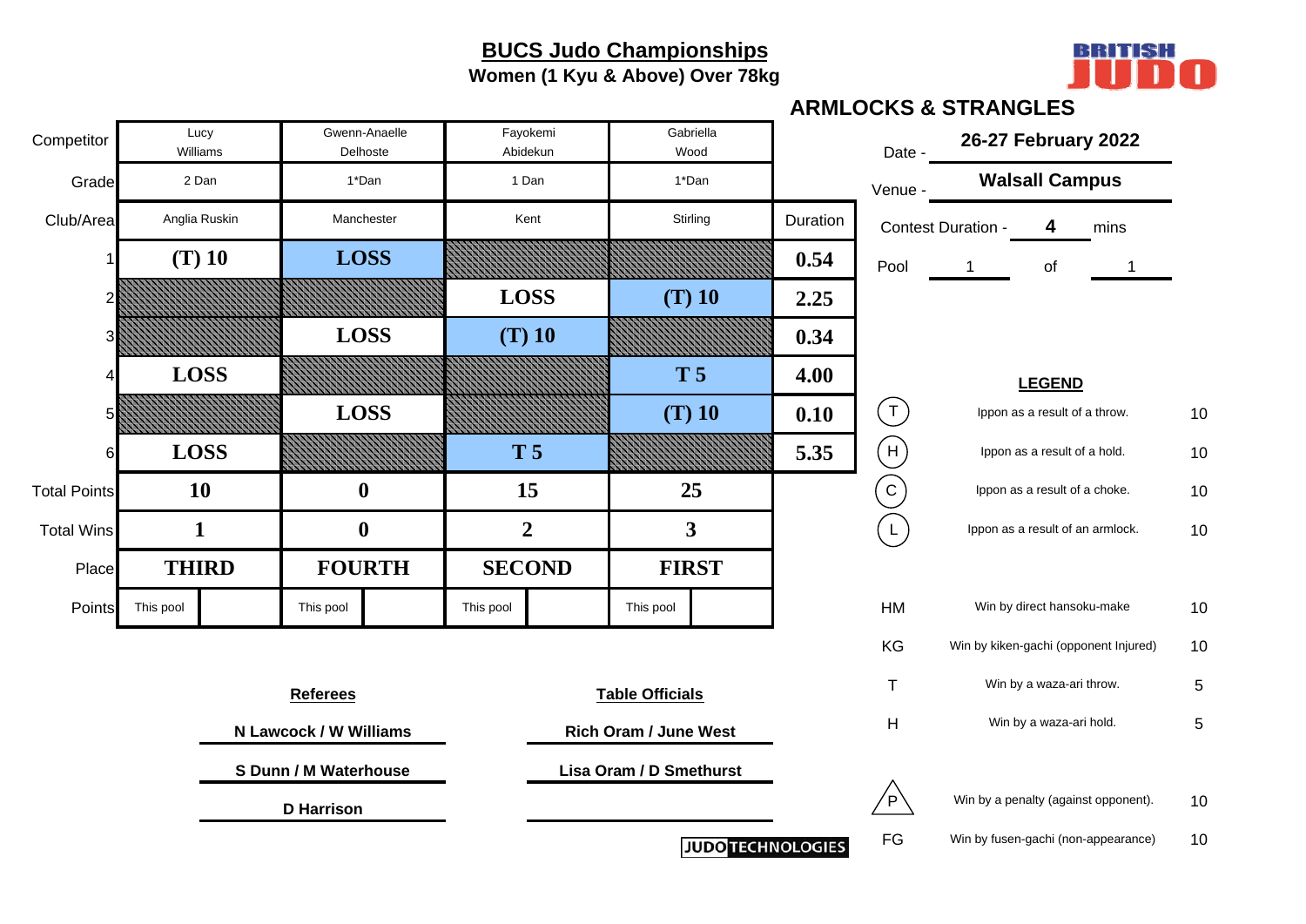# BUCS Judo Championships

**Women (1 Kyu & Above) Over 78kg**

## ARMLOCKS & STRANGLES

| Competitor | Lucy Williams | Gwenn-Anaelle Delhoste | Fayokemi Abidekun | Gabriella Wood | |
|---|---|---|---|---|---|
| Grade | 2 Dan | 1*Dan | 1 Dan | 1*Dan | |
| Club/Area | Anglia Ruskin | Manchester | Kent | Stirling | Duration |
| 1 | (T) 10 | LOSS | | | 0.54 |
| 2 | | | LOSS | (T) 10 | 2.25 |
| 3 | | LOSS | (T) 10 | | 0.34 |
| 4 | LOSS | | | T 5 | 4.00 |
| 5 | | LOSS | | (T) 10 | 0.10 |
| 6 | LOSS | | T 5 | | 5.35 |
| Total Points | 10 | 0 | 15 | 25 | |
| Total Wins | 1 | 0 | 2 | 3 | |
| Place | THIRD | FOURTH | SECOND | FIRST | |
| Points | This pool | This pool | This pool | This pool | |

Date - **26-27 February 2022**

Venue - **Walsall Campus**

Contest Duration - **4** mins

Pool 1 of 1

### LEGEND

| Symbol | Description | Points |
|---|---|---|
| (T) | Ippon as a result of a throw. | 10 |
| (H) | Ippon as a result of a hold. | 10 |
| (C) | Ippon as a result of a choke. | 10 |
| (L) | Ippon as a result of an armlock. | 10 |
| HM | Win by direct hansoku-make | 10 |
| KG | Win by kiken-gachi (opponent Injured) | 10 |
| T | Win by a waza-ari throw. | 5 |
| H | Win by a waza-ari hold. | 5 |
| P | Win by a penalty (against opponent). | 10 |
| FG | Win by fusen-gachi (non-appearance) | 10 |

**Referees**

N Lawcock / W Williams

S Dunn / M Waterhouse

D Harrison

**Table Officials**

Rich Oram / June West

Lisa Oram / D Smethurst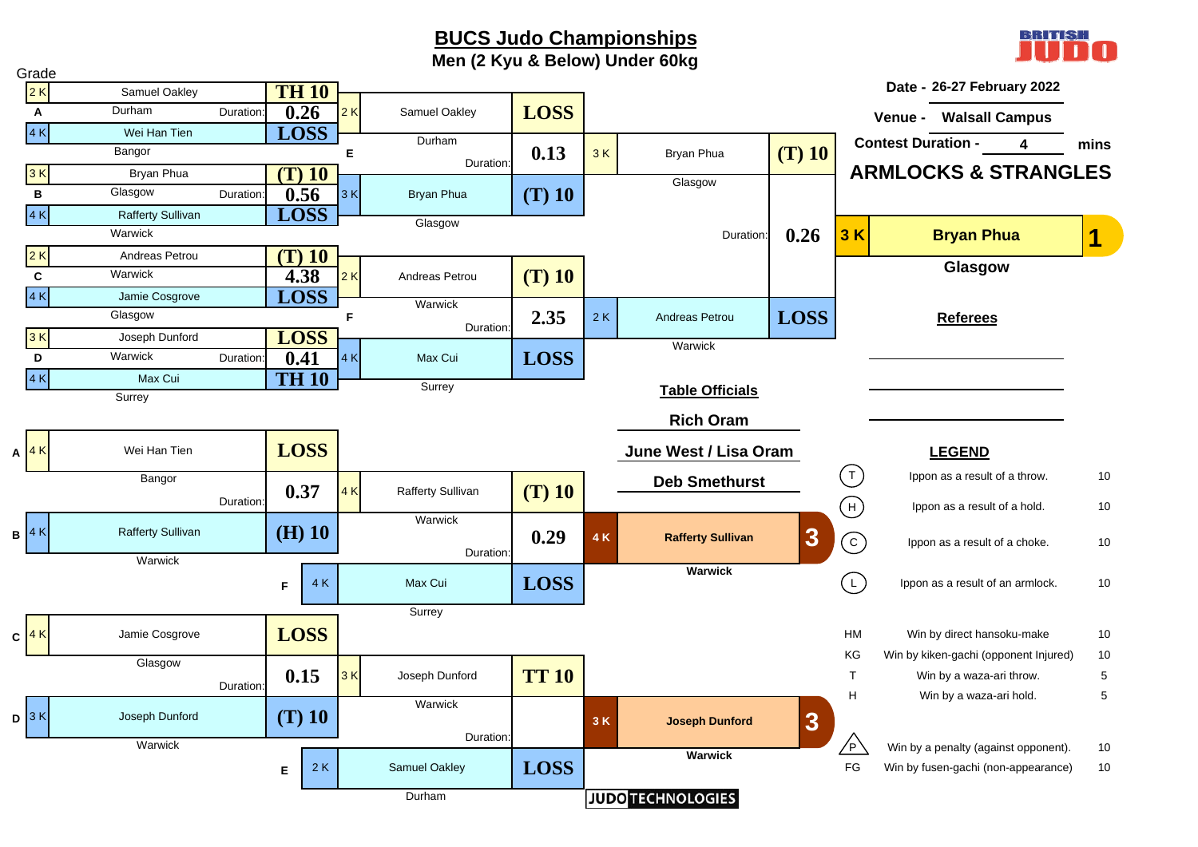# BUCS Judo Championships

## Men (2 Kyu & Below) Under 60kg

**Date -** 26-27 February 2022

**Venue -** Walsall Campus

**Contest Duration -** 4 mins

**ARMLOCKS & STRANGLES**

### Main Draw – Round 1

| Pool | Grade | Name | Club | Score | Duration |
|---|---|---|---|---|---|
| A | 2 K | Samuel Oakley | Durham | TH 10 | 0.26 |
| | 4 K | Wei Han Tien | Bangor | LOSS | |
| B | 3 K | Bryan Phua | Glasgow | (T) 10 | 0.56 |
| | 4 K | Rafferty Sullivan | Warwick | LOSS | |
| C | 2 K | Andreas Petrou | Warwick | (T) 10 | 4.38 |
| | 4 K | Jamie Cosgrove | Glasgow | LOSS | |
| D | 3 K | Joseph Dunford | Warwick | LOSS | 0.41 |
| | 4 K | Max Cui | Surrey | TH 10 | |

### Main Draw – Semi-finals

| Pool | Grade | Name | Club | Score | Duration |
|---|---|---|---|---|---|
| E | 2 K | Samuel Oakley | Durham | LOSS | 0.13 |
| | 3 K | Bryan Phua | Glasgow | (T) 10 | |
| F | 2 K | Andreas Petrou | Warwick | (T) 10 | 2.35 |
| | 4 K | Max Cui | Surrey | LOSS | |

### Final

| Grade | Name | Club | Score | Duration |
|---|---|---|---|---|
| 3 K | Bryan Phua | Glasgow | (T) 10 | 0.26 |
| 2 K | Andreas Petrou | Warwick | LOSS | |

**1 – 3 K Bryan Phua – Glasgow**

### Repechage

| Pool | Grade | Name | Club | Score | Duration |
|---|---|---|---|---|---|
| A | 4 K | Wei Han Tien | Bangor | LOSS | 0.37 |
| B | 4 K | Rafferty Sullivan | Warwick | (H) 10 | |
| C | 4 K | Jamie Cosgrove | Glasgow | LOSS | 0.15 |
| D | 3 K | Joseph Dunford | Warwick | (T) 10 | |

### Bronze Contests

| Pool | Grade | Name | Club | Score | Duration |
|---|---|---|---|---|---|
| | 4 K | Rafferty Sullivan | Warwick | (T) 10 | 0.29 |
| F | 4 K | Max Cui | Surrey | LOSS | |
| | 3 K | Joseph Dunford | Warwick | TT 10 | |
| E | 2 K | Samuel Oakley | Durham | LOSS | |

**3 – 4 K Rafferty Sullivan – Warwick**

**3 – 3 K Joseph Dunford – Warwick**

### Referees

### Table Officials

Rich Oram

June West / Lisa Oram

Deb Smethurst

### LEGEND

| Code | Description | Points |
|---|---|---|
| (T) | Ippon as a result of a throw. | 10 |
| (H) | Ippon as a result of a hold. | 10 |
| (C) | Ippon as a result of a choke. | 10 |
| (L) | Ippon as a result of an armlock. | 10 |
| HM | Win by direct hansoku-make | 10 |
| KG | Win by kiken-gachi (opponent Injured) | 10 |
| T | Win by a waza-ari throw. | 5 |
| H | Win by a waza-ari hold. | 5 |
| P | Win by a penalty (against opponent). | 10 |
| FG | Win by fusen-gachi (non-appearance) | 10 |

JUDO TECHNOLOGIES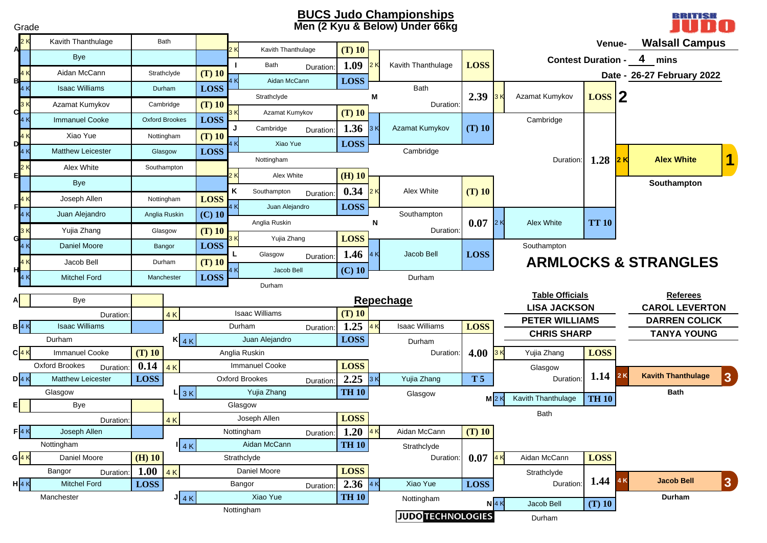# BUCS Judo Championships

## Men (2 Kyu & Below) Under 66kg

Venue- **Walsall Campus**

Contest Duration - **4** mins

Date - **26-27 February 2022**

Grade

## Main Draw

### First Round

| Pool | Grade | Name | Club | Score |
|---|---|---|---|---|
| A | 2 K | Kavith Thanthulage | Bath | |
| A | | Bye | | |
| B | 4 K | Aidan McCann | Strathclyde | (T) 10 |
| B | 4 K | Isaac Williams | Durham | LOSS |
| C | 3 K | Azamat Kumykov | Cambridge | (T) 10 |
| C | 4 K | Immanuel Cooke | Oxford Brookes | LOSS |
| D | 4 K | Xiao Yue | Nottingham | (T) 10 |
| D | 4 K | Matthew Leicester | Glasgow | LOSS |
| E | 2 K | Alex White | Southampton | |
| E | | Bye | | |
| F | 4 K | Joseph Allen | Nottingham | LOSS |
| F | 4 K | Juan Alejandro | Anglia Ruskin | (C) 10 |
| G | 3 K | Yujia Zhang | Glasgow | (T) 10 |
| G | 4 K | Daniel Moore | Bangor | LOSS |
| H | 4 K | Jacob Bell | Durham | (T) 10 |
| H | 4 K | Mitchel Ford | Manchester | LOSS |

### Second Round

| Contest | Grade | Name | Club | Score | Duration |
|---|---|---|---|---|---|
| I | 2 K | Kavith Thanthulage | Bath | (T) 10 | 1.09 |
| I | 4 K | Aidan McCann | Strathclyde | LOSS | |
| J | 3 K | Azamat Kumykov | Cambridge | (T) 10 | 1.36 |
| J | 4 K | Xiao Yue | Nottingham | LOSS | |
| K | 2 K | Alex White | Southampton | (H) 10 | 0.34 |
| K | 4 K | Juan Alejandro | Anglia Ruskin | LOSS | |
| L | 3 K | Yujia Zhang | Glasgow | LOSS | 1.46 |
| L | 4 K | Jacob Bell | Durham | (C) 10 | |

### Semi-Finals

| Contest | Grade | Name | Club | Score | Duration |
|---|---|---|---|---|---|
| M | 2 K | Kavith Thanthulage | Bath | LOSS | 2.39 |
| M | 3 K | Azamat Kumykov | Cambridge | (T) 10 | |
| N | 2 K | Alex White | Southampton | (T) 10 | 0.07 |
| N | 4 K | Jacob Bell | Durham | LOSS | |

### Final

| Grade | Name | Club | Score | Duration |
|---|---|---|---|---|
| 3 K | Azamat Kumykov | Cambridge | LOSS | 1.28 |
| 2 K | Alex White | Southampton | TT 10 | |

**2** – Azamat Kumykov

**1** – 2 K **Alex White**, Southampton

## ARMLOCKS & STRANGLES

## Repechage

### First Round

| Pool | Grade | Name | Club | Score | Duration |
|---|---|---|---|---|---|
| A | | Bye | | | |
| B | 4 K | Isaac Williams | Durham | | |
| C | 4 K | Immanuel Cooke | Oxford Brookes | (T) 10 | 0.14 |
| D | 4 K | Matthew Leicester | Glasgow | LOSS | |
| E | | Bye | | | |
| F | 4 K | Joseph Allen | Nottingham | | |
| G | 4 K | Daniel Moore | Bangor | (H) 10 | 1.00 |
| H | 4 K | Mitchel Ford | Manchester | LOSS | |

### Second Round

| Contest | Grade | Name | Club | Score | Duration |
|---|---|---|---|---|---|
| K | 4 K | Isaac Williams | Durham | (T) 10 | 1.25 |
| K | 4 K | Juan Alejandro | Anglia Ruskin | LOSS | |
| L | 4 K | Immanuel Cooke | Oxford Brookes | LOSS | 2.25 |
| L | 3 K | Yujia Zhang | Glasgow | TH 10 | |
| I | 4 K | Joseph Allen | Nottingham | LOSS | 1.20 |
| I | 4 K | Aidan McCann | Strathclyde | TH 10 | |
| J | 4 K | Daniel Moore | Bangor | LOSS | 2.36 |
| J | 4 K | Xiao Yue | Nottingham | TH 10 | |

### Third Round

| Grade | Name | Club | Score | Duration |
|---|---|---|---|---|
| 4 K | Isaac Williams | Durham | LOSS | 4.00 |
| 3 K | Yujia Zhang | Glasgow | T 5 | |
| 4 K | Aidan McCann | Strathclyde | (T) 10 | 0.07 |
| 4 K | Xiao Yue | Nottingham | LOSS | |

### Bronze Contests

| Contest | Grade | Name | Club | Score | Duration |
|---|---|---|---|---|---|
| M | 3 K | Yujia Zhang | Glasgow | LOSS | 1.14 |
| M | 2 K | Kavith Thanthulage | Bath | TH 10 | |
| N | 4 K | Aidan McCann | Strathclyde | LOSS | 1.44 |
| N | 4 K | Jacob Bell | Durham | (T) 10 | |

**3** – 2 K **Kavith Thanthulage**, Bath

**3** – 4 K **Jacob Bell**, Durham

| Table Officials | Referees |
|---|---|
| LISA JACKSON | CAROL LEVERTON |
| PETER WILLIAMS | DARREN COLICK |
| CHRIS SHARP | TANYA YOUNG |

JUDO TECHNOLOGIES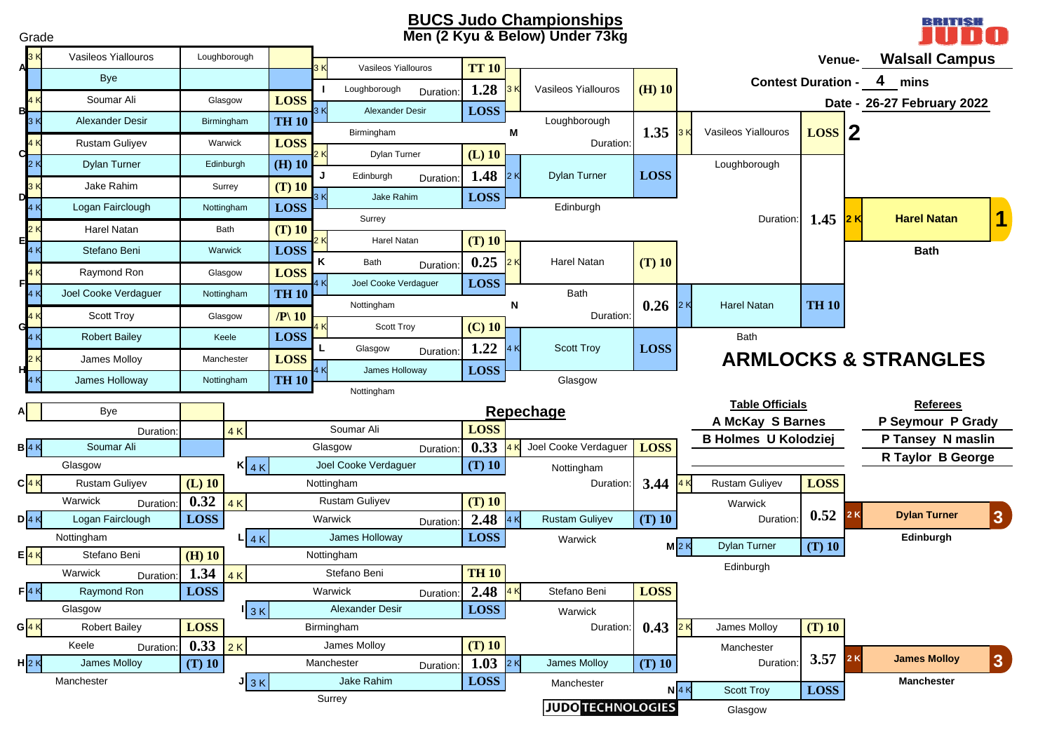# BUCS Judo Championships

## Men (2 Kyu & Below) Under 73kg

Venue- **Walsall Campus**

Contest Duration - **4** mins

Date - **26-27 February 2022**

### Main Draw – Round 1

| Pool | Grade | Name | Club | Score |
|---|---|---|---|---|
| A | 3 K | Vasileos Yiallouros | Loughborough | |
| A | | Bye | | |
| B | 4 K | Soumar Ali | Glasgow | LOSS |
| B | 3 K | Alexander Desir | Birmingham | TH 10 |
| C | 4 K | Rustam Guliyev | Warwick | LOSS |
| C | 2 K | Dylan Turner | Edinburgh | (H) 10 |
| D | 3 K | Jake Rahim | Surrey | (T) 10 |
| D | 4 K | Logan Fairclough | Nottingham | LOSS |
| E | 2 K | Harel Natan | Bath | (T) 10 |
| E | 4 K | Stefano Beni | Warwick | LOSS |
| F | 4 K | Raymond Ron | Glasgow | LOSS |
| F | 4 K | Joel Cooke Verdaguer | Nottingham | TH 10 |
| G | 4 K | Scott Troy | Glasgow | /P\ 10 |
| G | 4 K | Robert Bailey | Keele | LOSS |
| H | 2 K | James Molloy | Manchester | LOSS |
| H | 4 K | James Holloway | Nottingham | TH 10 |

### Main Draw – Round 2

| Contest | Grade | Name | Club | Score | Duration |
|---|---|---|---|---|---|
| I | 3 K | Vasileos Yiallouros | Loughborough | TT 10 | 1.28 |
| I | 3 K | Alexander Desir | Birmingham | LOSS | |
| J | 2 K | Dylan Turner | Edinburgh | (L) 10 | 1.48 |
| J | 3 K | Jake Rahim | Surrey | LOSS | |
| K | 2 K | Harel Natan | Bath | (T) 10 | 0.25 |
| K | 4 K | Joel Cooke Verdaguer | Nottingham | LOSS | |
| L | 4 K | Scott Troy | Glasgow | (C) 10 | 1.22 |
| L | 4 K | James Holloway | Nottingham | LOSS | |

### Main Draw – Semi-finals

| Contest | Grade | Name | Club | Score | Duration |
|---|---|---|---|---|---|
| M | 3 K | Vasileos Yiallouros | Loughborough | (H) 10 | 1.35 |
| M | 2 K | Dylan Turner | Edinburgh | LOSS | |
| N | 2 K | Harel Natan | Bath | (T) 10 | 0.26 |
| N | 4 K | Scott Troy | Glasgow | LOSS | |

### Final

| Grade | Name | Club | Score | Duration |
|---|---|---|---|---|
| 3 K | Vasileos Yiallouros | Loughborough | LOSS | 1.45 |
| 2 K | Harel Natan | Bath | TH 10 | |

**1** – 2 K **Harel Natan**, Bath

**2** – 3 K Vasileos Yiallouros, Loughborough

## ARMLOCKS & STRANGLES

## Repechage

| Pool | Grade | Name | Club | Score | Duration |
|---|---|---|---|---|---|
| A | | Bye | | | |
| B | 4 K | Soumar Ali | Glasgow | | |
| C | 4 K | Rustam Guliyev | Warwick | (L) 10 | 0.32 |
| D | 4 K | Logan Fairclough | Nottingham | LOSS | |
| E | 4 K | Stefano Beni | Warwick | (H) 10 | 1.34 |
| F | 4 K | Raymond Ron | Glasgow | LOSS | |
| G | 4 K | Robert Bailey | Keele | LOSS | 0.33 |
| H | 2 K | James Molloy | Manchester | (T) 10 | |

| Contest | Grade | Name | Club | Score | Duration |
|---|---|---|---|---|---|
| | 4 K | Soumar Ali | Glasgow | LOSS | 0.33 |
| K | 4 K | Joel Cooke Verdaguer | Nottingham | (T) 10 | |
| | 4 K | Rustam Guliyev | Warwick | (T) 10 | 2.48 |
| L | 4 K | James Holloway | Nottingham | LOSS | |
| | 4 K | Stefano Beni | Warwick | TH 10 | 2.48 |
| I | 3 K | Alexander Desir | Birmingham | LOSS | |
| | 2 K | James Molloy | Manchester | (T) 10 | 1.03 |
| J | 3 K | Jake Rahim | Surrey | LOSS | |

| Grade | Name | Club | Score | Duration |
|---|---|---|---|---|
| 4 K | Joel Cooke Verdaguer | Nottingham | LOSS | 3.44 |
| 4 K | Rustam Guliyev | Warwick | (T) 10 | |
| 4 K | Stefano Beni | Warwick | LOSS | 0.43 |
| 2 K | James Molloy | Manchester | (T) 10 | |

### Bronze Contests

| Contest | Grade | Name | Club | Score | Duration |
|---|---|---|---|---|---|
| | 4 K | Rustam Guliyev | Warwick | LOSS | 0.52 |
| M | 2 K | Dylan Turner | Edinburgh | (T) 10 | |
| | 2 K | James Molloy | Manchester | (T) 10 | 3.57 |
| N | 4 K | Scott Troy | Glasgow | LOSS | |

**3** – 2 K **Dylan Turner**, Edinburgh

**3** – 2 K **James Molloy**, Manchester

**Table Officials**

A McKay S Barnes

B Holmes U Kolodziej

**Referees**

P Seymour P Grady

P Tansey N maslin

R Taylor B George

JUDO TECHNOLOGIES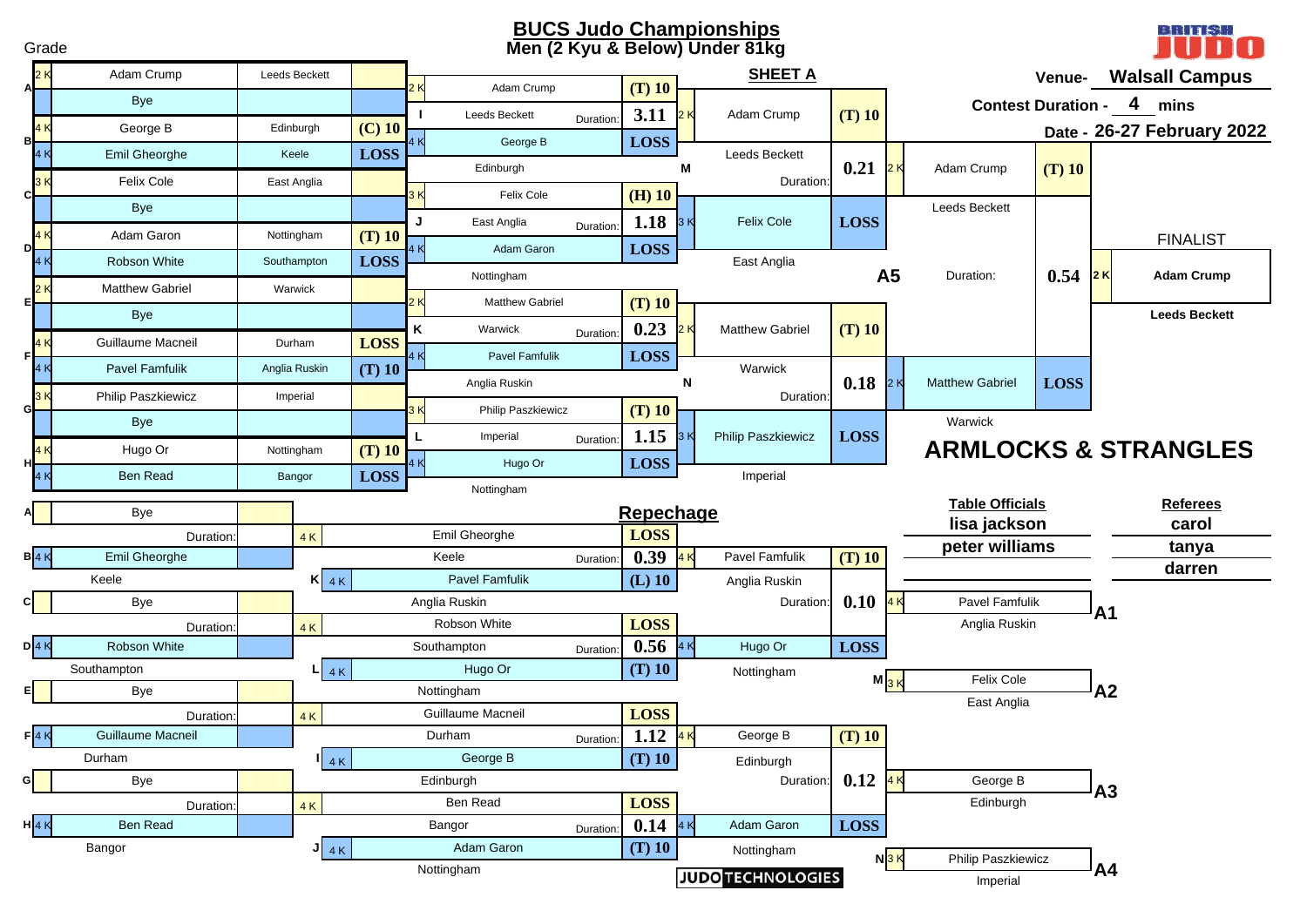# BUCS Judo Championships

## Men (2 Kyu & Below) Under 81kg

**SHEET A**

Grade

Venue- **Walsall Campus**

Contest Duration - **4** mins

Date - **26-27 February 2022**

### Pool Draw

| Pool | Grade | Name | Club | Result |
|---|---|---|---|---|
| A | 2 K | Adam Crump | Leeds Beckett | |
| A | | Bye | | |
| B | 4 K | George B | Edinburgh | (C) 10 |
| B | 4 K | Emil Gheorghe | Keele | LOSS |
| C | 3 K | Felix Cole | East Anglia | |
| C | | Bye | | |
| D | 4 K | Adam Garon | Nottingham | (T) 10 |
| D | 4 K | Robson White | Southampton | LOSS |
| E | 2 K | Matthew Gabriel | Warwick | |
| E | | Bye | | |
| F | 4 K | Guillaume Macneil | Durham | LOSS |
| F | 4 K | Pavel Famfulik | Anglia Ruskin | (T) 10 |
| G | 3 K | Philip Paszkiewicz | Imperial | |
| G | | Bye | | |
| H | 4 K | Hugo Or | Nottingham | (T) 10 |
| H | 4 K | Ben Read | Bangor | LOSS |

### Second Round

| Contest | Grade | Name | Club | Duration | Result |
|---|---|---|---|---|---|
| I | 2 K | Adam Crump | Leeds Beckett | 3.11 | (T) 10 |
| I | 4 K | George B | Edinburgh | | LOSS |
| J | 3 K | Felix Cole | East Anglia | 1.18 | (H) 10 |
| J | 4 K | Adam Garon | Nottingham | | LOSS |
| K | 2 K | Matthew Gabriel | Warwick | 0.23 | (T) 10 |
| K | 4 K | Pavel Famfulik | Anglia Ruskin | | LOSS |
| L | 3 K | Philip Paszkiewicz | Imperial | 1.15 | (T) 10 |
| L | 4 K | Hugo Or | Nottingham | | LOSS |

### Semi-Finals

| Contest | Grade | Name | Club | Duration | Result |
|---|---|---|---|---|---|
| M | 2 K | Adam Crump | Leeds Beckett | 0.21 | (T) 10 |
| M | 3 K | Felix Cole | East Anglia | | LOSS |
| N | 2 K | Matthew Gabriel | Warwick | 0.18 | (T) 10 |
| N | 3 K | Philip Paszkiewicz | Imperial | | LOSS |

### Pool Final (A5)

| Grade | Name | Club | Duration | Result |
|---|---|---|---|---|
| 2 K | Adam Crump | Leeds Beckett | 0.54 | (T) 10 |
| 2 K | Matthew Gabriel | Warwick | | LOSS |

**FINALIST**

2 K **Adam Crump**

**Leeds Beckett**

## ARMLOCKS & STRANGLES

## Repechage

### First Round

| Pool | Grade | Name | Club | Duration | Result |
|---|---|---|---|---|---|
| A | | Bye | | | |
| B | 4 K | Emil Gheorghe | Keele | | |
| C | | Bye | | | |
| D | 4 K | Robson White | Southampton | | |
| E | | Bye | | | |
| F | 4 K | Guillaume Macneil | Durham | | |
| G | | Bye | | | |
| H | 4 K | Ben Read | Bangor | | |

### Second Round

| Contest | Grade | Name | Club | Duration | Result |
|---|---|---|---|---|---|
| K | 4 K | Emil Gheorghe | Keele | 0.39 | LOSS |
| K | 4 K | Pavel Famfulik | Anglia Ruskin | | (L) 10 |
| L | 4 K | Robson White | Southampton | 0.56 | LOSS |
| L | 4 K | Hugo Or | Nottingham | | (T) 10 |
| I | 4 K | Guillaume Macneil | Durham | 1.12 | LOSS |
| I | 4 K | George B | Edinburgh | | (T) 10 |
| J | 4 K | Ben Read | Bangor | 0.14 | LOSS |
| J | 4 K | Adam Garon | Nottingham | | (T) 10 |

### Third Round

| Grade | Name | Club | Duration | Result |
|---|---|---|---|---|
| 4 K | Pavel Famfulik | Anglia Ruskin | 0.10 | (T) 10 |
| 4 K | Hugo Or | Nottingham | | LOSS |
| 4 K | George B | Edinburgh | 0.12 | (T) 10 |
| 4 K | Adam Garon | Nottingham | | LOSS |

### Repechage Placings

| Position | Contest | Grade | Name | Club |
|---|---|---|---|---|
| A1 | | 4 K | Pavel Famfulik | Anglia Ruskin |
| A2 | M | 3 K | Felix Cole | East Anglia |
| A3 | | 4 K | George B | Edinburgh |
| A4 | N | 3 K | Philip Paszkiewicz | Imperial |

**Table Officials**

lisa jackson

peter williams

**Referees**

carol

tanya

darren

JUDO TECHNOLOGIES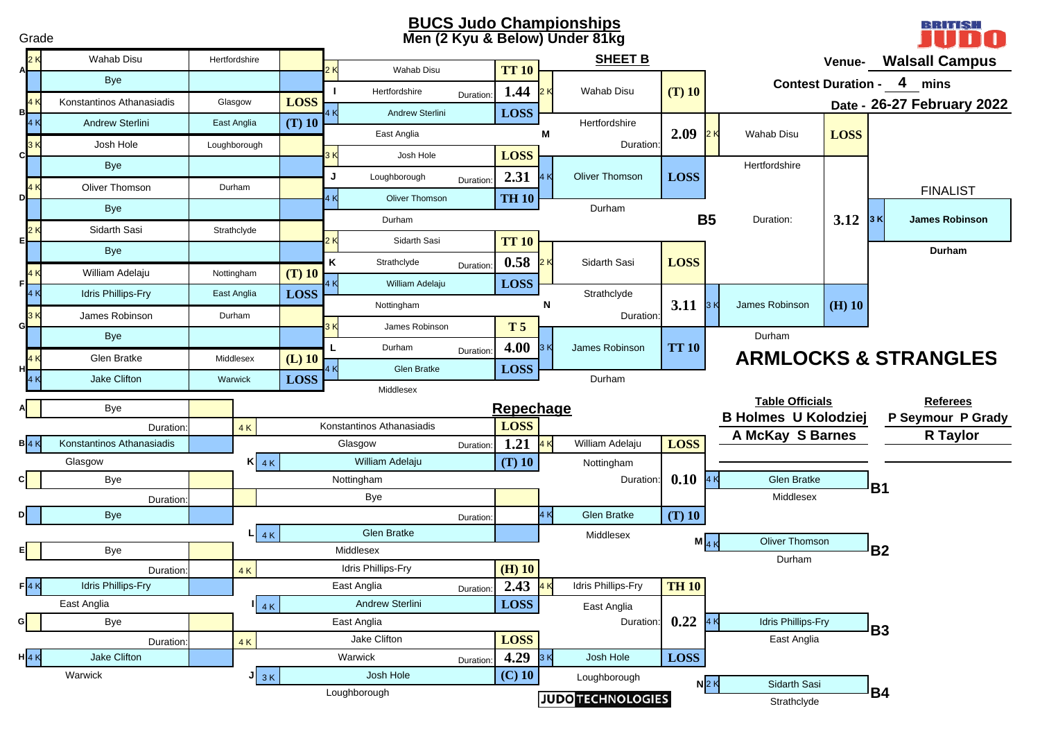# BUCS Judo Championships

## Men (2 Kyu & Below) Under 81kg

**SHEET B**

Venue- **Walsall Campus**

Contest Duration - **4** mins

Date - **26-27 February 2022**

Grade

### Pool / First Round

| Pool | Grade | Name | Club | Result |
|---|---|---|---|---|
| A | 2 K | Wahab Disu | Hertfordshire | |
| | | Bye | | |
| B | 4 K | Konstantinos Athanasiadis | Glasgow | LOSS |
| | 4 K | Andrew Sterlini | East Anglia | (T) 10 |
| C | 3 K | Josh Hole | Loughborough | |
| | | Bye | | |
| D | 4 K | Oliver Thomson | Durham | |
| | | Bye | | |
| E | 2 K | Sidarth Sasi | Strathclyde | |
| | | Bye | | |
| F | 4 K | William Adelaju | Nottingham | (T) 10 |
| | 4 K | Idris Phillips-Fry | East Anglia | LOSS |
| G | 3 K | James Robinson | Durham | |
| | | Bye | | |
| H | 4 K | Glen Bratke | Middlesex | (L) 10 |
| | 4 K | Jake Clifton | Warwick | LOSS |

### Second Round

| Contest | Grade | Name | Club | Duration | Result |
|---|---|---|---|---|---|
| I | 2 K | Wahab Disu | Hertfordshire | 1.44 | TT 10 |
| | 4 K | Andrew Sterlini | East Anglia | | LOSS |
| J | 3 K | Josh Hole | Loughborough | 2.31 | LOSS |
| | 4 K | Oliver Thomson | Durham | | TH 10 |
| K | 2 K | Sidarth Sasi | Strathclyde | 0.58 | TT 10 |
| | 4 K | William Adelaju | Nottingham | | LOSS |
| L | 3 K | James Robinson | Durham | 4.00 | T 5 |
| | 4 K | Glen Bratke | Middlesex | | LOSS |

### Semi-Finals

| Contest | Grade | Name | Club | Duration | Result |
|---|---|---|---|---|---|
| M | 2 K | Wahab Disu | Hertfordshire | 2.09 | (T) 10 |
| | 4 K | Oliver Thomson | Durham | | LOSS |
| N | 2 K | Sidarth Sasi | Strathclyde | 3.11 | LOSS |
| | 3 K | James Robinson | Durham | | TT 10 |

### Final (B5)

| Grade | Name | Club | Duration | Result |
|---|---|---|---|---|
| 2 K | Wahab Disu | Hertfordshire | 3.12 | LOSS |
| 3 K | James Robinson | Durham | | (H) 10 |

**FINALIST**

3 K **James Robinson** — **Durham**

## ARMLOCKS & STRANGLES

## Repechage

| Pool | Grade | Name | Club |
|---|---|---|---|
| A | | Bye | |
| B | 4 K | Konstantinos Athanasiadis | Glasgow |
| C | | Bye | |
| D | | Bye | |
| E | | Bye | |
| F | 4 K | Idris Phillips-Fry | East Anglia |
| G | | Bye | |
| H | 4 K | Jake Clifton | Warwick |

| Grade | Name | Club | Duration | Result |
|---|---|---|---|---|
| 4 K | Konstantinos Athanasiadis | Glasgow | 1.21 | LOSS |
| K 4 K | William Adelaju | Nottingham | | (T) 10 |
| | Bye | | | |
| L 4 K | Glen Bratke | Middlesex | | |
| 4 K | Idris Phillips-Fry | East Anglia | 2.43 | (H) 10 |
| I 4 K | Andrew Sterlini | East Anglia | | LOSS |
| 4 K | Jake Clifton | Warwick | 4.29 | LOSS |
| J 3 K | Josh Hole | Loughborough | | (C) 10 |

| Grade | Name | Club | Duration | Result |
|---|---|---|---|---|
| 4 K | William Adelaju | Nottingham | 0.10 | LOSS |
| 4 K | Glen Bratke | Middlesex | | (T) 10 |
| 4 K | Idris Phillips-Fry | East Anglia | 0.22 | TH 10 |
| 3 K | Josh Hole | Loughborough | | LOSS |

| Position | Contest | Grade | Name | Club |
|---|---|---|---|---|
| B1 | | 4 K | Glen Bratke | Middlesex |
| B2 | M | 4 K | Oliver Thomson | Durham |
| B3 | | 4 K | Idris Phillips-Fry | East Anglia |
| B4 | N | 2 K | Sidarth Sasi | Strathclyde |

**Table Officials**

B Holmes U Kolodziej

A McKay S Barnes

**Referees**

P Seymour P Grady

R Taylor

JUDO TECHNOLOGIES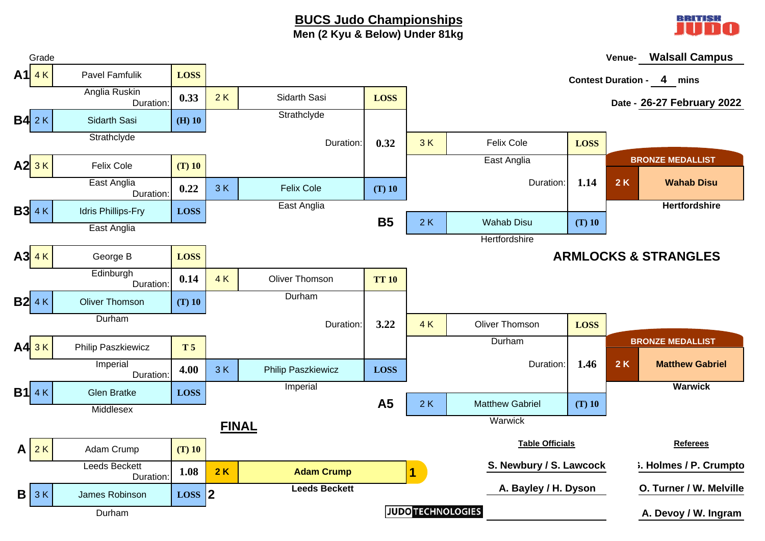# BUCS Judo Championships

## Men (2 Kyu & Below) Under 81kg

Venue- **Walsall Campus**

Contest Duration - **4** mins

Date - **26-27 February 2022**

### Pool A / Pool B – Round 1

| Pos | Grade | Name | Club | Score | Duration |
| --- | --- | --- | --- | --- | --- |
| A1 | 4 K | Pavel Famfulik | Anglia Ruskin | LOSS | 0.33 |
| B4 | 2 K | Sidarth Sasi | Strathclyde | (H) 10 | |
| A2 | 3 K | Felix Cole | East Anglia | (T) 10 | 0.22 |
| B3 | 4 K | Idris Phillips-Fry | East Anglia | LOSS | |
| A3 | 4 K | George B | Edinburgh | LOSS | 0.14 |
| B2 | 4 K | Oliver Thomson | Durham | (T) 10 | |
| A4 | 3 K | Philip Paszkiewicz | Imperial | T 5 | 4.00 |
| B1 | 4 K | Glen Bratke | Middlesex | LOSS | |

### Round 2

| Grade | Name | Club | Score | Duration |
| --- | --- | --- | --- | --- |
| 2 K | Sidarth Sasi | Strathclyde | LOSS | 0.32 |
| 3 K | Felix Cole | East Anglia | (T) 10 | |
| 4 K | Oliver Thomson | Durham | TT 10 | 3.22 |
| 3 K | Philip Paszkiewicz | Imperial | LOSS | |

### Repechage

| Pos | Grade | Name | Club | Score | Duration |
| --- | --- | --- | --- | --- | --- |
| | 3 K | Felix Cole | East Anglia | LOSS | 1.14 |
| B5 | 2 K | Wahab Disu | Hertfordshire | (T) 10 | |
| | 4 K | Oliver Thomson | Durham | LOSS | 1.46 |
| A5 | 2 K | Matthew Gabriel | Warwick | (T) 10 | |

**BRONZE MEDALLIST**: 2 K **Wahab Disu** – **Hertfordshire**

**BRONZE MEDALLIST**: 2 K **Matthew Gabriel** – **Warwick**

## ARMLOCKS & STRANGLES

### FINAL

| Pos | Grade | Name | Club | Score | Duration |
| --- | --- | --- | --- | --- | --- |
| A | 2 K | Adam Crump | Leeds Beckett | (T) 10 | 1.08 |
| B | 3 K | James Robinson | Durham | LOSS | |

1. **2 K Adam Crump** – **Leeds Beckett**
2. James Robinson – Durham

| Table Officials | Referees |
| --- | --- |
| S. Newbury / S. Lawcock | S. Holmes / P. Crumpto |
| A. Bayley / H. Dyson | O. Turner / W. Melville |
| | A. Devoy / W. Ingram |

JUDO TECHNOLOGIES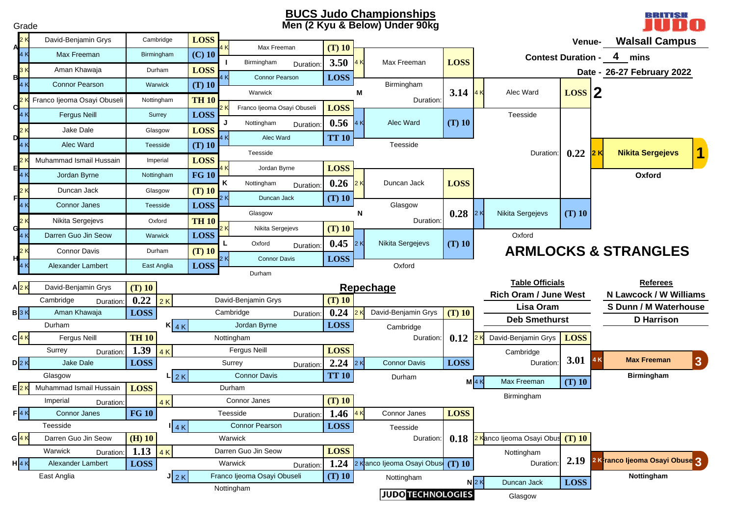# BUCS Judo Championships

## Men (2 Kyu & Below) Under 90kg

Venue- **Walsall Campus**

Contest Duration - **4** mins

Date - **26-27 February 2022**

### Pool Results (Round 1)

| Pool | Grade | Name | University | Result |
|---|---|---|---|---|
| A | 2 K | David-Benjamin Grys | Cambridge | LOSS |
| A | 4 K | Max Freeman | Birmingham | (C) 10 |
| B | 3 K | Aman Khawaja | Durham | LOSS |
| B | 4 K | Connor Pearson | Warwick | (T) 10 |
| C | 2 K | Franco Ijeoma Osayi Obuseli | Nottingham | TH 10 |
| C | 4 K | Fergus Neill | Surrey | LOSS |
| D | 2 K | Jake Dale | Glasgow | LOSS |
| D | 4 K | Alec Ward | Teesside | (T) 10 |
| E | 2 K | Muhammad Ismail Hussain | Imperial | LOSS |
| E | 4 K | Jordan Byrne | Nottingham | FG 10 |
| F | 2 K | Duncan Jack | Glasgow | (T) 10 |
| F | 4 K | Connor Janes | Teesside | LOSS |
| G | 2 K | Nikita Sergejevs | Oxford | TH 10 |
| G | 4 K | Darren Guo Jin Seow | Warwick | LOSS |
| H | 2 K | Connor Davis | Durham | (T) 10 |
| H | 4 K | Alexander Lambert | East Anglia | LOSS |

### Quarter Finals

| Contest | Grade | Name | University | Result | Duration |
|---|---|---|---|---|---|
| I | 4 K | Max Freeman | Birmingham | (T) 10 | 3.50 |
| I | 4 K | Connor Pearson | Warwick | LOSS | |
| J | 2 K | Franco Ijeoma Osayi Obuseli | Nottingham | LOSS | 0.56 |
| J | 4 K | Alec Ward | Teesside | TT 10 | |
| K | 4 K | Jordan Byrne | Nottingham | LOSS | 0.26 |
| K | 2 K | Duncan Jack | Glasgow | (T) 10 | |
| L | 2 K | Nikita Sergejevs | Oxford | (T) 10 | 0.45 |
| L | 2 K | Connor Davis | Durham | LOSS | |

### Semi Finals

| Contest | Grade | Name | University | Result | Duration |
|---|---|---|---|---|---|
| M | 4 K | Max Freeman | Birmingham | LOSS | 3.14 |
| M | 4 K | Alec Ward | Teesside | (T) 10 | |
| N | 2 K | Duncan Jack | Glasgow | LOSS | 0.28 |
| N | 2 K | Nikita Sergejevs | Oxford | (T) 10 | |

### Final

| Grade | Name | University | Result | Duration |
|---|---|---|---|---|
| 4 K | Alec Ward | Teesside | LOSS | 0.22 |
| 2 K | Nikita Sergejevs | Oxford | (T) 10 | |

## Repechage

### Repechage Round 1

| Pool | Grade | Name | University | Result | Duration |
|---|---|---|---|---|---|
| A | 2 K | David-Benjamin Grys | Cambridge | (T) 10 | 0.22 |
| B | 3 K | Aman Khawaja | Durham | LOSS | |
| C | 4 K | Fergus Neill | Surrey | TH 10 | 1.39 |
| D | 2 K | Jake Dale | Glasgow | LOSS | |
| E | 2 K | Muhammad Ismail Hussain | Imperial | LOSS | |
| F | 4 K | Connor Janes | Teesside | FG 10 | |
| G | 4 K | Darren Guo Jin Seow | Warwick | (H) 10 | 1.13 |
| H | 4 K | Alexander Lambert | East Anglia | LOSS | |

### Repechage Round 2

| Contest | Grade | Name | University | Result | Duration |
|---|---|---|---|---|---|
| | 2 K | David-Benjamin Grys | Cambridge | (T) 10 | 0.24 |
| K | 4 K | Jordan Byrne | Nottingham | LOSS | |
| | 4 K | Fergus Neill | Surrey | LOSS | 2.24 |
| L | 2 K | Connor Davis | Durham | TT 10 | |
| | 4 K | Connor Janes | Teesside | (T) 10 | 1.46 |
| I | 4 K | Connor Pearson | Warwick | LOSS | |
| | 4 K | Darren Guo Jin Seow | Warwick | LOSS | 1.24 |
| J | 2 K | Franco Ijeoma Osayi Obuseli | Nottingham | (T) 10 | |

### Repechage Round 3

| Grade | Name | University | Result | Duration |
|---|---|---|---|---|
| 2 K | David-Benjamin Grys | Cambridge | (T) 10 | 0.12 |
| 2 K | Connor Davis | Durham | LOSS | |
| 4 K | Connor Janes | Teesside | LOSS | 0.18 |
| 2 K | Franco Ijeoma Osayi Obuseli | Nottingham | (T) 10 | |

### Bronze Medal Contests

| Contest | Grade | Name | University | Result | Duration |
|---|---|---|---|---|---|
| | 2 K | David-Benjamin Grys | Cambridge | LOSS | 3.01 |
| M | 4 K | Max Freeman | Birmingham | (T) 10 | |
| | 2 K | Franco Ijeoma Osayi Obuseli | Nottingham | (T) 10 | 2.19 |
| N | 2 K | Duncan Jack | Glasgow | LOSS | |

## Final Placings

| Place | Grade | Name | University |
|---|---|---|---|
| 1 | 2 K | Nikita Sergejevs | Oxford |
| 2 | 4 K | Alec Ward | Teesside |
| 3 | 4 K | Max Freeman | Birmingham |
| 3 | 2 K | Franco Ijeoma Osayi Obuseli | Nottingham |

**ARMLOCKS & STRANGLES**

**Table Officials**

Rich Oram / June West

Lisa Oram

Deb Smethurst

**Referees**

N Lawcock / W Williams

S Dunn / M Waterhouse

D Harrison

JUDO TECHNOLOGIES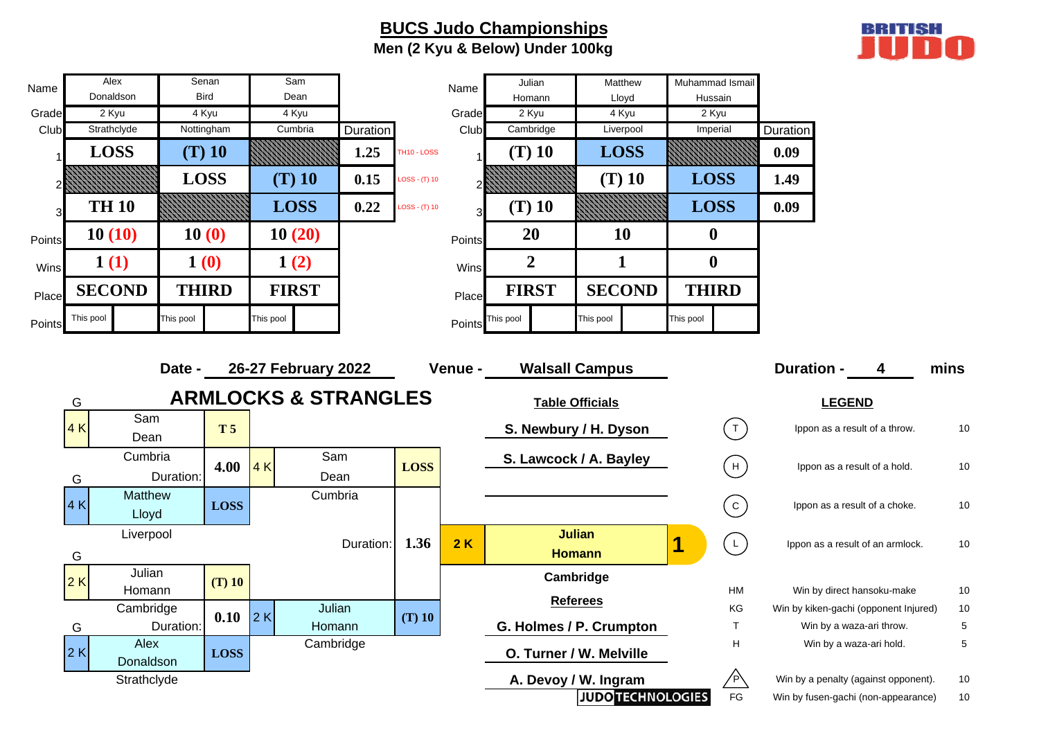# BUCS Judo Championships

## Men (2 Kyu & Below) Under 100kg

| Name | Alex Donaldson | Senan Bird | Sam Dean | Duration | |
|---|---|---|---|---|---|
| Grade | 2 Kyu | 4 Kyu | 4 Kyu | | |
| Club | Strathclyde | Nottingham | Cumbria | | |
| 1 | LOSS | (T) 10 | | 1.25 | TH10 - LOSS |
| 2 | | LOSS | (T) 10 | 0.15 | LOSS - (T) 10 |
| 3 | TH 10 | | LOSS | 0.22 | LOSS - (T) 10 |
| Points | 10 (10) | 10 (0) | 10 (20) | | |
| Wins | 1 (1) | 1 (0) | 1 (2) | | |
| Place | SECOND | THIRD | FIRST | | |
| Points | This pool | This pool | This pool | | |

| Name | Julian Homann | Matthew Lloyd | Muhammad Ismail Hussain | Duration |
|---|---|---|---|---|
| Grade | 2 Kyu | 4 Kyu | 2 Kyu | |
| Club | Cambridge | Liverpool | Imperial | |
| 1 | (T) 10 | LOSS | | 0.09 |
| 2 | | (T) 10 | LOSS | 1.49 |
| 3 | (T) 10 | | LOSS | 0.09 |
| Points | 20 | 10 | 0 | |
| Wins | 2 | 1 | 0 | |
| Place | FIRST | SECOND | THIRD | |
| Points | This pool | This pool | This pool | |

**Date -** 26-27 February 2022 **Venue -** Walsall Campus **Duration -** 4 mins

## ARMLOCKS & STRANGLES

| Grade | Name | Club | Result | Duration |
|---|---|---|---|---|
| 4 K | Sam Dean | Cumbria | T 5 | 4.00 |
| 4 K | Matthew Lloyd | Liverpool | LOSS | |
| 2 K | Julian Homann | Cambridge | (T) 10 | 0.10 |
| 2 K | Alex Donaldson | Strathclyde | LOSS | |

| Grade | Name | Club | Result | Duration |
|---|---|---|---|---|
| 4 K | Sam Dean | Cumbria | LOSS | 1.36 |
| 2 K | Julian Homann | Cambridge | (T) 10 | |

**Winner:** 1 — 2 K Julian Homann, Cambridge

**Table Officials**

- S. Newbury / H. Dyson
- S. Lawcock / A. Bayley

**Referees**

- G. Holmes / P. Crumpton
- O. Turner / W. Melville
- A. Devoy / W. Ingram

**LEGEND**

| Code | Description | Points |
|---|---|---|
| T | Ippon as a result of a throw. | 10 |
| H | Ippon as a result of a hold. | 10 |
| C | Ippon as a result of a choke. | 10 |
| L | Ippon as a result of an armlock. | 10 |
| HM | Win by direct hansoku-make | 10 |
| KG | Win by kiken-gachi (opponent Injured) | 10 |
| T | Win by a waza-ari throw. | 5 |
| H | Win by a waza-ari hold. | 5 |
| P | Win by a penalty (against opponent). | 10 |
| FG | Win by fusen-gachi (non-appearance) | 10 |

JUDO TECHNOLOGIES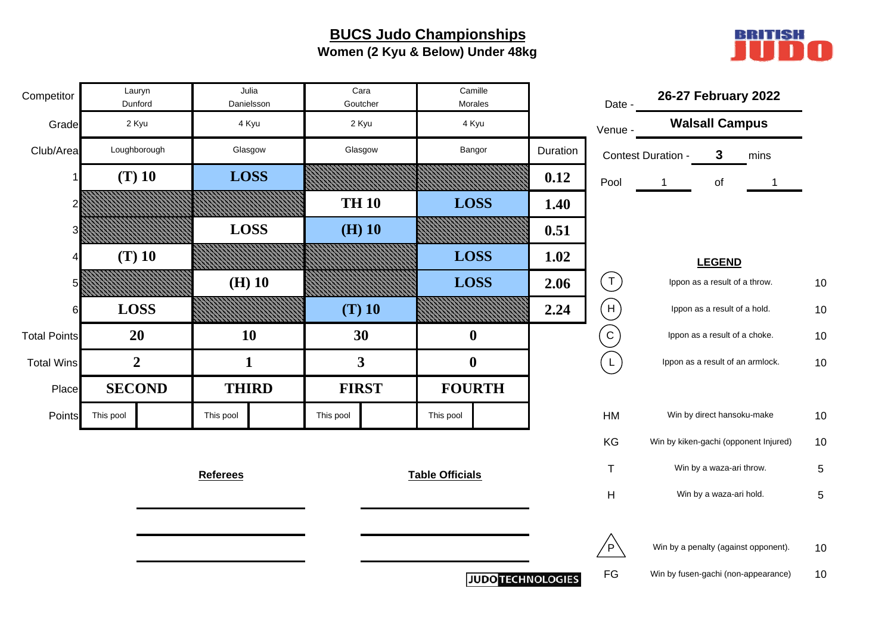# BUCS Judo Championships

**Women (2 Kyu & Below) Under 48kg**

BRITISH JUDO

| Competitor | Lauryn Dunford | Julia Danielsson | Cara Goutcher | Camille Morales | |
|---|---|---|---|---|---|
| Grade | 2 Kyu | 4 Kyu | 2 Kyu | 4 Kyu | |
| Club/Area | Loughborough | Glasgow | Glasgow | Bangor | Duration |
| 1 | **(T) 10** | **LOSS** | | | **0.12** |
| 2 | | | **TH 10** | **LOSS** | **1.40** |
| 3 | | **LOSS** | **(H) 10** | | **0.51** |
| 4 | **(T) 10** | | | **LOSS** | **1.02** |
| 5 | | **(H) 10** | | **LOSS** | **2.06** |
| 6 | **LOSS** | | **(T) 10** | | **2.24** |
| Total Points | **20** | **10** | **30** | **0** | |
| Total Wins | **2** | **1** | **3** | **0** | |
| Place | **SECOND** | **THIRD** | **FIRST** | **FOURTH** | |
| Points | This pool | This pool | This pool | This pool | |

Date - **26-27 February 2022**

Venue - **Walsall Campus**

Contest Duration - **3** mins

Pool 1 of 1

**LEGEND**

| | | |
|---|---|---|
| T | Ippon as a result of a throw. | 10 |
| H | Ippon as a result of a hold. | 10 |
| C | Ippon as a result of a choke. | 10 |
| L | Ippon as a result of an armlock. | 10 |
| HM | Win by direct hansoku-make | 10 |
| KG | Win by kiken-gachi (opponent Injured) | 10 |
| T | Win by a waza-ari throw. | 5 |
| H | Win by a waza-ari hold. | 5 |
| P | Win by a penalty (against opponent). | 10 |
| FG | Win by fusen-gachi (non-appearance) | 10 |

**Referees**

**Table Officials**

JUDO TECHNOLOGIES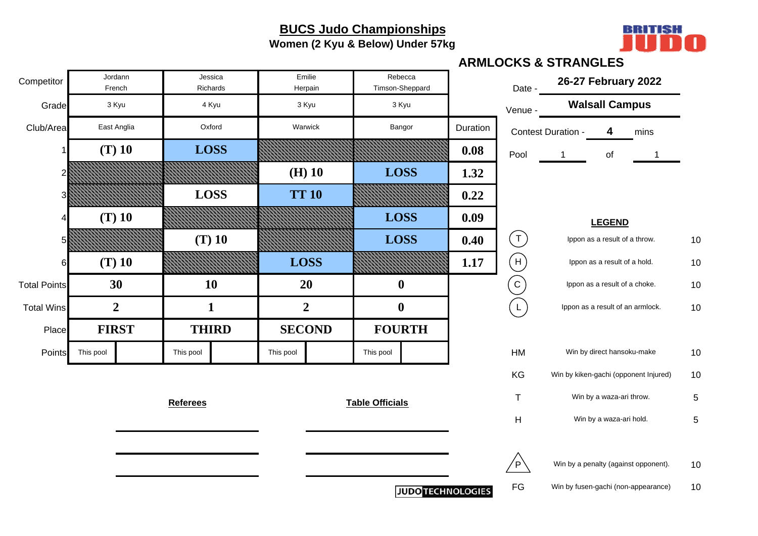# BUCS Judo Championships

**Women (2 Kyu & Below) Under 57kg**

BRITISH JUDO

**ARMLOCKS & STRANGLES**

| Competitor | Jordann French | Jessica Richards | Emilie Herpain | Rebecca Timson-Sheppard | |
|---|---|---|---|---|---|
| Grade | 3 Kyu | 4 Kyu | 3 Kyu | 3 Kyu | |
| Club/Area | East Anglia | Oxford | Warwick | Bangor | Duration |
| 1 | **(T) 10** | **LOSS** | | | **0.08** |
| 2 | | | **(H) 10** | **LOSS** | **1.32** |
| 3 | | **LOSS** | **TT 10** | | **0.22** |
| 4 | **(T) 10** | | | **LOSS** | **0.09** |
| 5 | | **(T) 10** | | **LOSS** | **0.40** |
| 6 | **(T) 10** | | **LOSS** | | **1.17** |
| Total Points | **30** | **10** | **20** | **0** | |
| Total Wins | **2** | **1** | **2** | **0** | |
| Place | **FIRST** | **THIRD** | **SECOND** | **FOURTH** | |
| Points | This pool | This pool | This pool | This pool | |

Date - **26-27 February 2022**

Venue - **Walsall Campus**

Contest Duration - **4** mins

Pool 1 of 1

**LEGEND**

| Code | Description | Points |
|---|---|---|
| (T) | Ippon as a result of a throw. | 10 |
| (H) | Ippon as a result of a hold. | 10 |
| (C) | Ippon as a result of a choke. | 10 |
| (L) | Ippon as a result of an armlock. | 10 |
| HM | Win by direct hansoku-make | 10 |
| KG | Win by kiken-gachi (opponent Injured) | 10 |
| T | Win by a waza-ari throw. | 5 |
| H | Win by a waza-ari hold. | 5 |
| P | Win by a penalty (against opponent). | 10 |
| FG | Win by fusen-gachi (non-appearance) | 10 |

**Referees**

______________________

______________________

______________________

**Table Officials**

______________________

______________________

______________________

JUDO TECHNOLOGIES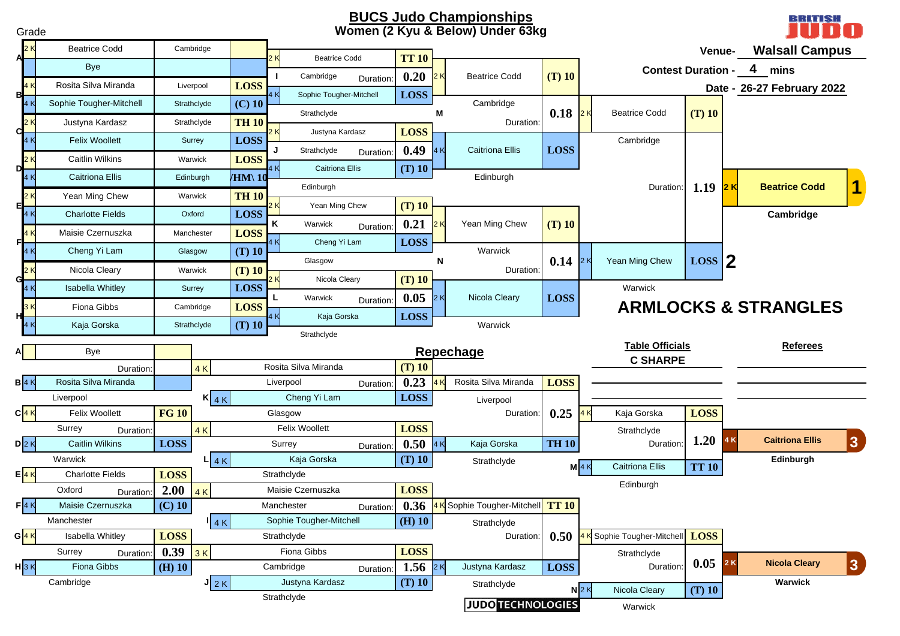# BUCS Judo Championships

## Women (2 Kyu & Below) Under 63kg

**Venue-** Walsall Campus

**Contest Duration -** 4 mins

**Date -** 26-27 February 2022

Grade

## Main Draw

### First Round

| Pool | Grade | Name | Club | Score |
|---|---|---|---|---|
| A | 2 K | Beatrice Codd | Cambridge | |
| | | Bye | | |
| B | 4 K | Rosita Silva Miranda | Liverpool | LOSS |
| | 4 K | Sophie Tougher-Mitchell | Strathclyde | (C) 10 |
| C | 2 K | Justyna Kardasz | Strathclyde | TH 10 |
| | 4 K | Felix Woollett | Surrey | LOSS |
| D | 2 K | Caitlin Wilkins | Warwick | LOSS |
| | 4 K | Caitriona Ellis | Edinburgh | /HM\ 10 |
| E | 2 K | Yean Ming Chew | Warwick | TH 10 |
| | 4 K | Charlotte Fields | Oxford | LOSS |
| F | 4 K | Maisie Czernuszka | Manchester | LOSS |
| | 4 K | Cheng Yi Lam | Glasgow | (T) 10 |
| G | 2 K | Nicola Cleary | Warwick | (T) 10 |
| | 4 K | Isabella Whitley | Surrey | LOSS |
| H | 3 K | Fiona Gibbs | Cambridge | LOSS |
| | 4 K | Kaja Gorska | Strathclyde | (T) 10 |

### Second Round

| Contest | Grade | Name | Club | Score | Duration |
|---|---|---|---|---|---|
| I | 2 K | Beatrice Codd | Cambridge | TT 10 | 0.20 |
| | 4 K | Sophie Tougher-Mitchell | Strathclyde | LOSS | |
| J | 2 K | Justyna Kardasz | Strathclyde | LOSS | 0.49 |
| | 4 K | Caitriona Ellis | Edinburgh | (T) 10 | |
| K | 2 K | Yean Ming Chew | Warwick | (T) 10 | 0.21 |
| | 4 K | Cheng Yi Lam | Glasgow | LOSS | |
| L | 2 K | Nicola Cleary | Warwick | (T) 10 | 0.05 |
| | 4 K | Kaja Gorska | Strathclyde | LOSS | |

### Semi-Finals

| Contest | Grade | Name | Club | Score | Duration |
|---|---|---|---|---|---|
| M | 2 K | Beatrice Codd | Cambridge | (T) 10 | 0.18 |
| | 4 K | Caitriona Ellis | Edinburgh | LOSS | |
| N | 2 K | Yean Ming Chew | Warwick | (T) 10 | 0.14 |
| | 2 K | Nicola Cleary | Warwick | LOSS | |

### Final

| Grade | Name | Club | Score | Duration |
|---|---|---|---|---|
| 2 K | Beatrice Codd | Cambridge | (T) 10 | 1.19 |
| 2 K | Yean Ming Chew | Warwick | LOSS | |

## Repechage

### First Round

| Pool | Grade | Name | Club | Score | Duration |
|---|---|---|---|---|---|
| A | | Bye | | | |
| B | 4 K | Rosita Silva Miranda | Liverpool | | |
| C | 4 K | Felix Woollett | Surrey | FG 10 | |
| D | 2 K | Caitlin Wilkins | Warwick | LOSS | |
| E | 4 K | Charlotte Fields | Oxford | LOSS | 2.00 |
| F | 4 K | Maisie Czernuszka | Manchester | (C) 10 | |
| G | 4 K | Isabella Whitley | Surrey | LOSS | 0.39 |
| H | 3 K | Fiona Gibbs | Cambridge | (H) 10 | |

### Second Round

| Contest | Grade | Name | Club | Score | Duration |
|---|---|---|---|---|---|
| | 4 K | Rosita Silva Miranda | Liverpool | (T) 10 | 0.23 |
| K | 4 K | Cheng Yi Lam | Glasgow | LOSS | |
| | 4 K | Felix Woollett | Surrey | LOSS | 0.50 |
| L | 4 K | Kaja Gorska | Strathclyde | (T) 10 | |
| | 4 K | Maisie Czernuszka | Manchester | LOSS | 0.36 |
| I | 4 K | Sophie Tougher-Mitchell | Strathclyde | (H) 10 | |
| | 3 K | Fiona Gibbs | Cambridge | LOSS | 1.56 |
| J | 2 K | Justyna Kardasz | Strathclyde | (T) 10 | |

### Third Round

| Grade | Name | Club | Score | Duration |
|---|---|---|---|---|
| 4 K | Rosita Silva Miranda | Liverpool | LOSS | 0.25 |
| 4 K | Kaja Gorska | Strathclyde | TH 10 | |
| 4 K | Sophie Tougher-Mitchell | Strathclyde | TT 10 | 0.50 |
| 2 K | Justyna Kardasz | Strathclyde | LOSS | |

### Bronze Contests

| Contest | Grade | Name | Club | Score | Duration |
|---|---|---|---|---|---|
| | 4 K | Kaja Gorska | Strathclyde | LOSS | 1.20 |
| M | 4 K | Caitriona Ellis | Edinburgh | TT 10 | |
| | 4 K | Sophie Tougher-Mitchell | Strathclyde | LOSS | 0.05 |
| N | 2 K | Nicola Cleary | Warwick | (T) 10 | |

## Results

| Place | Grade | Name | Club |
|---|---|---|---|
| 1 | 2 K | Beatrice Codd | Cambridge |
| 2 | 2 K | Yean Ming Chew | Warwick |
| 3 | 4 K | Caitriona Ellis | Edinburgh |
| 3 | 2 K | Nicola Cleary | Warwick |

**ARMLOCKS & STRANGLES**

**Table Officials**

C SHARPE

**Referees**

JUDO TECHNOLOGIES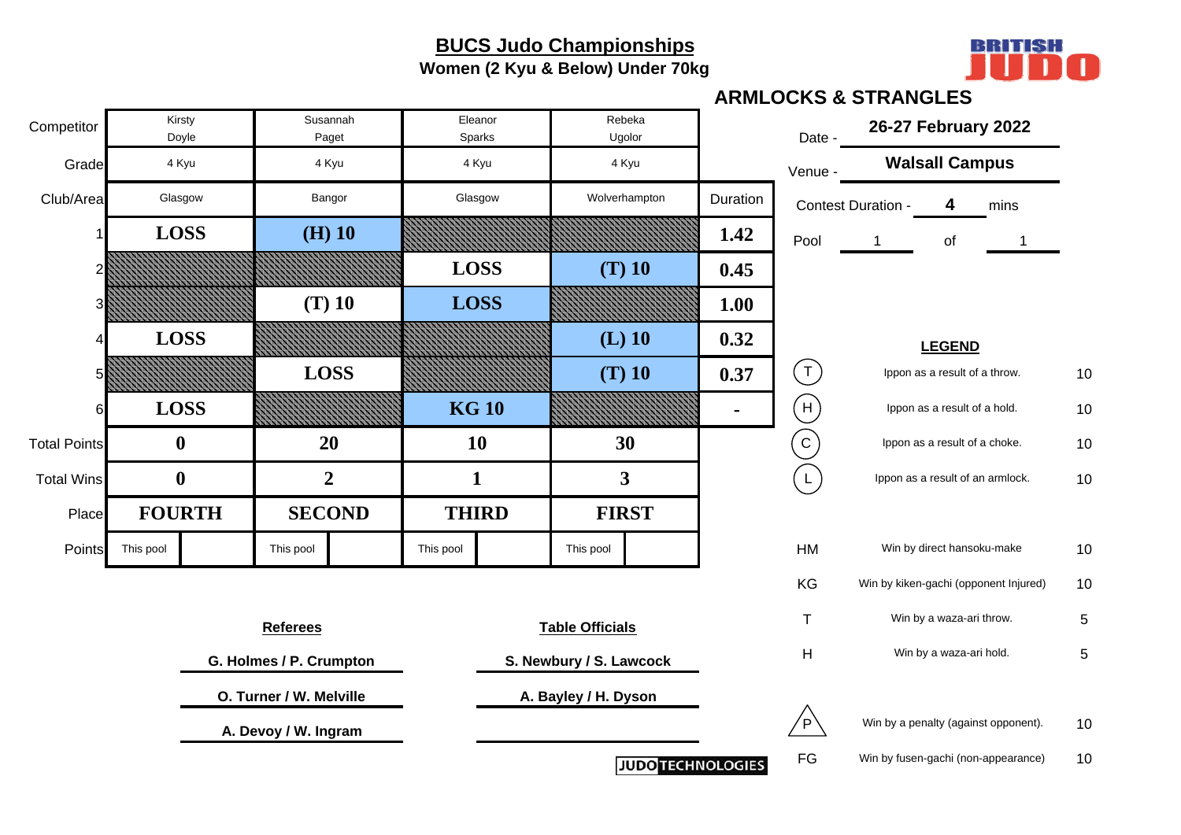# BUCS Judo Championships

**Women (2 Kyu & Below) Under 70kg**

**BRITISH JUDO**

## ARMLOCKS & STRANGLES

| Competitor | Kirsty Doyle | Susannah Paget | Eleanor Sparks | Rebeka Ugolor | |
|---|---|---|---|---|---|
| Grade | 4 Kyu | 4 Kyu | 4 Kyu | 4 Kyu | |
| Club/Area | Glasgow | Bangor | Glasgow | Wolverhampton | Duration |
| 1 | LOSS | (H) 10 | | | 1.42 |
| 2 | | | LOSS | (T) 10 | 0.45 |
| 3 | | (T) 10 | LOSS | | 1.00 |
| 4 | LOSS | | | (L) 10 | 0.32 |
| 5 | | LOSS | | (T) 10 | 0.37 |
| 6 | LOSS | | KG 10 | | - |
| Total Points | 0 | 20 | 10 | 30 | |
| Total Wins | 0 | 2 | 1 | 3 | |
| Place | FOURTH | SECOND | THIRD | FIRST | |
| Points | This pool | This pool | This pool | This pool | |

Date - **26-27 February 2022**

Venue - **Walsall Campus**

Contest Duration - **4** mins

Pool 1 of 1

**LEGEND**

| | | |
|---|---|---|
| T | Ippon as a result of a throw. | 10 |
| H | Ippon as a result of a hold. | 10 |
| C | Ippon as a result of a choke. | 10 |
| L | Ippon as a result of an armlock. | 10 |
| HM | Win by direct hansoku-make | 10 |
| KG | Win by kiken-gachi (opponent Injured) | 10 |
| T | Win by a waza-ari throw. | 5 |
| H | Win by a waza-ari hold. | 5 |
| P | Win by a penalty (against opponent). | 10 |
| FG | Win by fusen-gachi (non-appearance) | 10 |

**Referees**

G. Holmes / P. Crumpton

O. Turner / W. Melville

A. Devoy / W. Ingram

**Table Officials**

S. Newbury / S. Lawcock

A. Bayley / H. Dyson

JUDO TECHNOLOGIES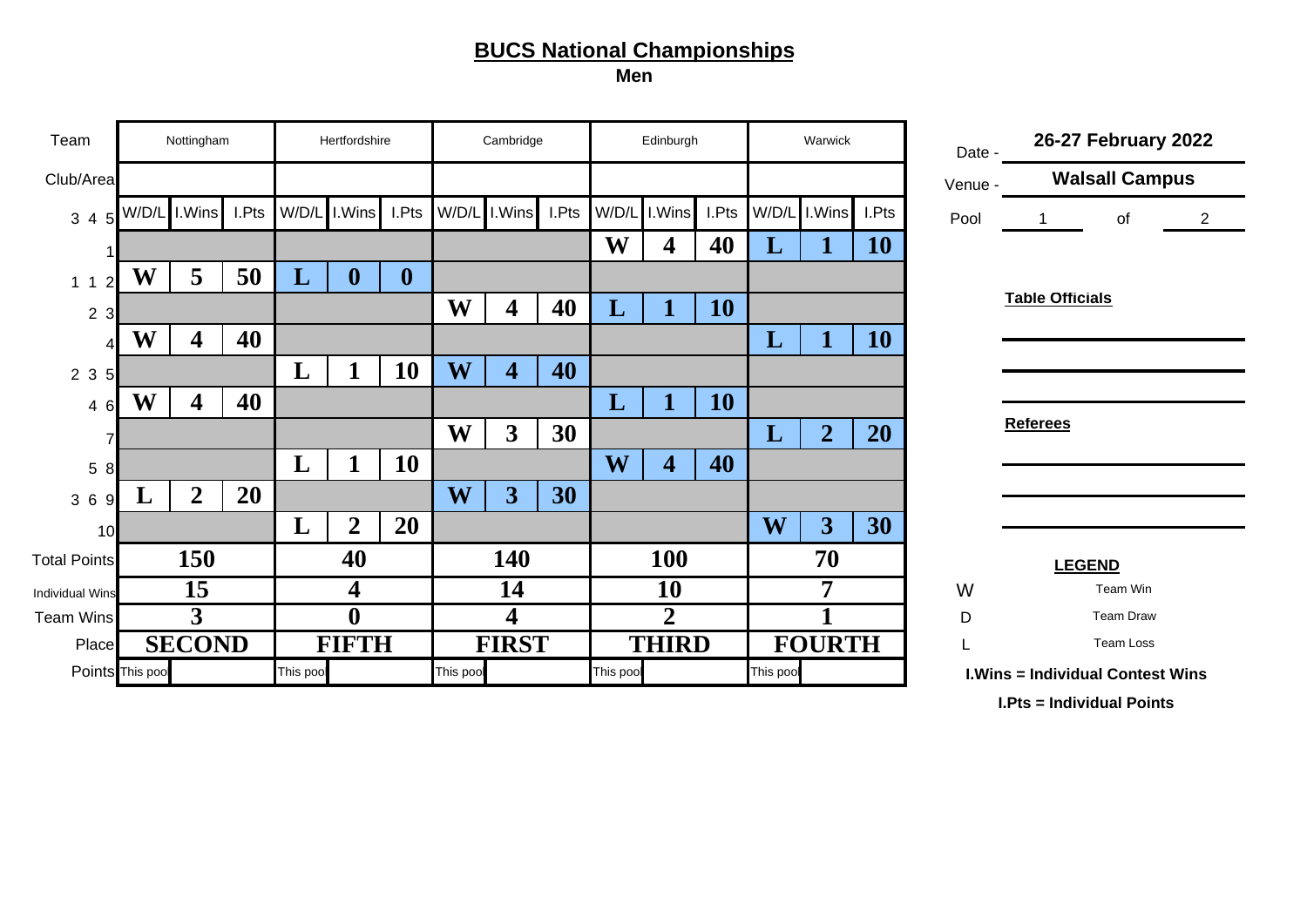# BUCS National Championships

**Men**

| Team | Nottingham | | | Hertfordshire | | | Cambridge | | | Edinburgh | | | Warwick | | |
|---|---|---|---|---|---|---|---|---|---|---|---|---|---|---|---|
| Club/Area | | | | | | | | | | | | | | | |
| 3 4 5 | W/D/L | I.Wins | I.Pts | W/D/L | I.Wins | I.Pts | W/D/L | I.Wins | I.Pts | W/D/L | I.Wins | I.Pts | W/D/L | I.Wins | I.Pts |
| 1 | | | | | | | | | | W | 4 | 40 | L | 1 | 10 |
| 1 1 2 | W | 5 | 50 | L | 0 | 0 | | | | | | | | | |
| 2 3 | | | | | | | W | 4 | 40 | L | 1 | 10 | | | |
| 4 | W | 4 | 40 | | | | | | | | | | L | 1 | 10 |
| 2 3 5 | | | | L | 1 | 10 | W | 4 | 40 | | | | | | |
| 4 6 | W | 4 | 40 | | | | | | | L | 1 | 10 | | | |
| 7 | | | | | | | W | 3 | 30 | | | | L | 2 | 20 |
| 5 8 | | | | L | 1 | 10 | | | | W | 4 | 40 | | | |
| 3 6 9 | L | 2 | 20 | | | | W | 3 | 30 | | | | | | |
| 10 | | | | L | 2 | 20 | | | | | | | W | 3 | 30 |
| Total Points | 150 | | | 40 | | | 140 | | | 100 | | | 70 | | |
| Individual Wins | 15 | | | 4 | | | 14 | | | 10 | | | 7 | | |
| Team Wins | 3 | | | 0 | | | 4 | | | 2 | | | 1 | | |
| Place | SECOND | | | FIFTH | | | FIRST | | | THIRD | | | FOURTH | | |
| Points | This poo | | | This poo | | | This poo | | | This poo | | | This poo | | |

Date - **26-27 February 2022**

Venue - **Walsall Campus**

Pool 1 of 2

**Table Officials**

**Referees**

**LEGEND**

| | |
|---|---|
| W | Team Win |
| D | Team Draw |
| L | Team Loss |

**I.Wins = Individual Contest Wins**

**I.Pts = Individual Points**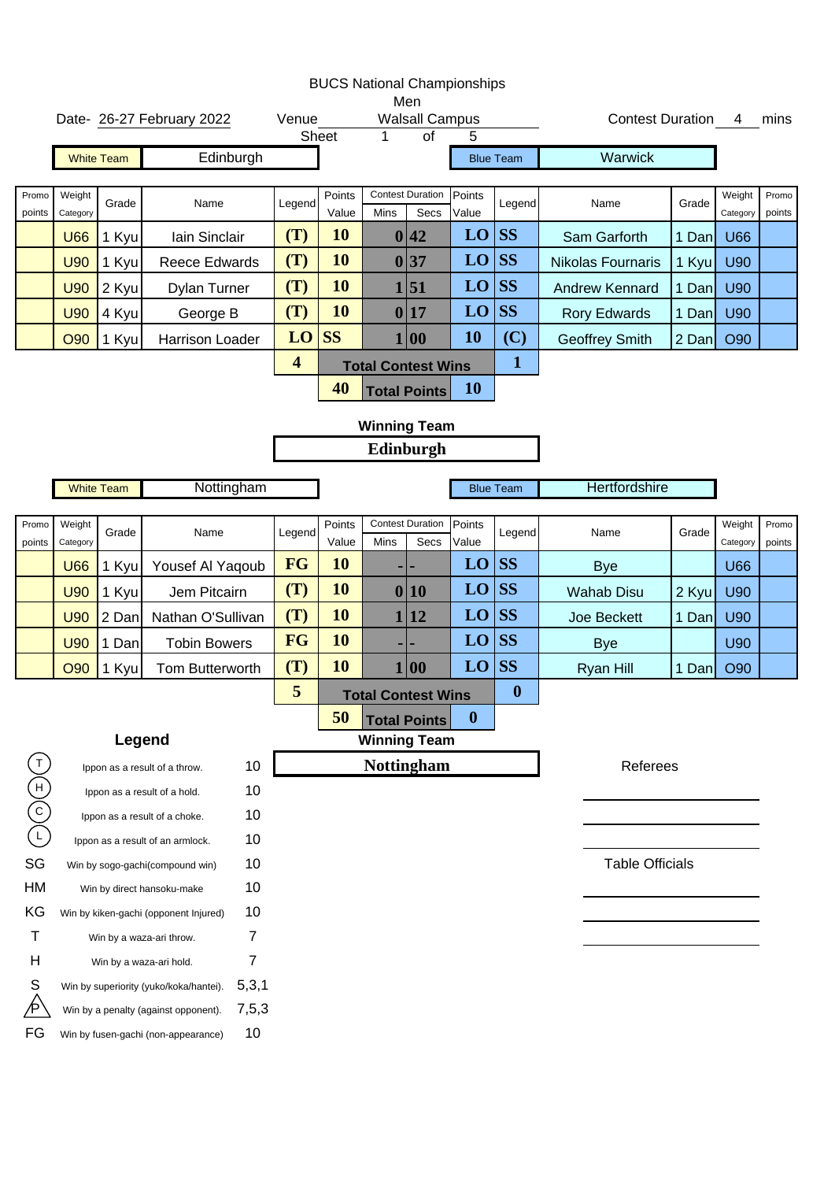# BUCS National Championships

Men

Date- 26-27 February 2022 | Venue: Walsall Campus | Contest Duration: 4 mins

Sheet 1 of 5

**White Team:** Edinburgh | **Blue Team:** Warwick

| Promo points | Weight Category | Grade | Name | Legend | Points Value | Mins | Secs | Points Value | Legend | Name | Grade | Weight Category | Promo points |
|---|---|---|---|---|---|---|---|---|---|---|---|---|---|
| | U66 | 1 Kyu | Iain Sinclair | (T) | 10 | 0 | 42 | LO | SS | Sam Garforth | 1 Dan | U66 | |
| | U90 | 1 Kyu | Reece Edwards | (T) | 10 | 0 | 37 | LO | SS | Nikolas Fournaris | 1 Kyu | U90 | |
| | U90 | 2 Kyu | Dylan Turner | (T) | 10 | 1 | 51 | LO | SS | Andrew Kennard | 1 Dan | U90 | |
| | U90 | 4 Kyu | George B | (T) | 10 | 0 | 17 | LO | SS | Rory Edwards | 1 Dan | U90 | |
| | O90 | 1 Kyu | Harrison Loader | LO | SS | 1 | 00 | 10 | (C) | Geoffrey Smith | 2 Dan | O90 | |
| | | | | 4 | Total Contest Wins | | | | 1 | | | | |
| | | | | | 40 | Total Points | | 10 | | | | | |

**Winning Team**

**Edinburgh**

**White Team:** Nottingham | **Blue Team:** Hertfordshire

| Promo points | Weight Category | Grade | Name | Legend | Points Value | Mins | Secs | Points Value | Legend | Name | Grade | Weight Category | Promo points |
|---|---|---|---|---|---|---|---|---|---|---|---|---|---|
| | U66 | 1 Kyu | Yousef Al Yaqoub | FG | 10 | - | - | LO | SS | Bye | | U66 | |
| | U90 | 1 Kyu | Jem Pitcairn | (T) | 10 | 0 | 10 | LO | SS | Wahab Disu | 2 Kyu | U90 | |
| | U90 | 2 Dan | Nathan O'Sullivan | (T) | 10 | 1 | 12 | LO | SS | Joe Beckett | 1 Dan | U90 | |
| | U90 | 1 Dan | Tobin Bowers | FG | 10 | - | - | LO | SS | Bye | | U90 | |
| | O90 | 1 Kyu | Tom Butterworth | (T) | 10 | 1 | 00 | LO | SS | Ryan Hill | 1 Dan | O90 | |
| | | | | 5 | Total Contest Wins | | | | 0 | | | | |
| | | | | | 50 | Total Points | | 0 | | | | | |

**Winning Team**

**Nottingham**

## Legend

| Code | Description | Points |
|---|---|---|
| (T) | Ippon as a result of a throw. | 10 |
| (H) | Ippon as a result of a hold. | 10 |
| (C) | Ippon as a result of a choke. | 10 |
| (L) | Ippon as a result of an armlock. | 10 |
| SG | Win by sogo-gachi(compound win) | 10 |
| HM | Win by direct hansoku-make | 10 |
| KG | Win by kiken-gachi (opponent Injured) | 10 |
| T | Win by a waza-ari throw. | 7 |
| H | Win by a waza-ari hold. | 7 |
| S | Win by superiority (yuko/koka/hantei). | 5,3,1 |
| P | Win by a penalty (against opponent). | 7,5,3 |
| FG | Win by fusen-gachi (non-appearance) | 10 |

Referees

Table Officials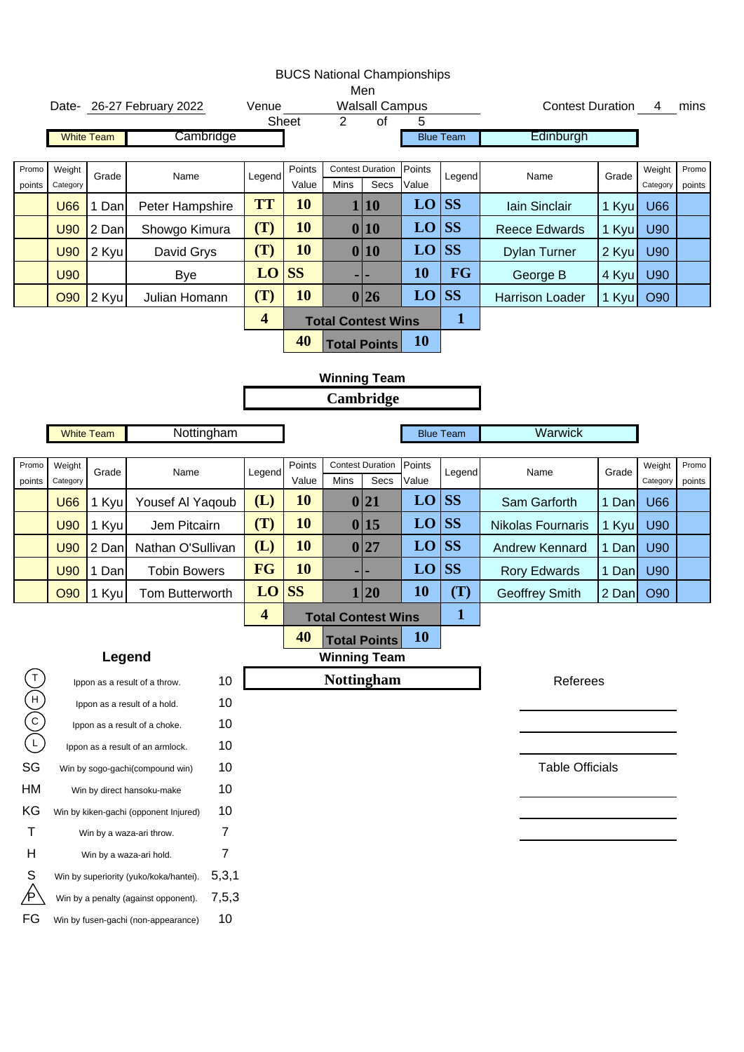# BUCS National Championships

## Men

Date- 26-27 February 2022 | Venue: Walsall Campus | Contest Duration: 4 mins

Sheet 2 of 5

**White Team:** Cambridge | **Blue Team:** Edinburgh

| Promo points | Weight Category | Grade | Name | Legend | Points Value | Contest Duration Mins | Contest Duration Secs | Points Value | Legend | Name | Grade | Weight Category | Promo points |
|---|---|---|---|---|---|---|---|---|---|---|---|---|---|
| | U66 | 1 Dan | Peter Hampshire | TT | 10 | 1 | 10 | LO | SS | Iain Sinclair | 1 Kyu | U66 | |
| | U90 | 2 Dan | Showgo Kimura | (T) | 10 | 0 | 10 | LO | SS | Reece Edwards | 1 Kyu | U90 | |
| | U90 | 2 Kyu | David Grys | (T) | 10 | 0 | 10 | LO | SS | Dylan Turner | 2 Kyu | U90 | |
| | U90 | | Bye | LO | SS | - | - | 10 | FG | George B | 4 Kyu | U90 | |
| | O90 | 2 Kyu | Julian Homann | (T) | 10 | 0 | 26 | LO | SS | Harrison Loader | 1 Kyu | O90 | |
| | | | | 4 | Total Contest Wins | | | | 1 | | | | |
| | | | | | 40 | Total Points | | 10 | | | | | |

**Winning Team:** Cambridge

**White Team:** Nottingham | **Blue Team:** Warwick

| Promo points | Weight Category | Grade | Name | Legend | Points Value | Contest Duration Mins | Contest Duration Secs | Points Value | Legend | Name | Grade | Weight Category | Promo points |
|---|---|---|---|---|---|---|---|---|---|---|---|---|---|
| | U66 | 1 Kyu | Yousef Al Yaqoub | (L) | 10 | 0 | 21 | LO | SS | Sam Garforth | 1 Dan | U66 | |
| | U90 | 1 Kyu | Jem Pitcairn | (T) | 10 | 0 | 15 | LO | SS | Nikolas Fournaris | 1 Kyu | U90 | |
| | U90 | 2 Dan | Nathan O'Sullivan | (L) | 10 | 0 | 27 | LO | SS | Andrew Kennard | 1 Dan | U90 | |
| | U90 | 1 Dan | Tobin Bowers | FG | 10 | - | - | LO | SS | Rory Edwards | 1 Dan | U90 | |
| | O90 | 1 Kyu | Tom Butterworth | LO | SS | 1 | 20 | 10 | (T) | Geoffrey Smith | 2 Dan | O90 | |
| | | | | 4 | Total Contest Wins | | | | 1 | | | | |
| | | | | | 40 | Total Points | | 10 | | | | | |

**Winning Team:** Nottingham

### Legend

| Symbol | Description | Points |
|---|---|---|
| (T) | Ippon as a result of a throw. | 10 |
| (H) | Ippon as a result of a hold. | 10 |
| (C) | Ippon as a result of a choke. | 10 |
| (L) | Ippon as a result of an armlock. | 10 |
| SG | Win by sogo-gachi(compound win) | 10 |
| HM | Win by direct hansoku-make | 10 |
| KG | Win by kiken-gachi (opponent Injured) | 10 |
| T | Win by a waza-ari throw. | 7 |
| H | Win by a waza-ari hold. | 7 |
| S | Win by superiority (yuko/koka/hantei). | 5,3,1 |
| P | Win by a penalty (against opponent). | 7,5,3 |
| FG | Win by fusen-gachi (non-appearance) | 10 |

Referees

Table Officials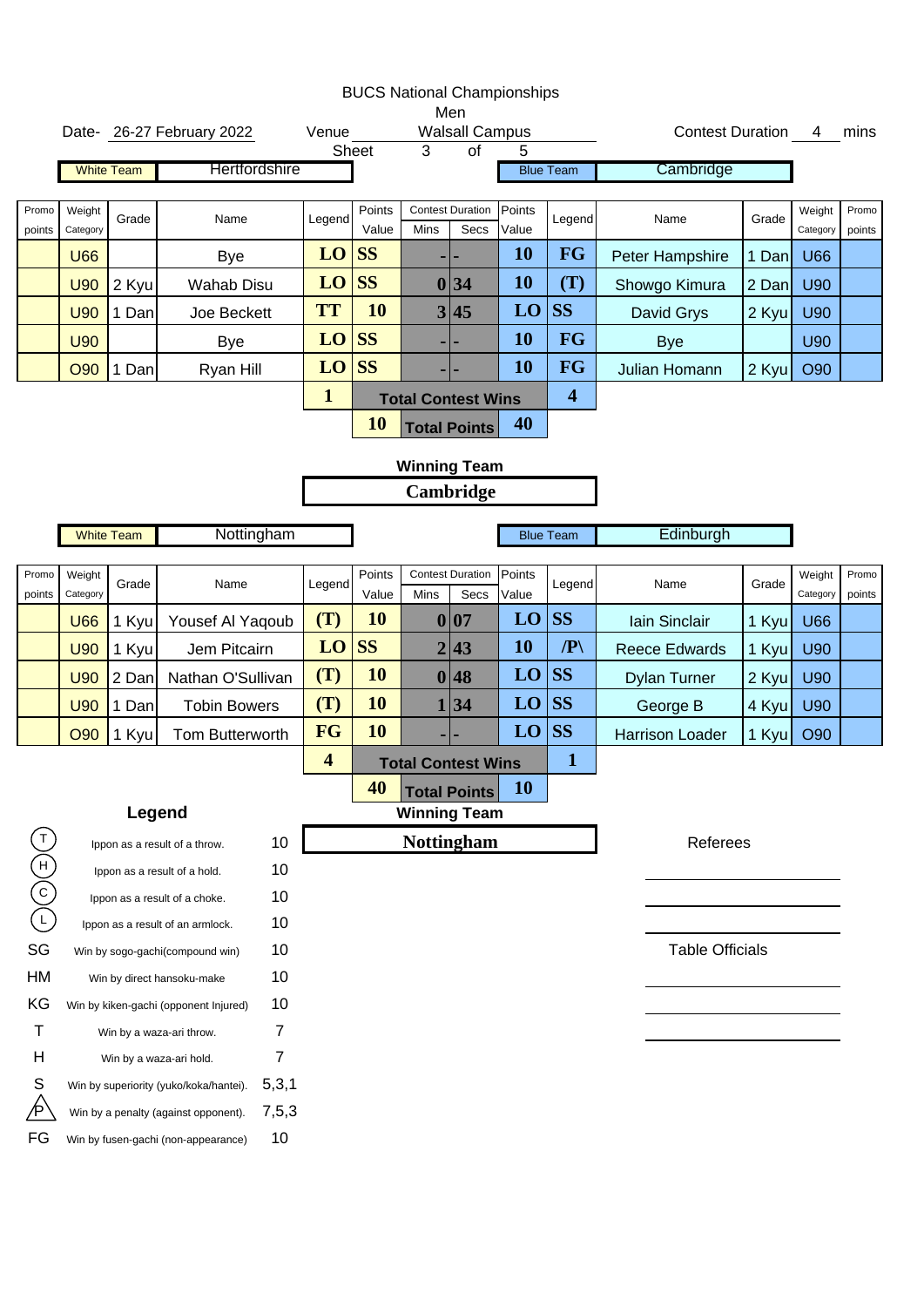# BUCS National Championships

Men

Date- 26-27 February 2022 | Venue: Walsall Campus | Contest Duration 4 mins

Sheet 3 of 5

White Team: **Hertfordshire** | Blue Team: **Cambridge**

| Promo points | Weight Category | Grade | Name | Legend | Points Value | Contest Duration Mins | Contest Duration Secs | Points Value | Legend | Name | Grade | Weight Category | Promo points |
|---|---|---|---|---|---|---|---|---|---|---|---|---|---|
| | U66 | | Bye | LO | SS | - | - | 10 | FG | Peter Hampshire | 1 Dan | U66 | |
| | U90 | 2 Kyu | Wahab Disu | LO | SS | 0 | 34 | 10 | (T) | Showgo Kimura | 2 Dan | U90 | |
| | U90 | 1 Dan | Joe Beckett | TT | 10 | 3 | 45 | LO | SS | David Grys | 2 Kyu | U90 | |
| | U90 | | Bye | LO | SS | - | - | 10 | FG | Bye | | U90 | |
| | O90 | 1 Dan | Ryan Hill | LO | SS | - | - | 10 | FG | Julian Homann | 2 Kyu | O90 | |
| | | | | 1 | | Total Contest Wins | | | 4 | | | | |
| | | | | | 10 | Total Points | | 40 | | | | | |

**Winning Team**

**Cambridge**

White Team: **Nottingham** | Blue Team: **Edinburgh**

| Promo points | Weight Category | Grade | Name | Legend | Points Value | Contest Duration Mins | Contest Duration Secs | Points Value | Legend | Name | Grade | Weight Category | Promo points |
|---|---|---|---|---|---|---|---|---|---|---|---|---|---|
| | U66 | 1 Kyu | Yousef Al Yaqoub | (T) | 10 | 0 | 07 | LO | SS | Iain Sinclair | 1 Kyu | U66 | |
| | U90 | 1 Kyu | Jem Pitcairn | LO | SS | 2 | 43 | 10 | /P\ | Reece Edwards | 1 Kyu | U90 | |
| | U90 | 2 Dan | Nathan O'Sullivan | (T) | 10 | 0 | 48 | LO | SS | Dylan Turner | 2 Kyu | U90 | |
| | U90 | 1 Dan | Tobin Bowers | (T) | 10 | 1 | 34 | LO | SS | George B | 4 Kyu | U90 | |
| | O90 | 1 Kyu | Tom Butterworth | FG | 10 | - | - | LO | SS | Harrison Loader | 1 Kyu | O90 | |
| | | | | 4 | | Total Contest Wins | | | 1 | | | | |
| | | | | | 40 | Total Points | | 10 | | | | | |

**Winning Team**

**Nottingham**

### Legend

| Symbol | Description | Points |
|---|---|---|
| (T) | Ippon as a result of a throw. | 10 |
| (H) | Ippon as a result of a hold. | 10 |
| (C) | Ippon as a result of a choke. | 10 |
| (L) | Ippon as a result of an armlock. | 10 |
| SG | Win by sogo-gachi(compound win) | 10 |
| HM | Win by direct hansoku-make | 10 |
| KG | Win by kiken-gachi (opponent Injured) | 10 |
| T | Win by a waza-ari throw. | 7 |
| H | Win by a waza-ari hold. | 7 |
| S | Win by superiority (yuko/koka/hantei). | 5,3,1 |
| /P\ | Win by a penalty (against opponent). | 7,5,3 |
| FG | Win by fusen-gachi (non-appearance) | 10 |

Referees

Table Officials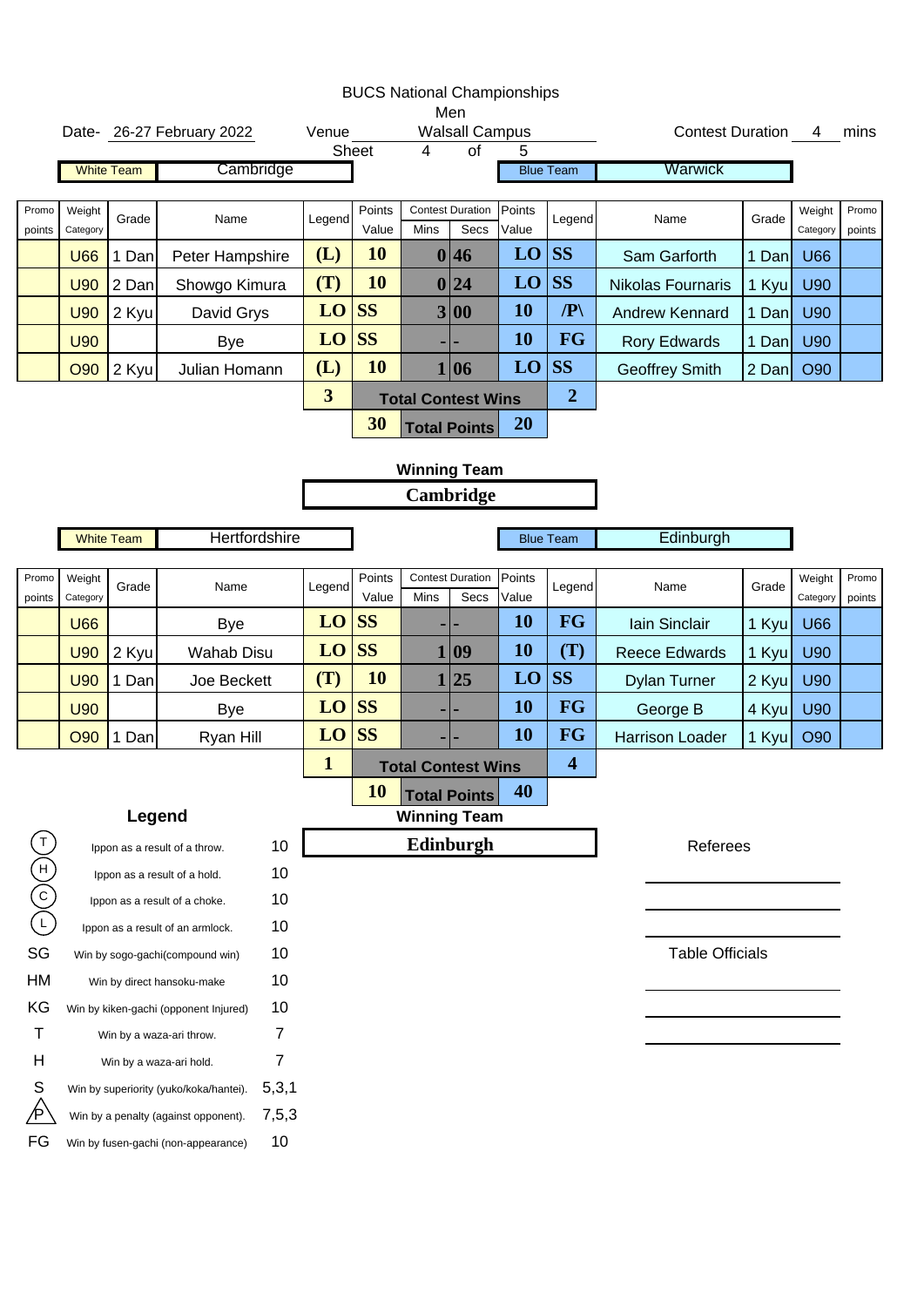# BUCS National Championships

Men

Date- 26-27 February 2022 Venue Walsall Campus Contest Duration 4 mins

Sheet 4 of 5

| White Team | Cambridge | | | | | | | | Blue Team | Warwick | | | |
|---|---|---|---|---|---|---|---|---|---|---|---|---|---|
| Promo points | Weight Category | Grade | Name | Legend | Points Value | Contest Duration Mins | Contest Duration Secs | Points Value | Legend | Name | Grade | Weight Category | Promo points |
| | U66 | 1 Dan | Peter Hampshire | (L) | 10 | 0 | 46 | LO | SS | Sam Garforth | 1 Dan | U66 | |
| | U90 | 2 Dan | Showgo Kimura | (T) | 10 | 0 | 24 | LO | SS | Nikolas Fournaris | 1 Kyu | U90 | |
| | U90 | 2 Kyu | David Grys | LO | SS | 3 | 00 | 10 | /P\ | Andrew Kennard | 1 Dan | U90 | |
| | U90 | | Bye | LO | SS | - | - | 10 | FG | Rory Edwards | 1 Dan | U90 | |
| | O90 | 2 Kyu | Julian Homann | (L) | 10 | 1 | 06 | LO | SS | Geoffrey Smith | 2 Dan | O90 | |
| | | | | 3 | | Total Contest Wins | | | 2 | | | | |
| | | | | | 30 | Total Points | | 20 | | | | | |

**Winning Team**

**Cambridge**

| White Team | Hertfordshire | | | | | | | | Blue Team | Edinburgh | | | |
|---|---|---|---|---|---|---|---|---|---|---|---|---|---|
| Promo points | Weight Category | Grade | Name | Legend | Points Value | Contest Duration Mins | Contest Duration Secs | Points Value | Legend | Name | Grade | Weight Category | Promo points |
| | U66 | | Bye | LO | SS | - | - | 10 | FG | Iain Sinclair | 1 Kyu | U66 | |
| | U90 | 2 Kyu | Wahab Disu | LO | SS | 1 | 09 | 10 | (T) | Reece Edwards | 1 Kyu | U90 | |
| | U90 | 1 Dan | Joe Beckett | (T) | 10 | 1 | 25 | LO | SS | Dylan Turner | 2 Kyu | U90 | |
| | U90 | | Bye | LO | SS | - | - | 10 | FG | George B | 4 Kyu | U90 | |
| | O90 | 1 Dan | Ryan Hill | LO | SS | - | - | 10 | FG | Harrison Loader | 1 Kyu | O90 | |
| | | | | 1 | | Total Contest Wins | | | 4 | | | | |
| | | | | | 10 | Total Points | | 40 | | | | | |

**Winning Team**

**Edinburgh**

## Legend

| Symbol | Description | Points |
|---|---|---|
| (T) | Ippon as a result of a throw. | 10 |
| (H) | Ippon as a result of a hold. | 10 |
| (C) | Ippon as a result of a choke. | 10 |
| (L) | Ippon as a result of an armlock. | 10 |
| SG | Win by sogo-gachi(compound win) | 10 |
| HM | Win by direct hansoku-make | 10 |
| KG | Win by kiken-gachi (opponent Injured) | 10 |
| T | Win by a waza-ari throw. | 7 |
| H | Win by a waza-ari hold. | 7 |
| S | Win by superiority (yuko/koka/hantei). | 5,3,1 |
| /P\ | Win by a penalty (against opponent). | 7,5,3 |
| FG | Win by fusen-gachi (non-appearance) | 10 |

Referees

______________________

______________________

______________________

Table Officials

______________________

______________________

______________________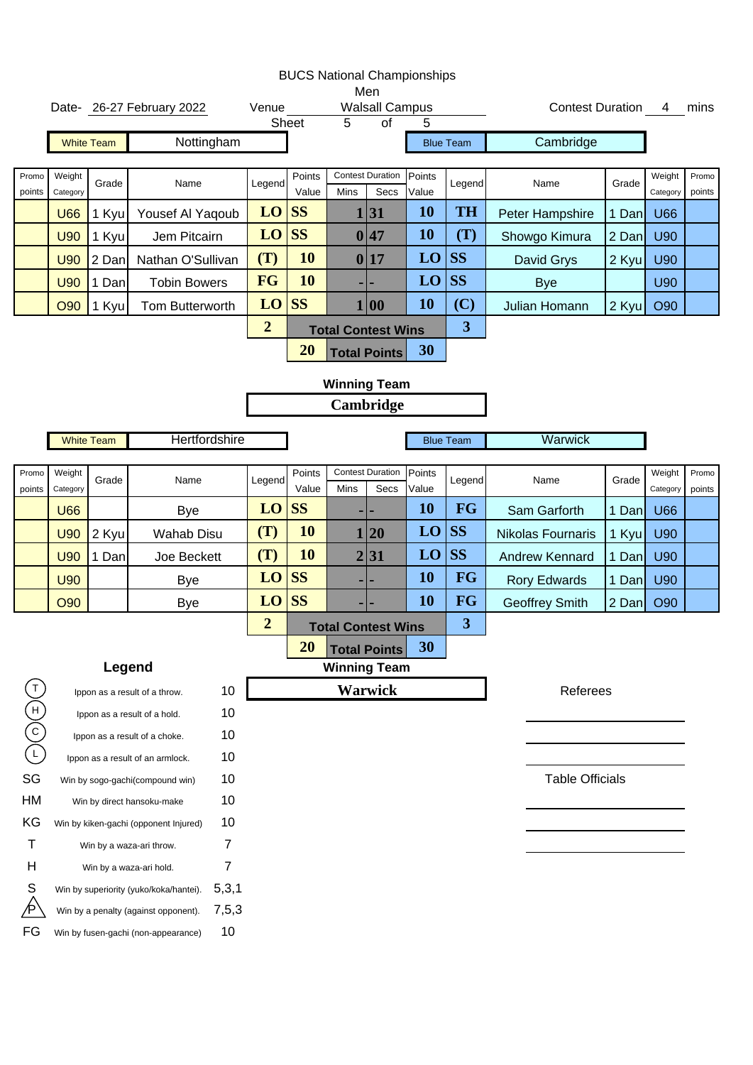# BUCS National Championships

## Men

Date- 26-27 February 2022 | Venue: Walsall Campus | Contest Duration: 4 mins

Sheet 5 of 5

**White Team:** Nottingham | **Blue Team:** Cambridge

| Promo points | Weight Category | Grade | Name | Legend | Points Value | Mins | Secs | Points Value | Legend | Name | Grade | Weight Category | Promo points |
|---|---|---|---|---|---|---|---|---|---|---|---|---|---|
| | U66 | 1 Kyu | Yousef Al Yaqoub | LO | SS | 1 | 31 | 10 | TH | Peter Hampshire | 1 Dan | U66 | |
| | U90 | 1 Kyu | Jem Pitcairn | LO | SS | 0 | 47 | 10 | (T) | Showgo Kimura | 2 Dan | U90 | |
| | U90 | 2 Dan | Nathan O'Sullivan | (T) | 10 | 0 | 17 | LO | SS | David Grys | 2 Kyu | U90 | |
| | U90 | 1 Dan | Tobin Bowers | FG | 10 | - | - | LO | SS | Bye | | U90 | |
| | O90 | 1 Kyu | Tom Butterworth | LO | SS | 1 | 00 | 10 | (C) | Julian Homann | 2 Kyu | O90 | |
| | | | | 2 | | Total Contest Wins | | | 3 | | | | |
| | | | | | 20 | Total Points | | 30 | | | | | |

**Winning Team:** Cambridge

**White Team:** Hertfordshire | **Blue Team:** Warwick

| Promo points | Weight Category | Grade | Name | Legend | Points Value | Mins | Secs | Points Value | Legend | Name | Grade | Weight Category | Promo points |
|---|---|---|---|---|---|---|---|---|---|---|---|---|---|
| | U66 | | Bye | LO | SS | - | - | 10 | FG | Sam Garforth | 1 Dan | U66 | |
| | U90 | 2 Kyu | Wahab Disu | (T) | 10 | 1 | 20 | LO | SS | Nikolas Fournaris | 1 Kyu | U90 | |
| | U90 | 1 Dan | Joe Beckett | (T) | 10 | 2 | 31 | LO | SS | Andrew Kennard | 1 Dan | U90 | |
| | U90 | | Bye | LO | SS | - | - | 10 | FG | Rory Edwards | 1 Dan | U90 | |
| | O90 | | Bye | LO | SS | - | - | 10 | FG | Geoffrey Smith | 2 Dan | O90 | |
| | | | | 2 | | Total Contest Wins | | | 3 | | | | |
| | | | | | 20 | Total Points | | 30 | | | | | |

**Winning Team:** Warwick

### Legend

| Symbol | Description | Points |
|---|---|---|
| (T) | Ippon as a result of a throw. | 10 |
| (H) | Ippon as a result of a hold. | 10 |
| (C) | Ippon as a result of a choke. | 10 |
| (L) | Ippon as a result of an armlock. | 10 |
| SG | Win by sogo-gachi(compound win) | 10 |
| HM | Win by direct hansoku-make | 10 |
| KG | Win by kiken-gachi (opponent Injured) | 10 |
| T | Win by a waza-ari throw. | 7 |
| H | Win by a waza-ari hold. | 7 |
| S | Win by superiority (yuko/koka/hantei). | 5,3,1 |
| P | Win by a penalty (against opponent). | 7,5,3 |
| FG | Win by fusen-gachi (non-appearance) | 10 |

Referees

Table Officials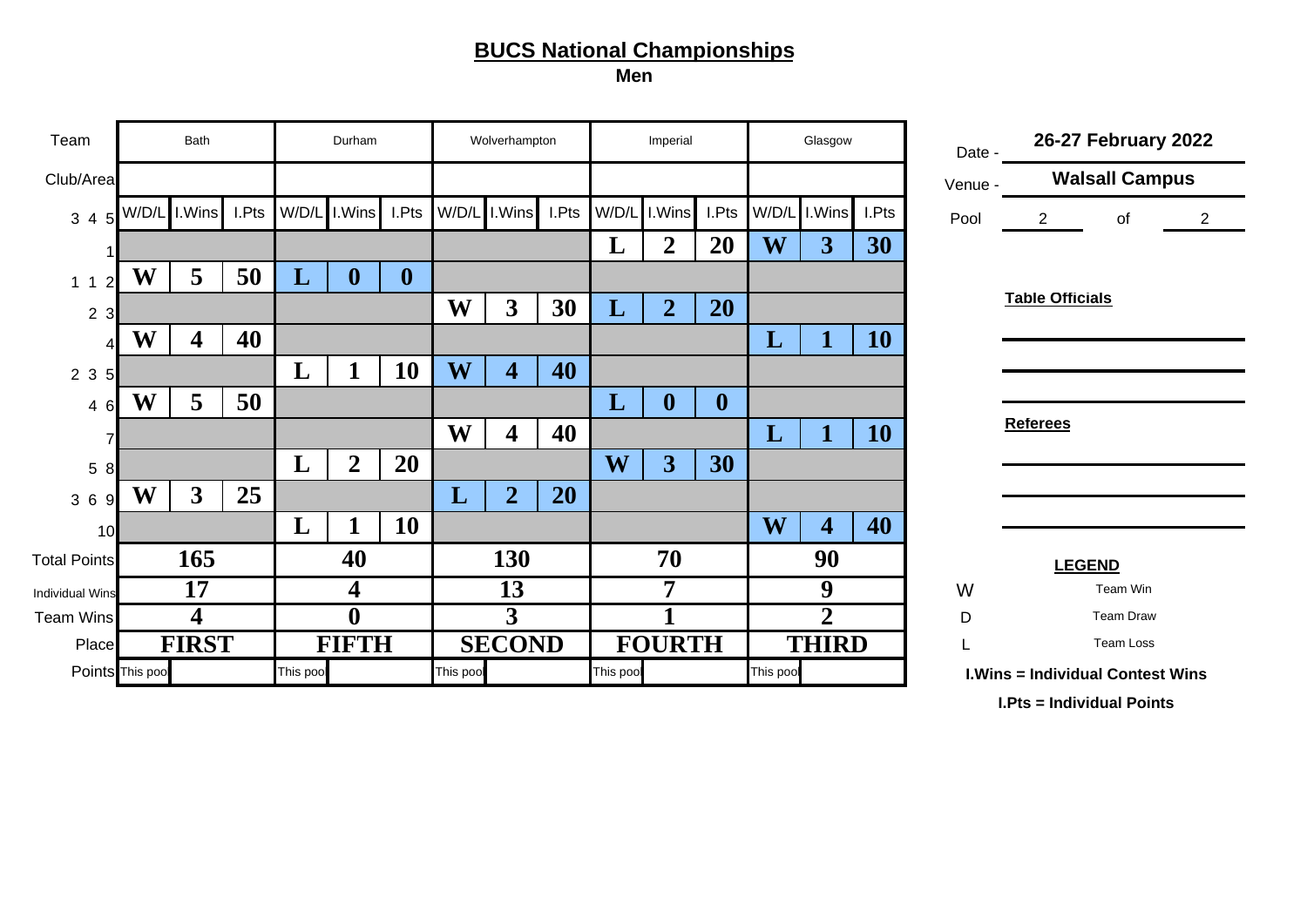# BUCS National Championships

**Men**

| Team | Bath | | | Durham | | | Wolverhampton | | | Imperial | | | Glasgow | | |
|---|---|---|---|---|---|---|---|---|---|---|---|---|---|---|---|
| Club/Area | | | | | | | | | | | | | | | |
| 3 4 5 | W/D/L | I.Wins | I.Pts | W/D/L | I.Wins | I.Pts | W/D/L | I.Wins | I.Pts | W/D/L | I.Wins | I.Pts | W/D/L | I.Wins | I.Pts |
| 1 | | | | | | | | | | L | 2 | 20 | W | 3 | 30 |
| 1 1 2 | W | 5 | 50 | L | 0 | 0 | | | | | | | | | |
| 2 3 | | | | | | | W | 3 | 30 | L | 2 | 20 | | | |
| 4 | W | 4 | 40 | | | | | | | | | | L | 1 | 10 |
| 2 3 5 | | | | L | 1 | 10 | W | 4 | 40 | | | | | | |
| 4 6 | W | 5 | 50 | | | | | | | L | 0 | 0 | | | |
| 7 | | | | | | | W | 4 | 40 | | | | L | 1 | 10 |
| 5 8 | | | | L | 2 | 20 | | | | W | 3 | 30 | | | |
| 3 6 9 | W | 3 | 25 | | | | L | 2 | 20 | | | | | | |
| 10 | | | | L | 1 | 10 | | | | | | | W | 4 | 40 |
| Total Points | 165 | | | 40 | | | 130 | | | 70 | | | 90 | | |
| Individual Wins | 17 | | | 4 | | | 13 | | | 7 | | | 9 | | |
| Team Wins | 4 | | | 0 | | | 3 | | | 1 | | | 2 | | |
| Place | FIRST | | | FIFTH | | | SECOND | | | FOURTH | | | THIRD | | |
| Points | This poo | | | This poo | | | This poo | | | This poo | | | This poo | | |

Date - **26-27 February 2022**

Venue - **Walsall Campus**

Pool 2 of 2

**Table Officials**

**Referees**

**LEGEND**

W Team Win

D Team Draw

L Team Loss

**I.Wins = Individual Contest Wins**

**I.Pts = Individual Points**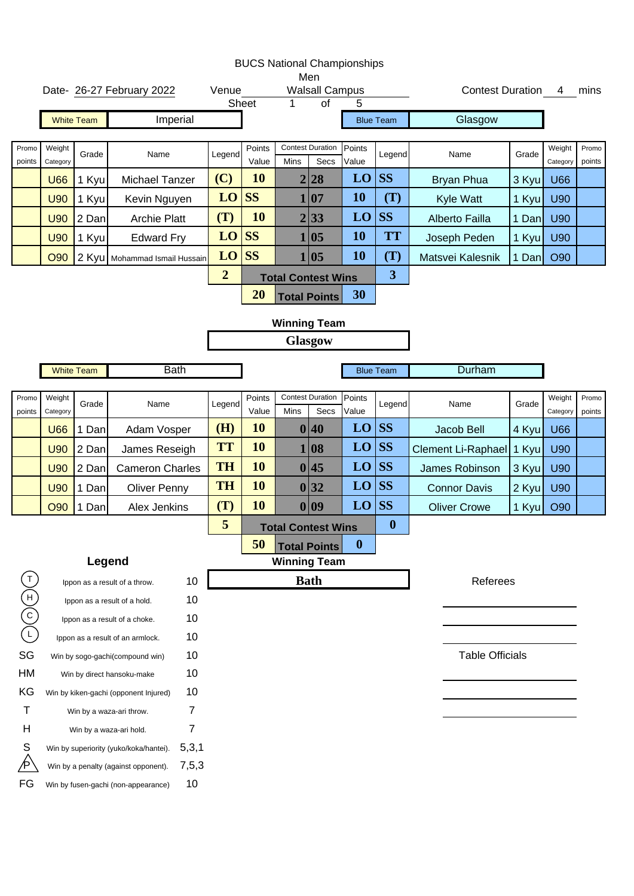# BUCS National Championships

## Men

Date- 26-27 February 2022 | Venue: Walsall Campus | Contest Duration 4 mins

Sheet 1 of 5

| Promo points | Weight Category | Grade | Name (White Team: Imperial) | Legend | Points Value | Mins | Secs | Points Value | Legend | Name (Blue Team: Glasgow) | Grade | Weight Category | Promo points |
|---|---|---|---|---|---|---|---|---|---|---|---|---|---|
| | U66 | 1 Kyu | Michael Tanzer | (C) | 10 | 2 | 28 | LO | SS | Bryan Phua | 3 Kyu | U66 | |
| | U90 | 1 Kyu | Kevin Nguyen | LO | SS | 1 | 07 | 10 | (T) | Kyle Watt | 1 Kyu | U90 | |
| | U90 | 2 Dan | Archie Platt | (T) | 10 | 2 | 33 | LO | SS | Alberto Failla | 1 Dan | U90 | |
| | U90 | 1 Kyu | Edward Fry | LO | SS | 1 | 05 | 10 | TT | Joseph Peden | 1 Kyu | U90 | |
| | O90 | 2 Kyu | Mohammad Ismail Hussain | LO | SS | 1 | 05 | 10 | (T) | Matsvei Kalesnik | 1 Dan | O90 | |
| | | | | 2 | | Total Contest Wins | | | 3 | | | | |
| | | | | | 20 | Total Points | | 30 | | | | | |

**Winning Team:** Glasgow

| Promo points | Weight Category | Grade | Name (White Team: Bath) | Legend | Points Value | Mins | Secs | Points Value | Legend | Name (Blue Team: Durham) | Grade | Weight Category | Promo points |
|---|---|---|---|---|---|---|---|---|---|---|---|---|---|
| | U66 | 1 Dan | Adam Vosper | (H) | 10 | 0 | 40 | LO | SS | Jacob Bell | 4 Kyu | U66 | |
| | U90 | 2 Dan | James Reseigh | TT | 10 | 1 | 08 | LO | SS | Clement Li-Raphael | 1 Kyu | U90 | |
| | U90 | 2 Dan | Cameron Charles | TH | 10 | 0 | 45 | LO | SS | James Robinson | 3 Kyu | U90 | |
| | U90 | 1 Dan | Oliver Penny | TH | 10 | 0 | 32 | LO | SS | Connor Davis | 2 Kyu | U90 | |
| | O90 | 1 Dan | Alex Jenkins | (T) | 10 | 0 | 09 | LO | SS | Oliver Crowe | 1 Kyu | O90 | |
| | | | | 5 | | Total Contest Wins | | | 0 | | | | |
| | | | | | 50 | Total Points | | 0 | | | | | |

**Winning Team:** Bath

### Legend

| Symbol | Description | Points |
|---|---|---|
| (T) | Ippon as a result of a throw. | 10 |
| (H) | Ippon as a result of a hold. | 10 |
| (C) | Ippon as a result of a choke. | 10 |
| (L) | Ippon as a result of an armlock. | 10 |
| SG | Win by sogo-gachi(compound win) | 10 |
| HM | Win by direct hansoku-make | 10 |
| KG | Win by kiken-gachi (opponent Injured) | 10 |
| T | Win by a waza-ari throw. | 7 |
| H | Win by a waza-ari hold. | 7 |
| S | Win by superiority (yuko/koka/hantei). | 5,3,1 |
| P | Win by a penalty (against opponent). | 7,5,3 |
| FG | Win by fusen-gachi (non-appearance) | 10 |

Referees

Table Officials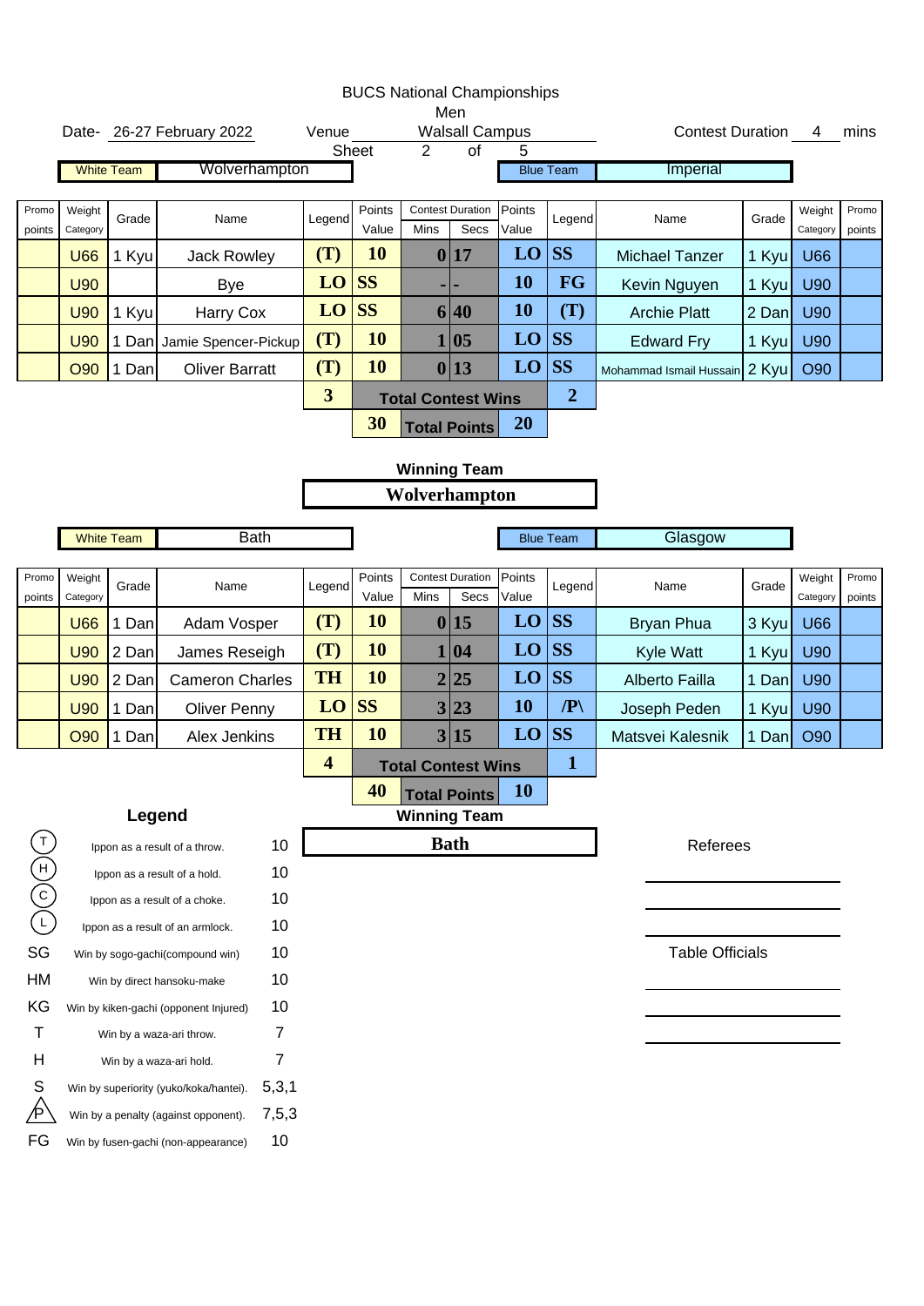# BUCS National Championships

## Men

Date- 26-27 February 2022 | Venue: Walsall Campus | Contest Duration 4 mins

Sheet 2 of 5

**White Team:** Wolverhampton | **Blue Team:** Imperial

| Promo points | Weight Category | Grade | Name | Legend | Points Value | Contest Duration Mins | Contest Duration Secs | Points Value | Legend | Name | Grade | Weight Category | Promo points |
|---|---|---|---|---|---|---|---|---|---|---|---|---|---|
| | U66 | 1 Kyu | Jack Rowley | (T) | 10 | 0 | 17 | LO | SS | Michael Tanzer | 1 Kyu | U66 | |
| | U90 | | Bye | LO | SS | - | - | 10 | FG | Kevin Nguyen | 1 Kyu | U90 | |
| | U90 | 1 Kyu | Harry Cox | LO | SS | 6 | 40 | 10 | (T) | Archie Platt | 2 Dan | U90 | |
| | U90 | 1 Dan | Jamie Spencer-Pickup | (T) | 10 | 1 | 05 | LO | SS | Edward Fry | 1 Kyu | U90 | |
| | O90 | 1 Dan | Oliver Barratt | (T) | 10 | 0 | 13 | LO | SS | Mohammad Ismail Hussain | 2 Kyu | O90 | |
| | | | | 3 | Total Contest Wins | | | | 2 | | | | |
| | | | | | 30 | Total Points | | 20 | | | | | |

**Winning Team**

**Wolverhampton**

**White Team:** Bath | **Blue Team:** Glasgow

| Promo points | Weight Category | Grade | Name | Legend | Points Value | Contest Duration Mins | Contest Duration Secs | Points Value | Legend | Name | Grade | Weight Category | Promo points |
|---|---|---|---|---|---|---|---|---|---|---|---|---|---|
| | U66 | 1 Dan | Adam Vosper | (T) | 10 | 0 | 15 | LO | SS | Bryan Phua | 3 Kyu | U66 | |
| | U90 | 2 Dan | James Reseigh | (T) | 10 | 1 | 04 | LO | SS | Kyle Watt | 1 Kyu | U90 | |
| | U90 | 2 Dan | Cameron Charles | TH | 10 | 2 | 25 | LO | SS | Alberto Failla | 1 Dan | U90 | |
| | U90 | 1 Dan | Oliver Penny | LO | SS | 3 | 23 | 10 | /P\ | Joseph Peden | 1 Kyu | U90 | |
| | O90 | 1 Dan | Alex Jenkins | TH | 10 | 3 | 15 | LO | SS | Matsvei Kalesnik | 1 Dan | O90 | |
| | | | | 4 | Total Contest Wins | | | | 1 | | | | |
| | | | | | 40 | Total Points | | 10 | | | | | |

**Winning Team**

**Bath**

## Legend

| Code | Description | Points |
|---|---|---|
| (T) | Ippon as a result of a throw. | 10 |
| (H) | Ippon as a result of a hold. | 10 |
| (C) | Ippon as a result of a choke. | 10 |
| (L) | Ippon as a result of an armlock. | 10 |
| SG | Win by sogo-gachi(compound win) | 10 |
| HM | Win by direct hansoku-make | 10 |
| KG | Win by kiken-gachi (opponent Injured) | 10 |
| T | Win by a waza-ari throw. | 7 |
| H | Win by a waza-ari hold. | 7 |
| S | Win by superiority (yuko/koka/hantei). | 5,3,1 |
| /P\ | Win by a penalty (against opponent). | 7,5,3 |
| FG | Win by fusen-gachi (non-appearance) | 10 |

Referees

______________________

______________________

______________________

Table Officials

______________________

______________________

______________________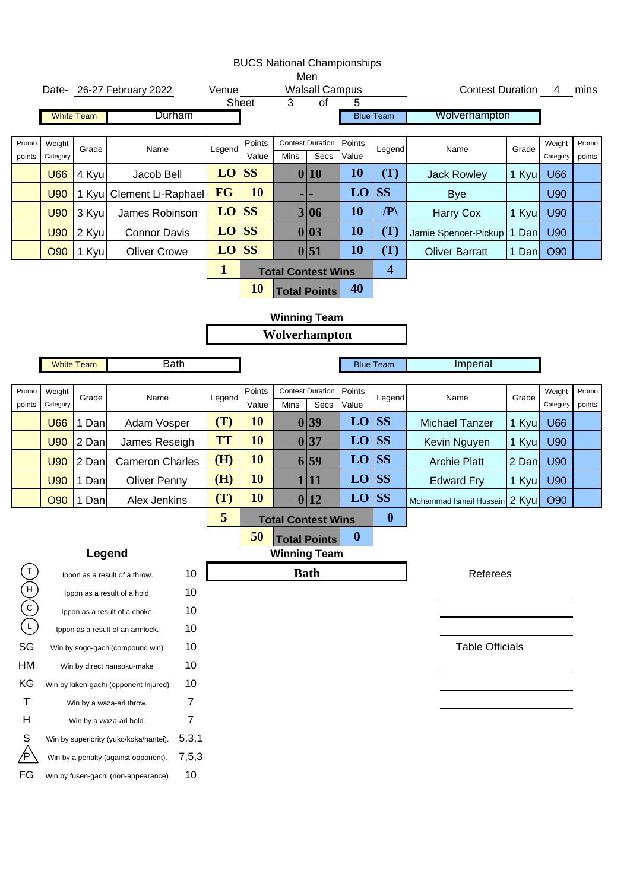# BUCS National Championships

## Men

Date- 26-27 February 2022 | Venue Walsall Campus | Sheet 3 of 5 | Contest Duration 4 mins

White Team: Durham | Blue Team: Wolverhampton

| Promo points | Weight Category | Grade | Name | Legend | Points Value | Contest Duration Mins | Contest Duration Secs | Points Value | Legend | Name | Grade | Weight Category | Promo points |
|---|---|---|---|---|---|---|---|---|---|---|---|---|---|
| | U66 | 4 Kyu | Jacob Bell | LO | SS | 0 | 10 | 10 | (T) | Jack Rowley | 1 Kyu | U66 | |
| | U90 | 1 Kyu | Clement Li-Raphael | FG | 10 | - | - | LO | SS | Bye | | U90 | |
| | U90 | 3 Kyu | James Robinson | LO | SS | 3 | 06 | 10 | /P\ | Harry Cox | 1 Kyu | U90 | |
| | U90 | 2 Kyu | Connor Davis | LO | SS | 0 | 03 | 10 | (T) | Jamie Spencer-Pickup | 1 Dan | U90 | |
| | O90 | 1 Kyu | Oliver Crowe | LO | SS | 0 | 51 | 10 | (T) | Oliver Barratt | 1 Dan | O90 | |
| | | | | 1 | Total Contest Wins | | | | 4 | | | | |
| | | | | | 10 | Total Points | | 40 | | | | | |

**Winning Team**

**Wolverhampton**

White Team: Bath | Blue Team: Imperial

| Promo points | Weight Category | Grade | Name | Legend | Points Value | Contest Duration Mins | Contest Duration Secs | Points Value | Legend | Name | Grade | Weight Category | Promo points |
|---|---|---|---|---|---|---|---|---|---|---|---|---|---|
| | U66 | 1 Dan | Adam Vosper | (T) | 10 | 0 | 39 | LO | SS | Michael Tanzer | 1 Kyu | U66 | |
| | U90 | 2 Dan | James Reseigh | TT | 10 | 0 | 37 | LO | SS | Kevin Nguyen | 1 Kyu | U90 | |
| | U90 | 2 Dan | Cameron Charles | (H) | 10 | 6 | 59 | LO | SS | Archie Platt | 2 Dan | U90 | |
| | U90 | 1 Dan | Oliver Penny | (H) | 10 | 1 | 11 | LO | SS | Edward Fry | 1 Kyu | U90 | |
| | O90 | 1 Dan | Alex Jenkins | (T) | 10 | 0 | 12 | LO | SS | Mohammad Ismail Hussain | 2 Kyu | O90 | |
| | | | | 5 | Total Contest Wins | | | | 0 | | | | |
| | | | | | 50 | Total Points | | 0 | | | | | |

**Winning Team**

**Bath**

### Legend

| Symbol | Description | Points |
|---|---|---|
| (T) | Ippon as a result of a throw. | 10 |
| (H) | Ippon as a result of a hold. | 10 |
| (C) | Ippon as a result of a choke. | 10 |
| (L) | Ippon as a result of an armlock. | 10 |
| SG | Win by sogo-gachi(compound win) | 10 |
| HM | Win by direct hansoku-make | 10 |
| KG | Win by kiken-gachi (opponent Injured) | 10 |
| T | Win by a waza-ari throw. | 7 |
| H | Win by a waza-ari hold. | 7 |
| S | Win by superiority (yuko/koka/hantei). | 5,3,1 |
| /P\ | Win by a penalty (against opponent). | 7,5,3 |
| FG | Win by fusen-gachi (non-appearance) | 10 |

Referees

______________________

______________________

______________________

Table Officials

______________________

______________________

______________________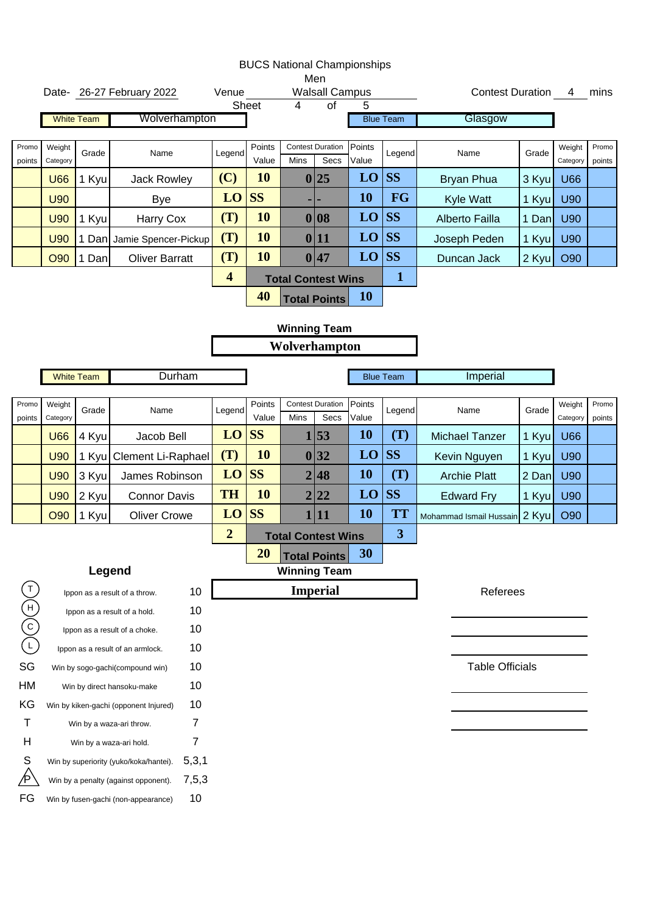# BUCS National Championships

Men

Date- 26-27 February 2022 | Venue: Walsall Campus | Contest Duration: 4 mins

Sheet 4 of 5

**White Team:** Wolverhampton | **Blue Team:** Glasgow

| Promo points | Weight Category | Grade | Name | Legend | Points Value | Contest Duration Mins | Contest Duration Secs | Points Value | Legend | Name | Grade | Weight Category | Promo points |
|---|---|---|---|---|---|---|---|---|---|---|---|---|---|
| | U66 | 1 Kyu | Jack Rowley | (C) | 10 | 0 | 25 | LO | SS | Bryan Phua | 3 Kyu | U66 | |
| | U90 | | Bye | LO | SS | - | - | 10 | FG | Kyle Watt | 1 Kyu | U90 | |
| | U90 | 1 Kyu | Harry Cox | (T) | 10 | 0 | 08 | LO | SS | Alberto Failla | 1 Dan | U90 | |
| | U90 | 1 Dan | Jamie Spencer-Pickup | (T) | 10 | 0 | 11 | LO | SS | Joseph Peden | 1 Kyu | U90 | |
| | O90 | 1 Dan | Oliver Barratt | (T) | 10 | 0 | 47 | LO | SS | Duncan Jack | 2 Kyu | O90 | |
| | | | | 4 | | Total Contest Wins | | | 1 | | | | |
| | | | | | 40 | Total Points | | 10 | | | | | |

**Winning Team:** Wolverhampton

**White Team:** Durham | **Blue Team:** Imperial

| Promo points | Weight Category | Grade | Name | Legend | Points Value | Contest Duration Mins | Contest Duration Secs | Points Value | Legend | Name | Grade | Weight Category | Promo points |
|---|---|---|---|---|---|---|---|---|---|---|---|---|---|
| | U66 | 4 Kyu | Jacob Bell | LO | SS | 1 | 53 | 10 | (T) | Michael Tanzer | 1 Kyu | U66 | |
| | U90 | 1 Kyu | Clement Li-Raphael | (T) | 10 | 0 | 32 | LO | SS | Kevin Nguyen | 1 Kyu | U90 | |
| | U90 | 3 Kyu | James Robinson | LO | SS | 2 | 48 | 10 | (T) | Archie Platt | 2 Dan | U90 | |
| | U90 | 2 Kyu | Connor Davis | TH | 10 | 2 | 22 | LO | SS | Edward Fry | 1 Kyu | U90 | |
| | O90 | 1 Kyu | Oliver Crowe | LO | SS | 1 | 11 | 10 | TT | Mohammad Ismail Hussain | 2 Kyu | O90 | |
| | | | | 2 | | Total Contest Wins | | | 3 | | | | |
| | | | | | 20 | Total Points | | 30 | | | | | |

**Winning Team:** Imperial

## Legend

| Code | Description | Points |
|---|---|---|
| (T) | Ippon as a result of a throw. | 10 |
| (H) | Ippon as a result of a hold. | 10 |
| (C) | Ippon as a result of a choke. | 10 |
| (L) | Ippon as a result of an armlock. | 10 |
| SG | Win by sogo-gachi(compound win) | 10 |
| HM | Win by direct hansoku-make | 10 |
| KG | Win by kiken-gachi (opponent Injured) | 10 |
| T | Win by a waza-ari throw. | 7 |
| H | Win by a waza-ari hold. | 7 |
| S | Win by superiority (yuko/koka/hantei). | 5,3,1 |
| P | Win by a penalty (against opponent). | 7,5,3 |
| FG | Win by fusen-gachi (non-appearance) | 10 |

Referees

______________________

______________________

______________________

Table Officials

______________________

______________________

______________________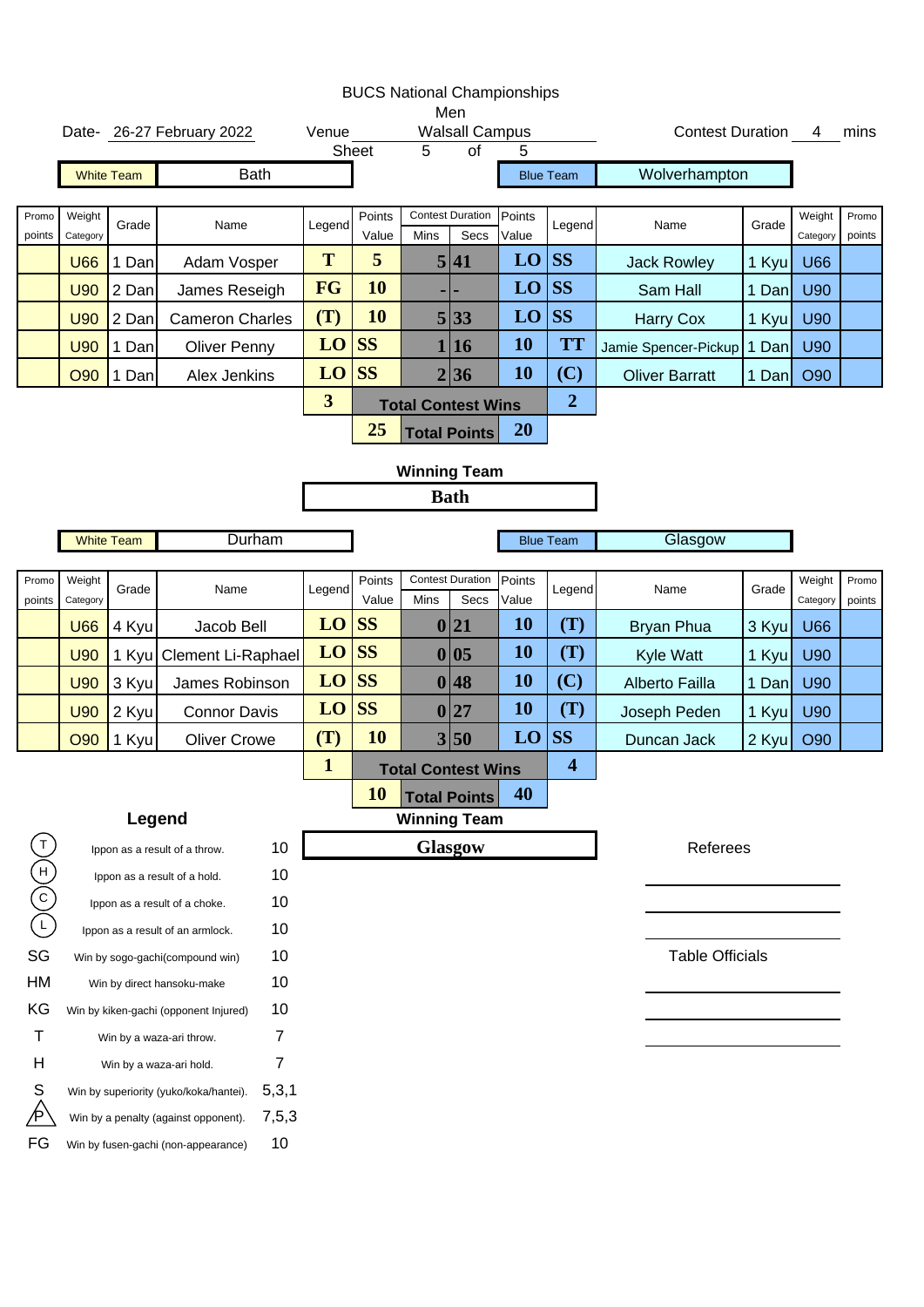# BUCS National Championships

## Men

Date- 26-27 February 2022 | Venue: Walsall Campus | Contest Duration: 4 mins

Sheet 5 of 5

**White Team:** Bath | **Blue Team:** Wolverhampton

| Promo points | Weight Category | Grade | Name | Legend | Points Value | Mins | Secs | Points Value | Legend | Name | Grade | Weight Category | Promo points |
|---|---|---|---|---|---|---|---|---|---|---|---|---|---|
| | U66 | 1 Dan | Adam Vosper | T | 5 | 5 | 41 | LO | SS | Jack Rowley | 1 Kyu | U66 | |
| | U90 | 2 Dan | James Reseigh | FG | 10 | - | - | LO | SS | Sam Hall | 1 Dan | U90 | |
| | U90 | 2 Dan | Cameron Charles | (T) | 10 | 5 | 33 | LO | SS | Harry Cox | 1 Kyu | U90 | |
| | U90 | 1 Dan | Oliver Penny | LO | SS | 1 | 16 | 10 | TT | Jamie Spencer-Pickup | 1 Dan | U90 | |
| | O90 | 1 Dan | Alex Jenkins | LO | SS | 2 | 36 | 10 | (C) | Oliver Barratt | 1 Dan | O90 | |
| | | | | 3 | | Total Contest Wins | | | 2 | | | | |
| | | | | | 25 | Total Points | | 20 | | | | | |

**Winning Team:** Bath

**White Team:** Durham | **Blue Team:** Glasgow

| Promo points | Weight Category | Grade | Name | Legend | Points Value | Mins | Secs | Points Value | Legend | Name | Grade | Weight Category | Promo points |
|---|---|---|---|---|---|---|---|---|---|---|---|---|---|
| | U66 | 4 Kyu | Jacob Bell | LO | SS | 0 | 21 | 10 | (T) | Bryan Phua | 3 Kyu | U66 | |
| | U90 | 1 Kyu | Clement Li-Raphael | LO | SS | 0 | 05 | 10 | (T) | Kyle Watt | 1 Kyu | U90 | |
| | U90 | 3 Kyu | James Robinson | LO | SS | 0 | 48 | 10 | (C) | Alberto Failla | 1 Dan | U90 | |
| | U90 | 2 Kyu | Connor Davis | LO | SS | 0 | 27 | 10 | (T) | Joseph Peden | 1 Kyu | U90 | |
| | O90 | 1 Kyu | Oliver Crowe | (T) | 10 | 3 | 50 | LO | SS | Duncan Jack | 2 Kyu | O90 | |
| | | | | 1 | | Total Contest Wins | | | 4 | | | | |
| | | | | | 10 | Total Points | | 40 | | | | | |

**Winning Team:** Glasgow

### Legend

| Symbol | Description | Points |
|---|---|---|
| (T) | Ippon as a result of a throw. | 10 |
| (H) | Ippon as a result of a hold. | 10 |
| (C) | Ippon as a result of a choke. | 10 |
| (L) | Ippon as a result of an armlock. | 10 |
| SG | Win by sogo-gachi(compound win) | 10 |
| HM | Win by direct hansoku-make | 10 |
| KG | Win by kiken-gachi (opponent Injured) | 10 |
| T | Win by a waza-ari throw. | 7 |
| H | Win by a waza-ari hold. | 7 |
| S | Win by superiority (yuko/koka/hantei). | 5,3,1 |
| P | Win by a penalty (against opponent). | 7,5,3 |
| FG | Win by fusen-gachi (non-appearance) | 10 |

Referees

Table Officials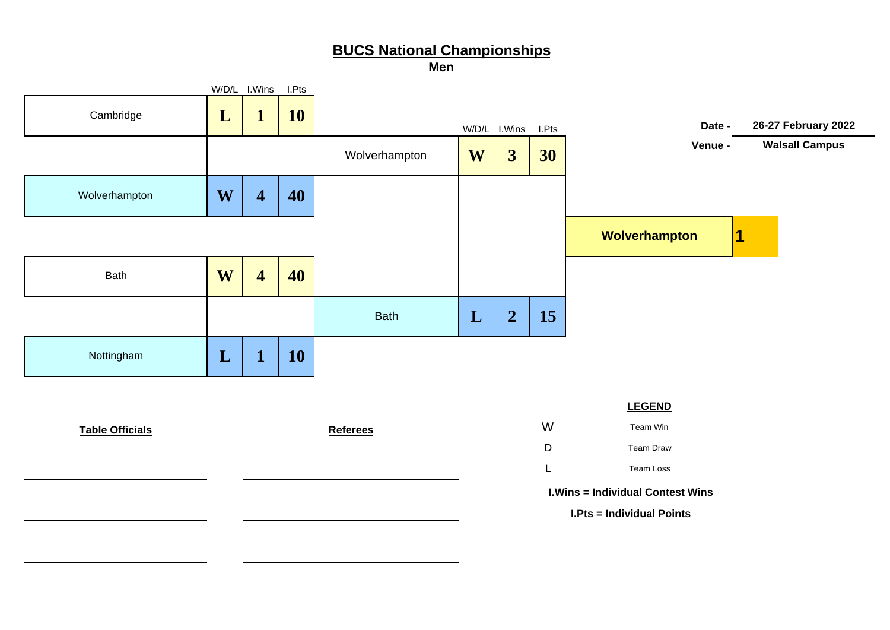# BUCS National Championships

**Men**

**Date -** 26-27 February 2022

**Venue -** Walsall Campus

### Semi-Finals

| Team | W/D/L | I.Wins | I.Pts |
|---|---|---|---|
| Cambridge | L | 1 | 10 |
| Wolverhampton | W | 4 | 40 |

| Team | W/D/L | I.Wins | I.Pts |
|---|---|---|---|
| Bath | W | 4 | 40 |
| Nottingham | L | 1 | 10 |

### Final

| Team | W/D/L | I.Wins | I.Pts |
|---|---|---|---|
| Wolverhampton | W | 3 | 30 |
| Bath | L | 2 | 15 |

**Wolverhampton** 1

**Table Officials**

**Referees**

**LEGEND**

| | |
|---|---|
| W | Team Win |
| D | Team Draw |
| L | Team Loss |

**I.Wins = Individual Contest Wins**

**I.Pts = Individual Points**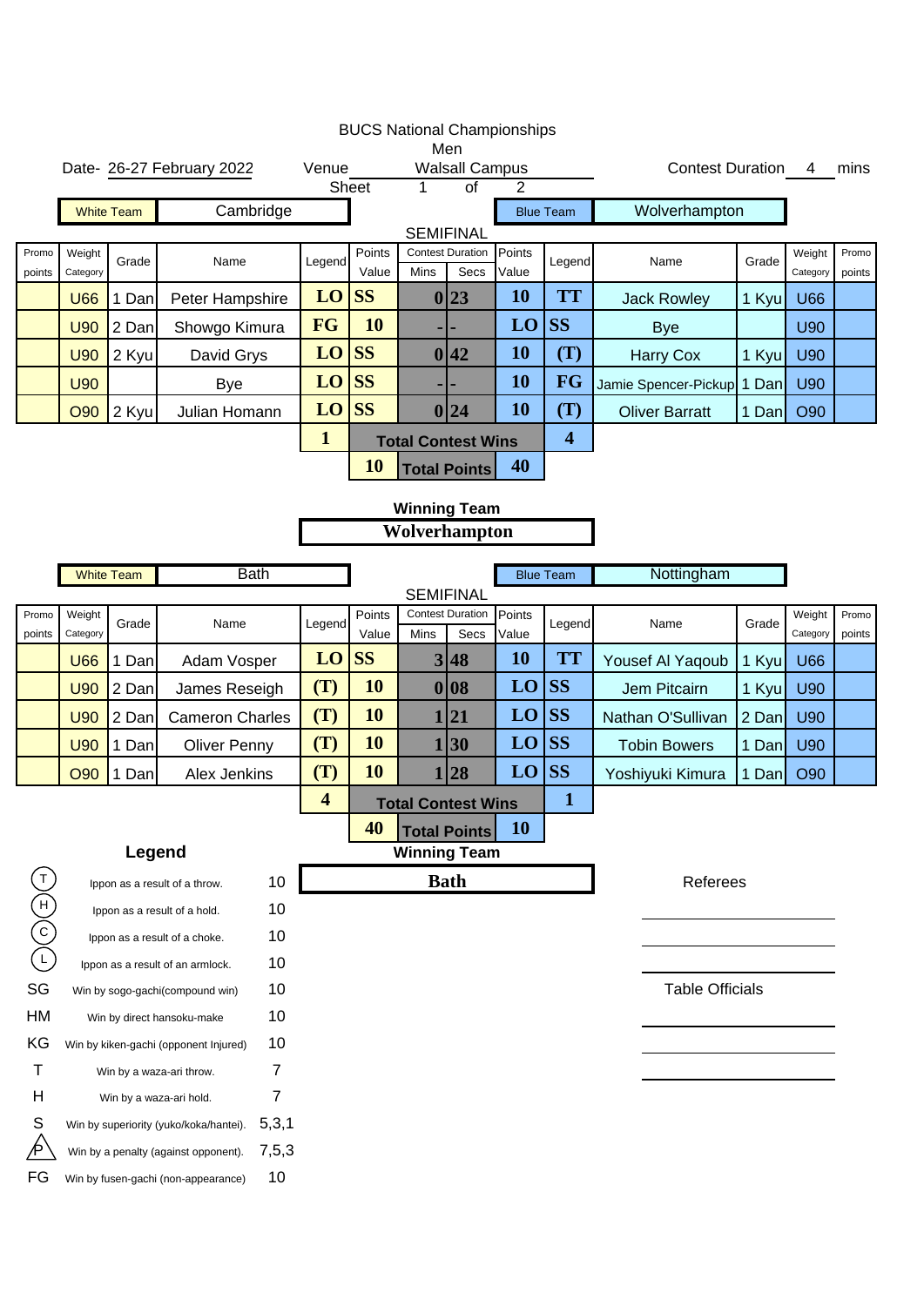# BUCS National Championships

Men

Date- 26-27 February 2022 | Venue: Walsall Campus | Contest Duration: 4 mins

Sheet 1 of 2

White Team: Cambridge | Blue Team: Wolverhampton

## SEMIFINAL

| Promo points | Weight Category | Grade | Name | Legend | Points Value | Mins | Secs | Points Value | Legend | Name | Grade | Weight Category | Promo points |
|---|---|---|---|---|---|---|---|---|---|---|---|---|---|
| | U66 | 1 Dan | Peter Hampshire | LO | SS | 0 | 23 | 10 | TT | Jack Rowley | 1 Kyu | U66 | |
| | U90 | 2 Dan | Showgo Kimura | FG | 10 | - | - | LO | SS | Bye | | U90 | |
| | U90 | 2 Kyu | David Grys | LO | SS | 0 | 42 | 10 | (T) | Harry Cox | 1 Kyu | U90 | |
| | U90 | | Bye | LO | SS | - | - | 10 | FG | Jamie Spencer-Pickup | 1 Dan | U90 | |
| | O90 | 2 Kyu | Julian Homann | LO | SS | 0 | 24 | 10 | (T) | Oliver Barratt | 1 Dan | O90 | |
| | | | | 1 | | Total Contest Wins | | | 4 | | | | |
| | | | | | 10 | Total Points | | 40 | | | | | |

**Winning Team**

**Wolverhampton**

White Team: Bath | Blue Team: Nottingham

## SEMIFINAL

| Promo points | Weight Category | Grade | Name | Legend | Points Value | Mins | Secs | Points Value | Legend | Name | Grade | Weight Category | Promo points |
|---|---|---|---|---|---|---|---|---|---|---|---|---|---|
| | U66 | 1 Dan | Adam Vosper | LO | SS | 3 | 48 | 10 | TT | Yousef Al Yaqoub | 1 Kyu | U66 | |
| | U90 | 2 Dan | James Reseigh | (T) | 10 | 0 | 08 | LO | SS | Jem Pitcairn | 1 Kyu | U90 | |
| | U90 | 2 Dan | Cameron Charles | (T) | 10 | 1 | 21 | LO | SS | Nathan O'Sullivan | 2 Dan | U90 | |
| | U90 | 1 Dan | Oliver Penny | (T) | 10 | 1 | 30 | LO | SS | Tobin Bowers | 1 Dan | U90 | |
| | O90 | 1 Dan | Alex Jenkins | (T) | 10 | 1 | 28 | LO | SS | Yoshiyuki Kimura | 1 Dan | O90 | |
| | | | | 4 | | Total Contest Wins | | | 1 | | | | |
| | | | | | 40 | Total Points | | 10 | | | | | |

**Winning Team**

**Bath**

## Legend

| Symbol | Description | Points |
|---|---|---|
| (T) | Ippon as a result of a throw. | 10 |
| (H) | Ippon as a result of a hold. | 10 |
| (C) | Ippon as a result of a choke. | 10 |
| (L) | Ippon as a result of an armlock. | 10 |
| SG | Win by sogo-gachi(compound win) | 10 |
| HM | Win by direct hansoku-make | 10 |
| KG | Win by kiken-gachi (opponent Injured) | 10 |
| T | Win by a waza-ari throw. | 7 |
| H | Win by a waza-ari hold. | 7 |
| S | Win by superiority (yuko/koka/hantei). | 5,3,1 |
| P | Win by a penalty (against opponent). | 7,5,3 |
| FG | Win by fusen-gachi (non-appearance) | 10 |

Referees

Table Officials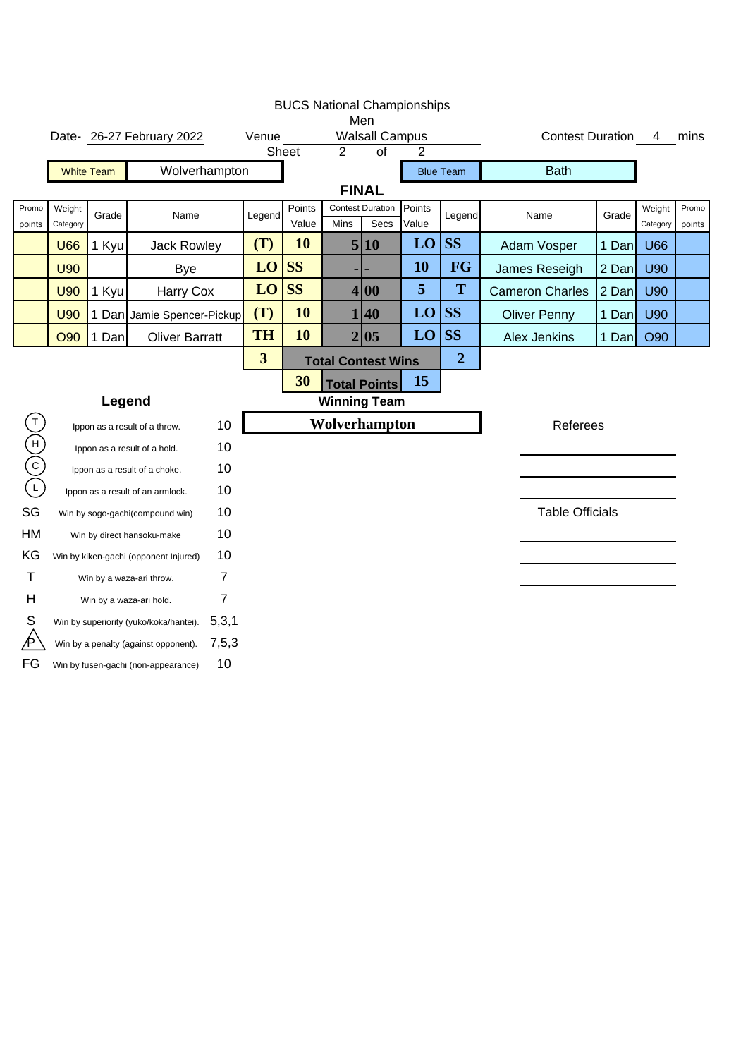# BUCS National Championships

Men

Date- 26-27 February 2022 | Venue Walsall Campus | Contest Duration 4 mins

Sheet 2 of 2

| White Team | Wolverhampton | Blue Team | Bath |
|---|---|---|---|

## FINAL

| Promo points | Weight Category | Grade | Name | Legend | Points Value | Contest Duration Mins | Contest Duration Secs | Points Value | Legend | Name | Grade | Weight Category | Promo points |
|---|---|---|---|---|---|---|---|---|---|---|---|---|---|
| | U66 | 1 Kyu | Jack Rowley | (T) | 10 | 5 | 10 | LO | SS | Adam Vosper | 1 Dan | U66 | |
| | U90 | | Bye | LO | SS | - | - | 10 | FG | James Reseigh | 2 Dan | U90 | |
| | U90 | 1 Kyu | Harry Cox | LO | SS | 4 | 00 | 5 | T | Cameron Charles | 2 Dan | U90 | |
| | U90 | 1 Dan | Jamie Spencer-Pickup | (T) | 10 | 1 | 40 | LO | SS | Oliver Penny | 1 Dan | U90 | |
| | O90 | 1 Dan | Oliver Barratt | TH | 10 | 2 | 05 | LO | SS | Alex Jenkins | 1 Dan | O90 | |
| | | | | 3 | Total Contest Wins | | | | 2 | | | | |
| | | | | | 30 | Total Points | | 15 | | | | | |

**Winning Team**

**Wolverhampton**

### Legend

| Symbol | Description | Points |
|---|---|---|
| (T) | Ippon as a result of a throw. | 10 |
| (H) | Ippon as a result of a hold. | 10 |
| (C) | Ippon as a result of a choke. | 10 |
| (L) | Ippon as a result of an armlock. | 10 |
| SG | Win by sogo-gachi(compound win) | 10 |
| HM | Win by direct hansoku-make | 10 |
| KG | Win by kiken-gachi (opponent Injured) | 10 |
| T | Win by a waza-ari throw. | 7 |
| H | Win by a waza-ari hold. | 7 |
| S | Win by superiority (yuko/koka/hantei). | 5,3,1 |
| P | Win by a penalty (against opponent). | 7,5,3 |
| FG | Win by fusen-gachi (non-appearance) | 10 |

Referees

Table Officials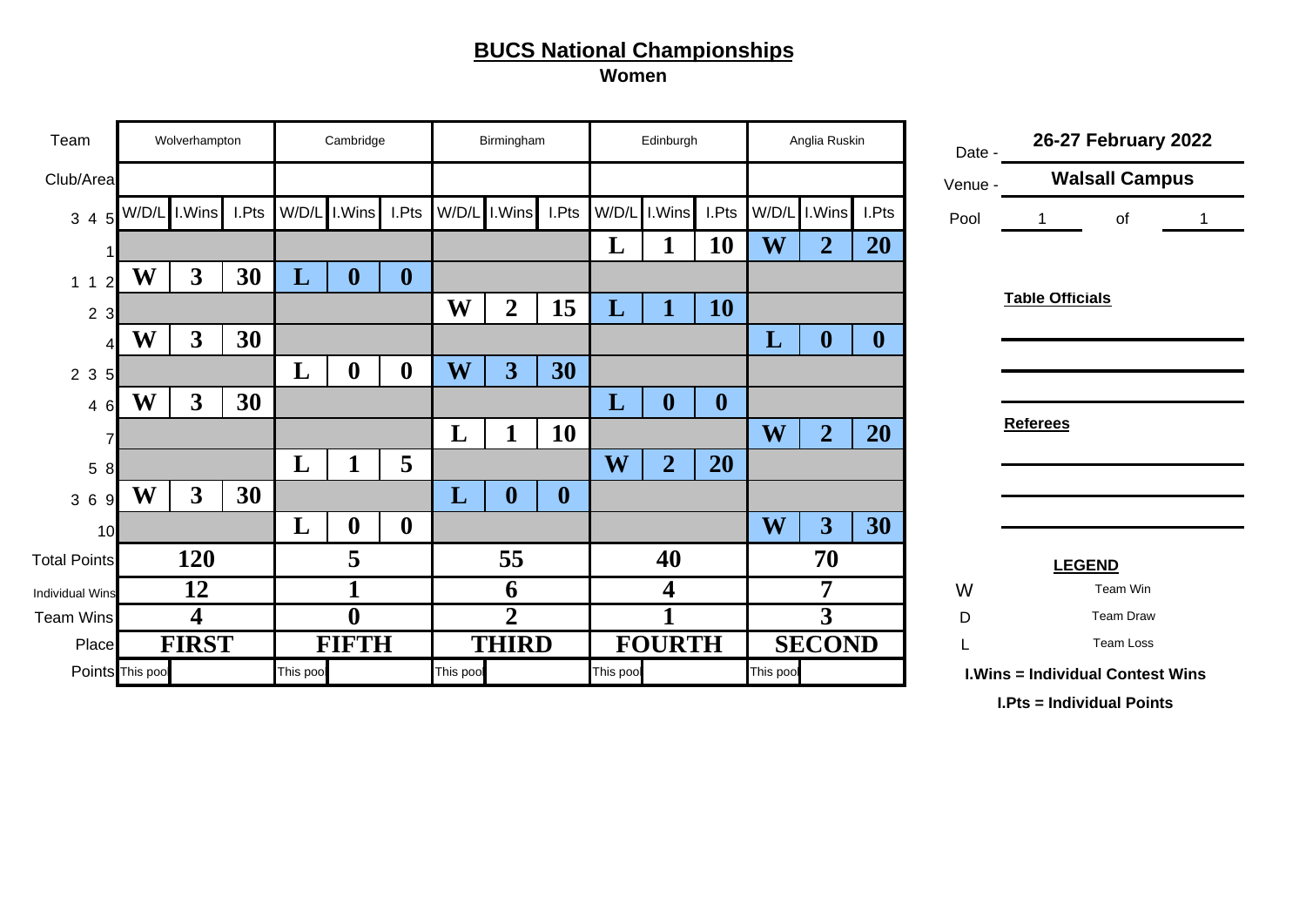## BUCS National Championships

**Women**

| Team | Wolverhampton | | | Cambridge | | | Birmingham | | | Edinburgh | | | Anglia Ruskin | | |
|---|---|---|---|---|---|---|---|---|---|---|---|---|---|---|---|
| Club/Area | | | | | | | | | | | | | | | |
| 3 4 5 | W/D/L | I.Wins | I.Pts | W/D/L | I.Wins | I.Pts | W/D/L | I.Wins | I.Pts | W/D/L | I.Wins | I.Pts | W/D/L | I.Wins | I.Pts |
| 1 | | | | | | | | | | L | 1 | 10 | W | 2 | 20 |
| 1 1 2 | W | 3 | 30 | L | 0 | 0 | | | | | | | | | |
| 2 3 | | | | | | | W | 2 | 15 | L | 1 | 10 | | | |
| 4 | W | 3 | 30 | | | | | | | | | | L | 0 | 0 |
| 2 3 5 | | | | L | 0 | 0 | W | 3 | 30 | | | | | | |
| 4 6 | W | 3 | 30 | | | | | | | L | 0 | 0 | | | |
| 7 | | | | | | | L | 1 | 10 | | | | W | 2 | 20 |
| 5 8 | | | | L | 1 | 5 | | | | W | 2 | 20 | | | |
| 3 6 9 | W | 3 | 30 | | | | L | 0 | 0 | | | | | | |
| 10 | | | | L | 0 | 0 | | | | | | | W | 3 | 30 |
| Total Points | 120 | | | 5 | | | 55 | | | 40 | | | 70 | | |
| Individual Wins | 12 | | | 1 | | | 6 | | | 4 | | | 7 | | |
| Team Wins | 4 | | | 0 | | | 2 | | | 1 | | | 3 | | |
| Place | FIRST | | | FIFTH | | | THIRD | | | FOURTH | | | SECOND | | |
| Points | This poo | | | This poo | | | This poo | | | This poo | | | This poo | | |

Date - **26-27 February 2022**

Venue - **Walsall Campus**

Pool 1 of 1

**Table Officials**

**Referees**

**LEGEND**

W Team Win

D Team Draw

L Team Loss

**I.Wins = Individual Contest Wins**

**I.Pts = Individual Points**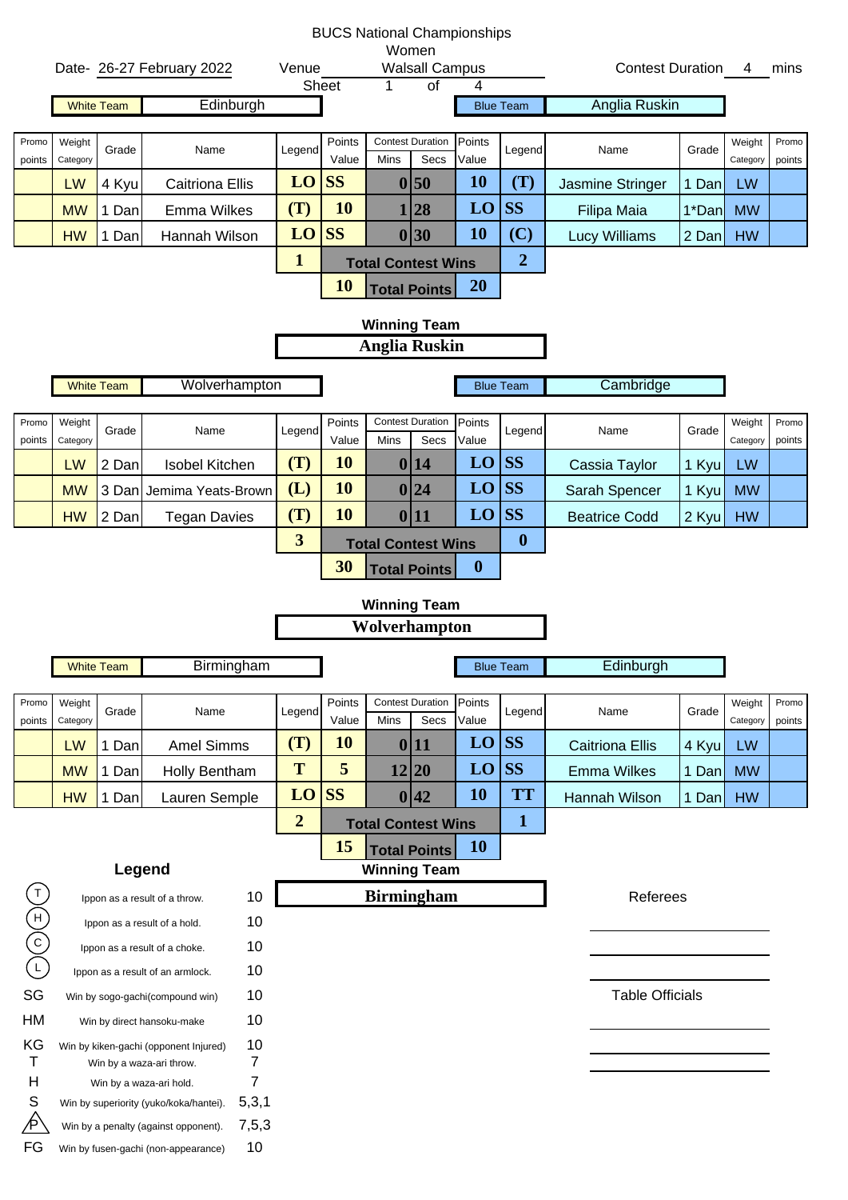# BUCS National Championships

## Women

Date- 26-27 February 2022 | Venue: Walsall Campus | Contest Duration: 4 mins

Sheet 1 of 4

**White Team:** Edinburgh | **Blue Team:** Anglia Ruskin

| Promo points | Weight Category | Grade | Name | Legend | Points Value | Contest Duration Mins | Contest Duration Secs | Points Value | Legend | Name | Grade | Weight Category | Promo points |
|---|---|---|---|---|---|---|---|---|---|---|---|---|---|
| | LW | 4 Kyu | Caitriona Ellis | LO | SS | 0 | 50 | 10 | (T) | Jasmine Stringer | 1 Dan | LW | |
| | MW | 1 Dan | Emma Wilkes | (T) | 10 | 1 | 28 | LO | SS | Filipa Maia | 1*Dan | MW | |
| | HW | 1 Dan | Hannah Wilson | LO | SS | 0 | 30 | 10 | (C) | Lucy Williams | 2 Dan | HW | |
| | | | | 1 | Total Contest Wins | | | | 2 | | | | |
| | | | | | 10 | Total Points | | 20 | | | | | |

**Winning Team:** Anglia Ruskin

**White Team:** Wolverhampton | **Blue Team:** Cambridge

| Promo points | Weight Category | Grade | Name | Legend | Points Value | Contest Duration Mins | Contest Duration Secs | Points Value | Legend | Name | Grade | Weight Category | Promo points |
|---|---|---|---|---|---|---|---|---|---|---|---|---|---|
| | LW | 2 Dan | Isobel Kitchen | (T) | 10 | 0 | 14 | LO | SS | Cassia Taylor | 1 Kyu | LW | |
| | MW | 3 Dan | Jemima Yeats-Brown | (L) | 10 | 0 | 24 | LO | SS | Sarah Spencer | 1 Kyu | MW | |
| | HW | 2 Dan | Tegan Davies | (T) | 10 | 0 | 11 | LO | SS | Beatrice Codd | 2 Kyu | HW | |
| | | | | 3 | Total Contest Wins | | | | 0 | | | | |
| | | | | | 30 | Total Points | | 0 | | | | | |

**Winning Team:** Wolverhampton

**White Team:** Birmingham | **Blue Team:** Edinburgh

| Promo points | Weight Category | Grade | Name | Legend | Points Value | Contest Duration Mins | Contest Duration Secs | Points Value | Legend | Name | Grade | Weight Category | Promo points |
|---|---|---|---|---|---|---|---|---|---|---|---|---|---|
| | LW | 1 Dan | Amel Simms | (T) | 10 | 0 | 11 | LO | SS | Caitriona Ellis | 4 Kyu | LW | |
| | MW | 1 Dan | Holly Bentham | T | 5 | 12 | 20 | LO | SS | Emma Wilkes | 1 Dan | MW | |
| | HW | 1 Dan | Lauren Semple | LO | SS | 0 | 42 | 10 | TT | Hannah Wilson | 1 Dan | HW | |
| | | | | 2 | Total Contest Wins | | | | 1 | | | | |
| | | | | | 15 | Total Points | | 10 | | | | | |

**Winning Team:** Birmingham

### Legend

| Symbol | Description | Points |
|---|---|---|
| (T) | Ippon as a result of a throw. | 10 |
| (H) | Ippon as a result of a hold. | 10 |
| (C) | Ippon as a result of a choke. | 10 |
| (L) | Ippon as a result of an armlock. | 10 |
| SG | Win by sogo-gachi(compound win) | 10 |
| HM | Win by direct hansoku-make | 10 |
| KG | Win by kiken-gachi (opponent Injured) | 10 |
| T | Win by a waza-ari throw. | 7 |
| H | Win by a waza-ari hold. | 7 |
| S | Win by superiority (yuko/koka/hantei). | 5,3,1 |
| P | Win by a penalty (against opponent). | 7,5,3 |
| FG | Win by fusen-gachi (non-appearance) | 10 |

Referees

Table Officials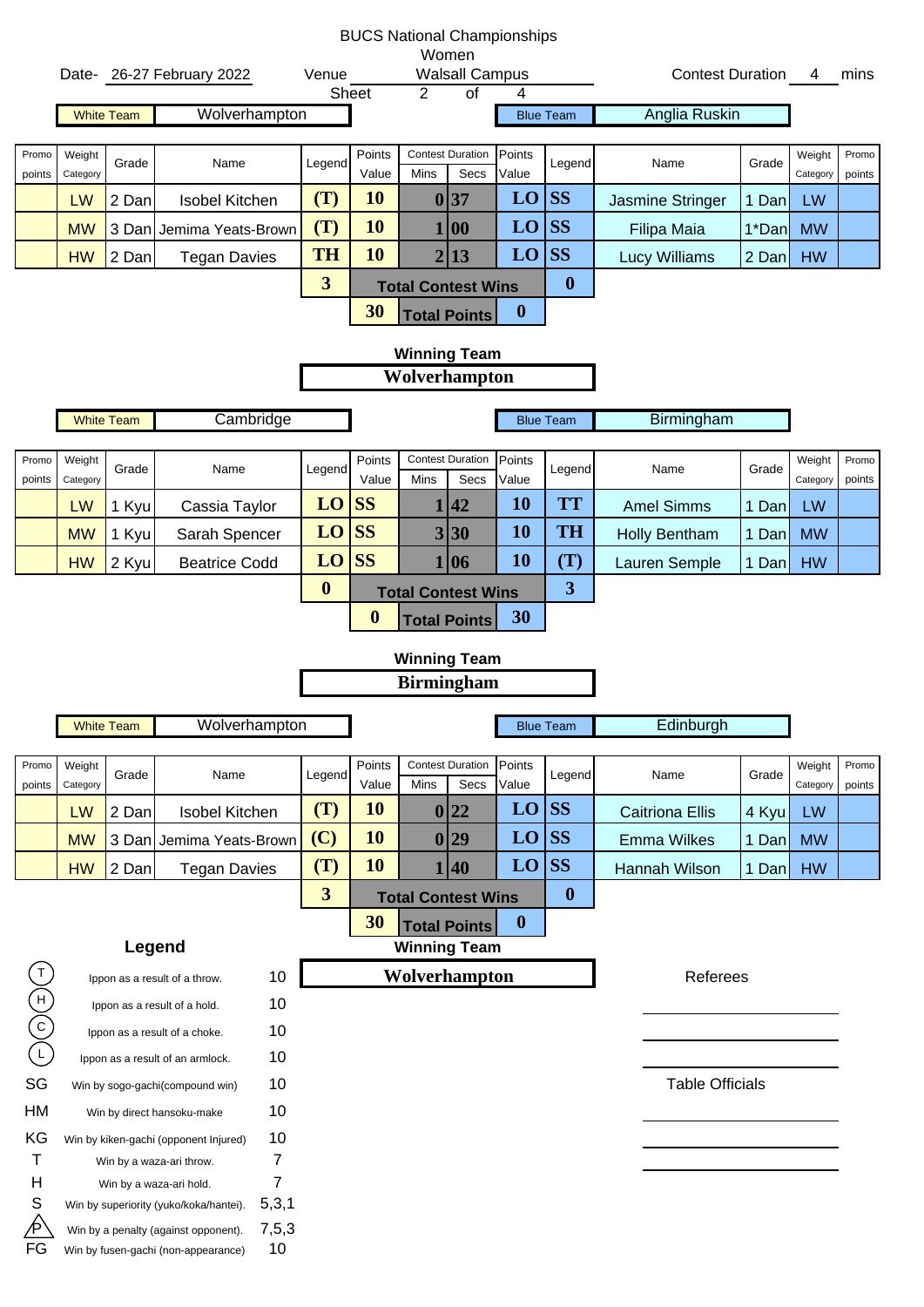# BUCS National Championships

## Women

Date- 26-27 February 2022 | Venue: Walsall Campus | Contest Duration: 4 mins

Sheet 2 of 4

**White Team:** Wolverhampton | **Blue Team:** Anglia Ruskin

| Promo points | Weight Category | Grade | Name | Legend | Points Value | Mins | Secs | Points Value | Legend | Name | Grade | Weight Category | Promo points |
|---|---|---|---|---|---|---|---|---|---|---|---|---|---|
| | LW | 2 Dan | Isobel Kitchen | (T) | 10 | 0 | 37 | LO | SS | Jasmine Stringer | 1 Dan | LW | |
| | MW | 3 Dan | Jemima Yeats-Brown | (T) | 10 | 1 | 00 | LO | SS | Filipa Maia | 1*Dan | MW | |
| | HW | 2 Dan | Tegan Davies | TH | 10 | 2 | 13 | LO | SS | Lucy Williams | 2 Dan | HW | |
| | | | | 3 | | Total Contest Wins | | | 0 | | | | |
| | | | | | 30 | Total Points | | 0 | | | | | |

**Winning Team:** Wolverhampton

**White Team:** Cambridge | **Blue Team:** Birmingham

| Promo points | Weight Category | Grade | Name | Legend | Points Value | Mins | Secs | Points Value | Legend | Name | Grade | Weight Category | Promo points |
|---|---|---|---|---|---|---|---|---|---|---|---|---|---|
| | LW | 1 Kyu | Cassia Taylor | LO | SS | 1 | 42 | 10 | TT | Amel Simms | 1 Dan | LW | |
| | MW | 1 Kyu | Sarah Spencer | LO | SS | 3 | 30 | 10 | TH | Holly Bentham | 1 Dan | MW | |
| | HW | 2 Kyu | Beatrice Codd | LO | SS | 1 | 06 | 10 | (T) | Lauren Semple | 1 Dan | HW | |
| | | | | 0 | | Total Contest Wins | | | 3 | | | | |
| | | | | | 0 | Total Points | | 30 | | | | | |

**Winning Team:** Birmingham

**White Team:** Wolverhampton | **Blue Team:** Edinburgh

| Promo points | Weight Category | Grade | Name | Legend | Points Value | Mins | Secs | Points Value | Legend | Name | Grade | Weight Category | Promo points |
|---|---|---|---|---|---|---|---|---|---|---|---|---|---|
| | LW | 2 Dan | Isobel Kitchen | (T) | 10 | 0 | 22 | LO | SS | Caitriona Ellis | 4 Kyu | LW | |
| | MW | 3 Dan | Jemima Yeats-Brown | (C) | 10 | 0 | 29 | LO | SS | Emma Wilkes | 1 Dan | MW | |
| | HW | 2 Dan | Tegan Davies | (T) | 10 | 1 | 40 | LO | SS | Hannah Wilson | 1 Dan | HW | |
| | | | | 3 | | Total Contest Wins | | | 0 | | | | |
| | | | | | 30 | Total Points | | 0 | | | | | |

**Winning Team:** Wolverhampton

### Legend

| Symbol | Description | Points |
|---|---|---|
| (T) | Ippon as a result of a throw. | 10 |
| (H) | Ippon as a result of a hold. | 10 |
| (C) | Ippon as a result of a choke. | 10 |
| (L) | Ippon as a result of an armlock. | 10 |
| SG | Win by sogo-gachi(compound win) | 10 |
| HM | Win by direct hansoku-make | 10 |
| KG | Win by kiken-gachi (opponent Injured) | 10 |
| T | Win by a waza-ari throw. | 7 |
| H | Win by a waza-ari hold. | 7 |
| S | Win by superiority (yuko/koka/hantei). | 5,3,1 |
| P | Win by a penalty (against opponent). | 7,5,3 |
| FG | Win by fusen-gachi (non-appearance) | 10 |

Referees

Table Officials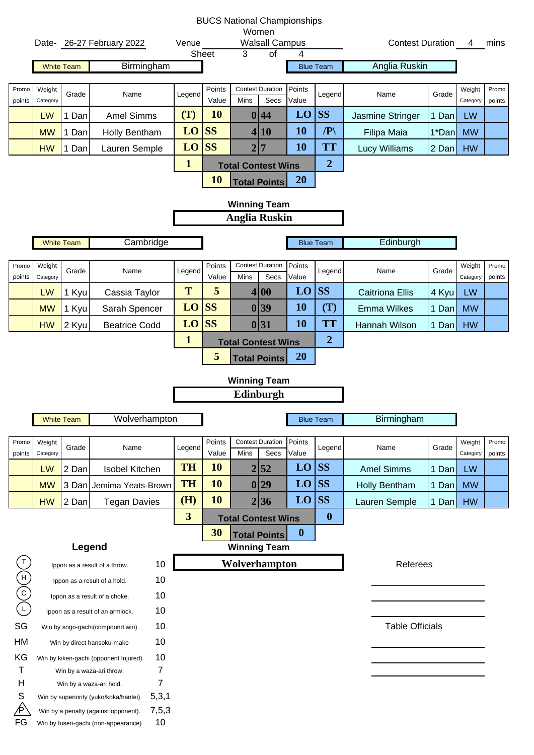# BUCS National Championships

Women

Date- 26-27 February 2022 | Venue: Walsall Campus | Contest Duration 4 mins

Sheet 3 of 4

**White Team:** Birmingham | **Blue Team:** Anglia Ruskin

| Promo points | Weight Category | Grade | Name | Legend | Points Value | Contest Duration Mins | Contest Duration Secs | Points Value | Legend | Name | Grade | Weight Category | Promo points |
|---|---|---|---|---|---|---|---|---|---|---|---|---|---|
| | LW | 1 Dan | Amel Simms | (T) | 10 | 0 | 44 | LO | SS | Jasmine Stringer | 1 Dan | LW | |
| | MW | 1 Dan | Holly Bentham | LO | SS | 4 | 10 | 10 | /P\ | Filipa Maia | 1*Dan | MW | |
| | HW | 1 Dan | Lauren Semple | LO | SS | 2 | 7 | 10 | TT | Lucy Williams | 2 Dan | HW | |
| | | | | 1 | Total Contest Wins | | | | 2 | | | | |
| | | | | | 10 | Total Points | | 20 | | | | | |

**Winning Team:** Anglia Ruskin

**White Team:** Cambridge | **Blue Team:** Edinburgh

| Promo points | Weight Category | Grade | Name | Legend | Points Value | Contest Duration Mins | Contest Duration Secs | Points Value | Legend | Name | Grade | Weight Category | Promo points |
|---|---|---|---|---|---|---|---|---|---|---|---|---|---|
| | LW | 1 Kyu | Cassia Taylor | T | 5 | 4 | 00 | LO | SS | Caitriona Ellis | 4 Kyu | LW | |
| | MW | 1 Kyu | Sarah Spencer | LO | SS | 0 | 39 | 10 | (T) | Emma Wilkes | 1 Dan | MW | |
| | HW | 2 Kyu | Beatrice Codd | LO | SS | 0 | 31 | 10 | TT | Hannah Wilson | 1 Dan | HW | |
| | | | | 1 | Total Contest Wins | | | | 2 | | | | |
| | | | | | 5 | Total Points | | 20 | | | | | |

**Winning Team:** Edinburgh

**White Team:** Wolverhampton | **Blue Team:** Birmingham

| Promo points | Weight Category | Grade | Name | Legend | Points Value | Contest Duration Mins | Contest Duration Secs | Points Value | Legend | Name | Grade | Weight Category | Promo points |
|---|---|---|---|---|---|---|---|---|---|---|---|---|---|
| | LW | 2 Dan | Isobel Kitchen | TH | 10 | 2 | 52 | LO | SS | Amel Simms | 1 Dan | LW | |
| | MW | 3 Dan | Jemima Yeats-Brown | TH | 10 | 0 | 29 | LO | SS | Holly Bentham | 1 Dan | MW | |
| | HW | 2 Dan | Tegan Davies | (H) | 10 | 2 | 36 | LO | SS | Lauren Semple | 1 Dan | HW | |
| | | | | 3 | Total Contest Wins | | | | 0 | | | | |
| | | | | | 30 | Total Points | | 0 | | | | | |

**Winning Team:** Wolverhampton

## Legend

| Symbol | Description | Points |
|---|---|---|
| (T) | Ippon as a result of a throw. | 10 |
| (H) | Ippon as a result of a hold. | 10 |
| (C) | Ippon as a result of a choke. | 10 |
| (L) | Ippon as a result of an armlock. | 10 |
| SG | Win by sogo-gachi(compound win) | 10 |
| HM | Win by direct hansoku-make | 10 |
| KG | Win by kiken-gachi (opponent Injured) | 10 |
| T | Win by a waza-ari throw. | 7 |
| H | Win by a waza-ari hold. | 7 |
| S | Win by superiority (yuko/koka/hantei). | 5,3,1 |
| /P\ | Win by a penalty (against opponent). | 7,5,3 |
| FG | Win by fusen-gachi (non-appearance) | 10 |

Referees

Table Officials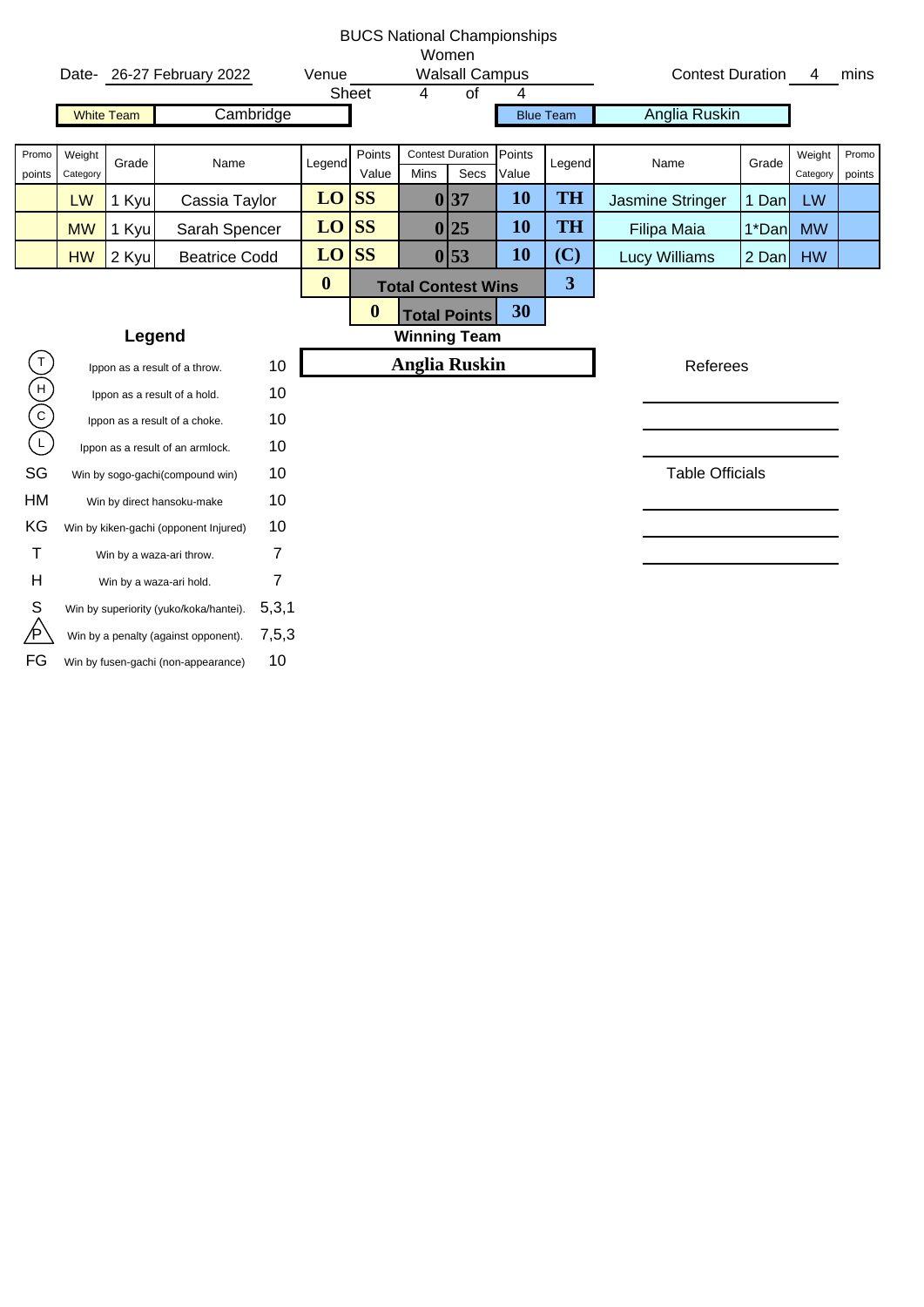# BUCS National Championships

## Women

Date- 26-27 February 2022 | Venue: Walsall Campus | Contest Duration 4 mins

Sheet 4 of 4

White Team: Cambridge | Blue Team: Anglia Ruskin

| Promo points | Weight Category | Grade | Name | Legend | Points Value | Contest Duration Mins | Contest Duration Secs | Points Value | Legend | Name | Grade | Weight Category | Promo points |
|---|---|---|---|---|---|---|---|---|---|---|---|---|---|
| | LW | 1 Kyu | Cassia Taylor | LO | SS | 0 | 37 | 10 | TH | Jasmine Stringer | 1 Dan | LW | |
| | MW | 1 Kyu | Sarah Spencer | LO | SS | 0 | 25 | 10 | TH | Filipa Maia | 1*Dan | MW | |
| | HW | 2 Kyu | Beatrice Codd | LO | SS | 0 | 53 | 10 | (C) | Lucy Williams | 2 Dan | HW | |
| | | | | 0 | | Total Contest Wins | | | 3 | | | | |
| | | | | | 0 | Total Points | | 30 | | | | | |

**Winning Team**

**Anglia Ruskin**

### Legend

| Symbol | Description | Points |
|---|---|---|
| (T) | Ippon as a result of a throw. | 10 |
| (H) | Ippon as a result of a hold. | 10 |
| (C) | Ippon as a result of a choke. | 10 |
| (L) | Ippon as a result of an armlock. | 10 |
| SG | Win by sogo-gachi(compound win) | 10 |
| HM | Win by direct hansoku-make | 10 |
| KG | Win by kiken-gachi (opponent Injured) | 10 |
| T | Win by a waza-ari throw. | 7 |
| H | Win by a waza-ari hold. | 7 |
| S | Win by superiority (yuko/koka/hantei). | 5,3,1 |
| P | Win by a penalty (against opponent). | 7,5,3 |
| FG | Win by fusen-gachi (non-appearance) | 10 |

Referees

\_\_\_\_\_\_\_\_\_\_\_\_\_\_\_\_\_\_\_\_

\_\_\_\_\_\_\_\_\_\_\_\_\_\_\_\_\_\_\_\_

\_\_\_\_\_\_\_\_\_\_\_\_\_\_\_\_\_\_\_\_

Table Officials

\_\_\_\_\_\_\_\_\_\_\_\_\_\_\_\_\_\_\_\_

\_\_\_\_\_\_\_\_\_\_\_\_\_\_\_\_\_\_\_\_

\_\_\_\_\_\_\_\_\_\_\_\_\_\_\_\_\_\_\_\_